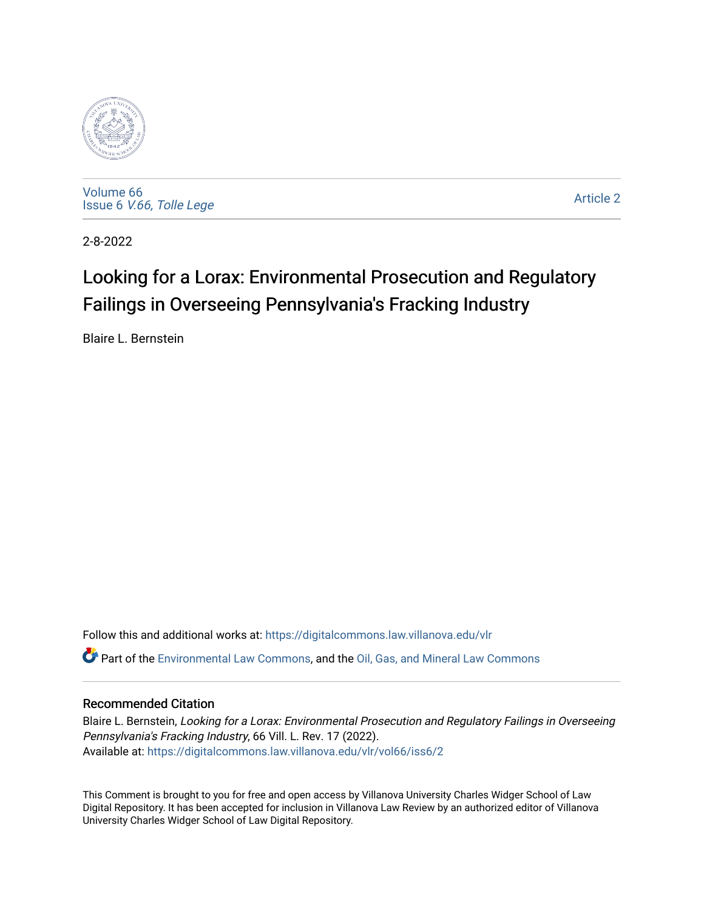Volume 66
Issue 6 *V.66, Tolle Lege*

Article 2

2-8-2022

# Looking for a Lorax: Environmental Prosecution and Regulatory Failings in Overseeing Pennsylvania's Fracking Industry

Blaire L. Bernstein

Follow this and additional works at: https://digitalcommons.law.villanova.edu/vlr

Part of the Environmental Law Commons, and the Oil, Gas, and Mineral Law Commons

## Recommended Citation

Blaire L. Bernstein, *Looking for a Lorax: Environmental Prosecution and Regulatory Failings in Overseeing Pennsylvania's Fracking Industry*, 66 Vill. L. Rev. 17 (2022).
Available at: https://digitalcommons.law.villanova.edu/vlr/vol66/iss6/2

This Comment is brought to you for free and open access by Villanova University Charles Widger School of Law Digital Repository. It has been accepted for inclusion in Villanova Law Review by an authorized editor of Villanova University Charles Widger School of Law Digital Repository.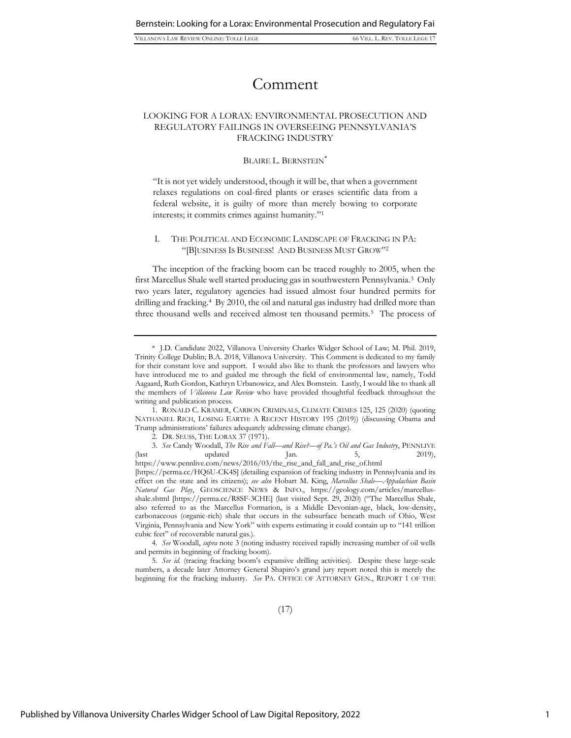# Comment

## LOOKING FOR A LORAX: ENVIRONMENTAL PROSECUTION AND REGULATORY FAILINGS IN OVERSEEING PENNSYLVANIA'S FRACKING INDUSTRY

BLAIRE L. BERNSTEIN*

> "It is not yet widely understood, though it will be, that when a government relaxes regulations on coal-fired plants or erases scientific data from a federal website, it is guilty of more than merely bowing to corporate interests; it commits crimes against humanity."[1]

### I. THE POLITICAL AND ECONOMIC LANDSCAPE OF FRACKING IN PA: "[B]USINESS IS BUSINESS! AND BUSINESS MUST GROW"[2]

The inception of the fracking boom can be traced roughly to 2005, when the first Marcellus Shale well started producing gas in southwestern Pennsylvania.[3] Only two years later, regulatory agencies had issued almost four hundred permits for drilling and fracking.[4] By 2010, the oil and natural gas industry had drilled more than three thousand wells and received almost ten thousand permits.[5] The process of

---

\* J.D. Candidate 2022, Villanova University Charles Widger School of Law; M. Phil. 2019, Trinity College Dublin; B.A. 2018, Villanova University. This Comment is dedicated to my family for their constant love and support. I would also like to thank the professors and lawyers who have introduced me to and guided me through the field of environmental law, namely, Todd Aagaard, Ruth Gordon, Kathryn Urbanowicz, and Alex Bomstein. Lastly, I would like to thank all the members of *Villanova Law Review* who have provided thoughtful feedback throughout the writing and publication process.

1. RONALD C. KRAMER, CARBON CRIMINALS, CLIMATE CRIMES 125, 125 (2020) (quoting NATHANIEL RICH, LOSING EARTH: A RECENT HISTORY 195 (2019)) (discussing Obama and Trump administrations' failures adequately addressing climate change).

2. DR. SEUSS, THE LORAX 37 (1971).

3. *See* Candy Woodall, *The Rise and Fall—and Rise?—of Pa.'s Oil and Gas Industry*, PENNLIVE (last updated Jan. 5, 2019), https://www.pennlive.com/news/2016/03/the_rise_and_fall_and_rise_of.html [https://perma.cc/HQ6U-CK4S] (detailing expansion of fracking industry in Pennsylvania and its effect on the state and its citizens); *see also* Hobart M. King, *Marcellus Shale—Appalachian Basin Natural Gas Play*, GEOSCIENCE NEWS & INFO., https://geology.com/articles/marcellus-shale.shtml [https://perma.cc/R8SF-3CHE] (last visited Sept. 29, 2020) ("The Marcellus Shale, also referred to as the Marcellus Formation, is a Middle Devonian-age, black, low-density, carbonaceous (organic-rich) shale that occurs in the subsurface beneath much of Ohio, West Virginia, Pennsylvania and New York" with experts estimating it could contain up to "141 trillion cubic feet" of recoverable natural gas.).

4. *See* Woodall, *supra* note 3 (noting industry received rapidly increasing number of oil wells and permits in beginning of fracking boom).

5. *See id.* (tracing fracking boom's expansive drilling activities). Despite these large-scale numbers, a decade later Attorney General Shapiro's grand jury report noted this is merely the beginning for the fracking industry. *See* PA. OFFICE OF ATTORNEY GEN., REPORT 1 OF THE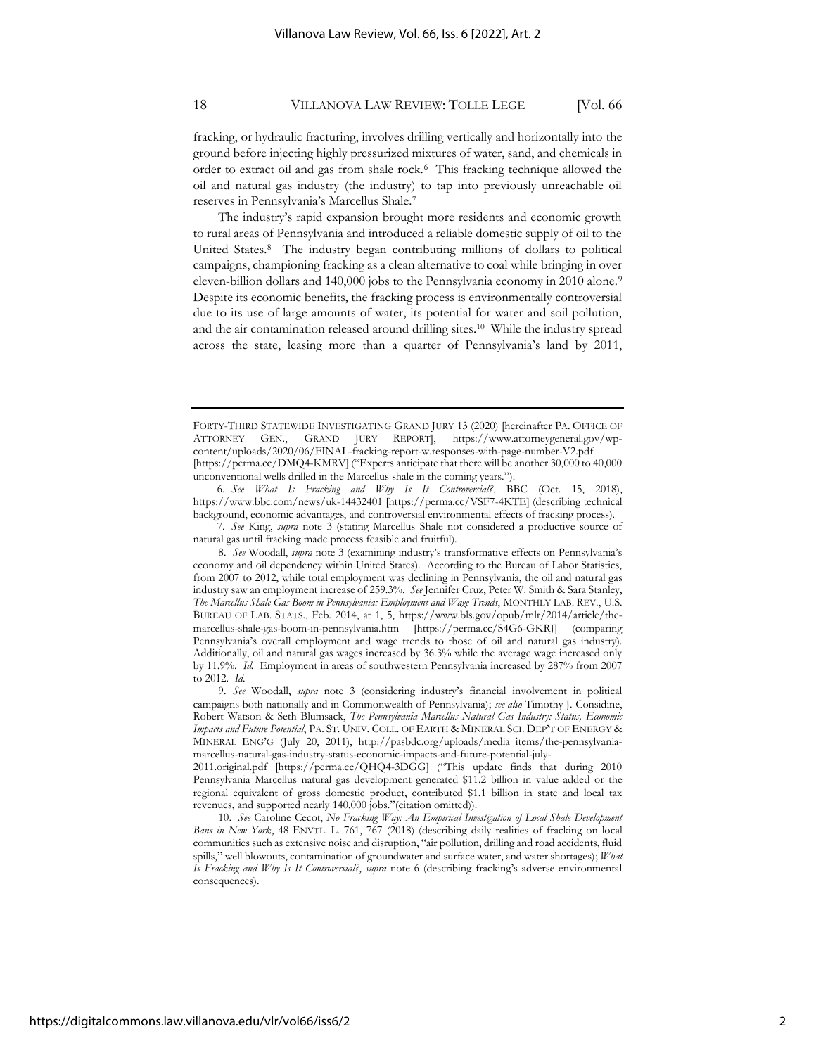fracking, or hydraulic fracturing, involves drilling vertically and horizontally into the ground before injecting highly pressurized mixtures of water, sand, and chemicals in order to extract oil and gas from shale rock.[6] This fracking technique allowed the oil and natural gas industry (the industry) to tap into previously unreachable oil reserves in Pennsylvania's Marcellus Shale.[7]

The industry's rapid expansion brought more residents and economic growth to rural areas of Pennsylvania and introduced a reliable domestic supply of oil to the United States.[8] The industry began contributing millions of dollars to political campaigns, championing fracking as a clean alternative to coal while bringing in over eleven-billion dollars and 140,000 jobs to the Pennsylvania economy in 2010 alone.[9] Despite its economic benefits, the fracking process is environmentally controversial due to its use of large amounts of water, its potential for water and soil pollution, and the air contamination released around drilling sites.[10] While the industry spread across the state, leasing more than a quarter of Pennsylvania's land by 2011,

---

FORTY-THIRD STATEWIDE INVESTIGATING GRAND JURY 13 (2020) [hereinafter PA. OFFICE OF ATTORNEY GEN., GRAND JURY REPORT], https://www.attorneygeneral.gov/wp-content/uploads/2020/06/FINAL-fracking-report-w.responses-with-page-number-V2.pdf [https://perma.cc/DMQ4-KMRV] ("Experts anticipate that there will be another 30,000 to 40,000 unconventional wells drilled in the Marcellus shale in the coming years.").

6. *See What Is Fracking and Why Is It Controversial?*, BBC (Oct. 15, 2018), https://www.bbc.com/news/uk-14432401 [https://perma.cc/VSF7-4KTE] (describing technical background, economic advantages, and controversial environmental effects of fracking process).

7. *See* King, *supra* note 3 (stating Marcellus Shale not considered a productive source of natural gas until fracking made process feasible and fruitful).

8. *See* Woodall, *supra* note 3 (examining industry's transformative effects on Pennsylvania's economy and oil dependency within United States). According to the Bureau of Labor Statistics, from 2007 to 2012, while total employment was declining in Pennsylvania, the oil and natural gas industry saw an employment increase of 259.3%. *See* Jennifer Cruz, Peter W. Smith & Sara Stanley, *The Marcellus Shale Gas Boom in Pennsylvania: Employment and Wage Trends*, MONTHLY LAB. REV., U.S. BUREAU OF LAB. STATS., Feb. 2014, at 1, 5, https://www.bls.gov/opub/mlr/2014/article/the-marcellus-shale-gas-boom-in-pennsylvania.htm [https://perma.cc/S4G6-GKRJ] (comparing Pennsylvania's overall employment and wage trends to those of oil and natural gas industry). Additionally, oil and natural gas wages increased by 36.3% while the average wage increased only by 11.9%. *Id.* Employment in areas of southwestern Pennsylvania increased by 287% from 2007 to 2012. *Id.*

9. *See* Woodall, *supra* note 3 (considering industry's financial involvement in political campaigns both nationally and in Commonwealth of Pennsylvania); *see also* Timothy J. Considine, Robert Watson & Seth Blumsack, *The Pennsylvania Marcellus Natural Gas Industry: Status, Economic Impacts and Future Potential*, PA. ST. UNIV. COLL. OF EARTH & MINERAL SCI. DEP'T OF ENERGY & MINERAL ENG'G (July 20, 2011), http://pasbdc.org/uploads/media_items/the-pennsylvania-marcellus-natural-gas-industry-status-economic-impacts-and-future-potential-july-2011.original.pdf [https://perma.cc/QHQ4-3DGG] ("This update finds that during 2010 Pennsylvania Marcellus natural gas development generated $11.2 billion in value added or the regional equivalent of gross domestic product, contributed $1.1 billion in state and local tax revenues, and supported nearly 140,000 jobs."(citation omitted)).

10. *See* Caroline Cecot, *No Fracking Way: An Empirical Investigation of Local Shale Development Bans in New York*, 48 ENVTL. L. 761, 767 (2018) (describing daily realities of fracking on local communities such as extensive noise and disruption, "air pollution, drilling and road accidents, fluid spills," well blowouts, contamination of groundwater and surface water, and water shortages); *What Is Fracking and Why Is It Controversial?*, *supra* note 6 (describing fracking's adverse environmental consequences).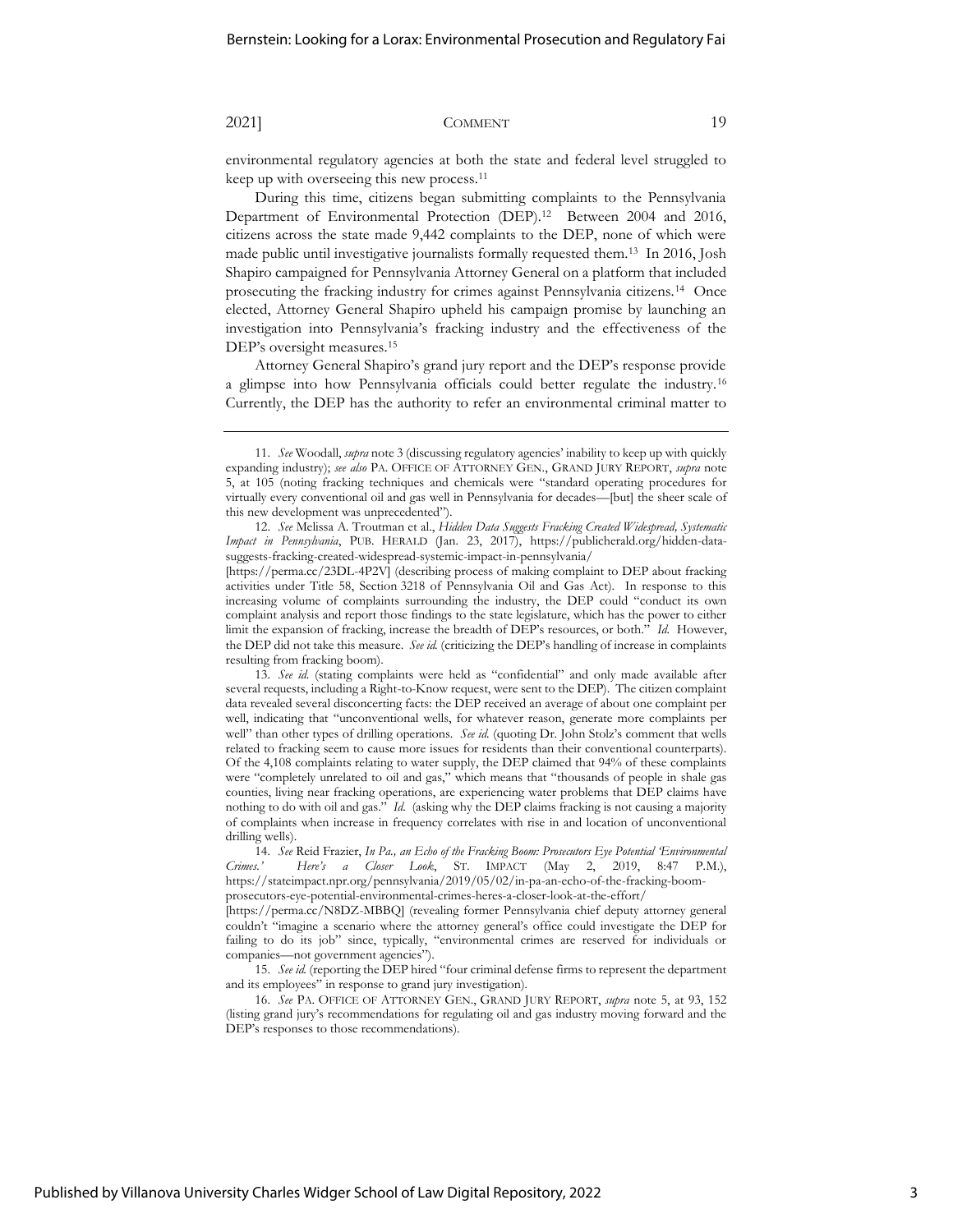environmental regulatory agencies at both the state and federal level struggled to keep up with overseeing this new process.[11]

During this time, citizens began submitting complaints to the Pennsylvania Department of Environmental Protection (DEP).[12] Between 2004 and 2016, citizens across the state made 9,442 complaints to the DEP, none of which were made public until investigative journalists formally requested them.[13] In 2016, Josh Shapiro campaigned for Pennsylvania Attorney General on a platform that included prosecuting the fracking industry for crimes against Pennsylvania citizens.[14] Once elected, Attorney General Shapiro upheld his campaign promise by launching an investigation into Pennsylvania's fracking industry and the effectiveness of the DEP's oversight measures.[15]

Attorney General Shapiro's grand jury report and the DEP's response provide a glimpse into how Pennsylvania officials could better regulate the industry.[16] Currently, the DEP has the authority to refer an environmental criminal matter to

---

11. *See* Woodall, *supra* note 3 (discussing regulatory agencies' inability to keep up with quickly expanding industry); *see also* PA. OFFICE OF ATTORNEY GEN., GRAND JURY REPORT, *supra* note 5, at 105 (noting fracking techniques and chemicals were "standard operating procedures for virtually every conventional oil and gas well in Pennsylvania for decades—[but] the sheer scale of this new development was unprecedented").

12. *See* Melissa A. Troutman et al., *Hidden Data Suggests Fracking Created Widespread, Systematic Impact in Pennsylvania*, PUB. HERALD (Jan. 23, 2017), https://publicherald.org/hidden-data-suggests-fracking-created-widespread-systemic-impact-in-pennsylvania/ [https://perma.cc/23DL-4P2V] (describing process of making complaint to DEP about fracking activities under Title 58, Section 3218 of Pennsylvania Oil and Gas Act). In response to this increasing volume of complaints surrounding the industry, the DEP could "conduct its own complaint analysis and report those findings to the state legislature, which has the power to either limit the expansion of fracking, increase the breadth of DEP's resources, or both." *Id.* However, the DEP did not take this measure. *See id.* (criticizing the DEP's handling of increase in complaints resulting from fracking boom).

13. *See id.* (stating complaints were held as "confidential" and only made available after several requests, including a Right-to-Know request, were sent to the DEP). The citizen complaint data revealed several disconcerting facts: the DEP received an average of about one complaint per well, indicating that "unconventional wells, for whatever reason, generate more complaints per well" than other types of drilling operations. *See id.* (quoting Dr. John Stolz's comment that wells related to fracking seem to cause more issues for residents than their conventional counterparts). Of the 4,108 complaints relating to water supply, the DEP claimed that 94% of these complaints were "completely unrelated to oil and gas," which means that "thousands of people in shale gas counties, living near fracking operations, are experiencing water problems that DEP claims have nothing to do with oil and gas." *Id.* (asking why the DEP claims fracking is not causing a majority of complaints when increase in frequency correlates with rise in and location of unconventional drilling wells).

14. *See* Reid Frazier, *In Pa., an Echo of the Fracking Boom: Prosecutors Eye Potential 'Environmental Crimes.' Here's a Closer Look*, ST. IMPACT (May 2, 2019, 8:47 P.M.), https://stateimpact.npr.org/pennsylvania/2019/05/02/in-pa-an-echo-of-the-fracking-boom-prosecutors-eye-potential-environmental-crimes-heres-a-closer-look-at-the-effort/ [https://perma.cc/N8DZ-MBBQ] (revealing former Pennsylvania chief deputy attorney general couldn't "imagine a scenario where the attorney general's office could investigate the DEP for failing to do its job" since, typically, "environmental crimes are reserved for individuals or companies—not government agencies").

15. *See id.* (reporting the DEP hired "four criminal defense firms to represent the department and its employees" in response to grand jury investigation).

16. *See* PA. OFFICE OF ATTORNEY GEN., GRAND JURY REPORT, *supra* note 5, at 93, 152 (listing grand jury's recommendations for regulating oil and gas industry moving forward and the DEP's responses to those recommendations).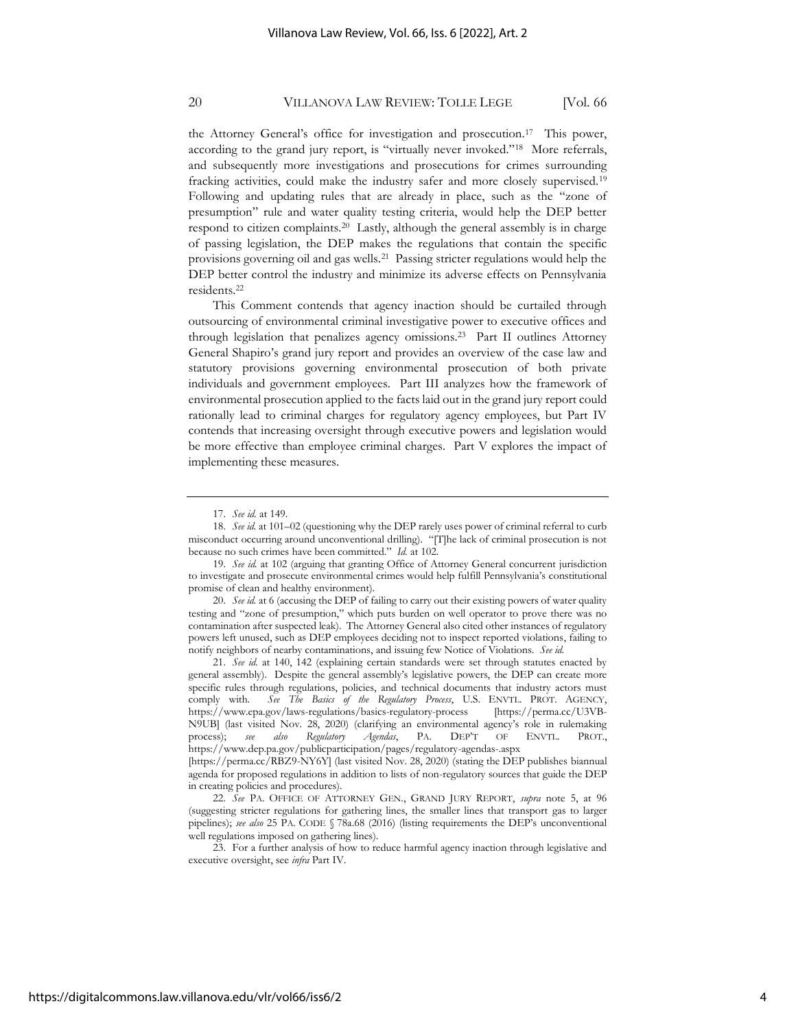the Attorney General's office for investigation and prosecution.[17] This power, according to the grand jury report, is "virtually never invoked."[18] More referrals, and subsequently more investigations and prosecutions for crimes surrounding fracking activities, could make the industry safer and more closely supervised.[19] Following and updating rules that are already in place, such as the "zone of presumption" rule and water quality testing criteria, would help the DEP better respond to citizen complaints.[20] Lastly, although the general assembly is in charge of passing legislation, the DEP makes the regulations that contain the specific provisions governing oil and gas wells.[21] Passing stricter regulations would help the DEP better control the industry and minimize its adverse effects on Pennsylvania residents.[22]

This Comment contends that agency inaction should be curtailed through outsourcing of environmental criminal investigative power to executive offices and through legislation that penalizes agency omissions.[23] Part II outlines Attorney General Shapiro's grand jury report and provides an overview of the case law and statutory provisions governing environmental prosecution of both private individuals and government employees. Part III analyzes how the framework of environmental prosecution applied to the facts laid out in the grand jury report could rationally lead to criminal charges for regulatory agency employees, but Part IV contends that increasing oversight through executive powers and legislation would be more effective than employee criminal charges. Part V explores the impact of implementing these measures.

---

17. *See id.* at 149.

18. *See id.* at 101–02 (questioning why the DEP rarely uses power of criminal referral to curb misconduct occurring around unconventional drilling). "[T]he lack of criminal prosecution is not because no such crimes have been committed." *Id.* at 102.

19. *See id.* at 102 (arguing that granting Office of Attorney General concurrent jurisdiction to investigate and prosecute environmental crimes would help fulfill Pennsylvania's constitutional promise of clean and healthy environment).

20. *See id.* at 6 (accusing the DEP of failing to carry out their existing powers of water quality testing and "zone of presumption," which puts burden on well operator to prove there was no contamination after suspected leak). The Attorney General also cited other instances of regulatory powers left unused, such as DEP employees deciding not to inspect reported violations, failing to notify neighbors of nearby contaminations, and issuing few Notice of Violations. *See id.*

21. *See id.* at 140, 142 (explaining certain standards were set through statutes enacted by general assembly). Despite the general assembly's legislative powers, the DEP can create more specific rules through regulations, policies, and technical documents that industry actors must comply with. *See The Basics of the Regulatory Process*, U.S. ENVTL. PROT. AGENCY, https://www.epa.gov/laws-regulations/basics-regulatory-process [https://perma.cc/U3VB-N9UB] (last visited Nov. 28, 2020) (clarifying an environmental agency's role in rulemaking process); *see also Regulatory Agendas*, PA. DEP'T OF ENVTL. PROT., https://www.dep.pa.gov/publicparticipation/pages/regulatory-agendas-.aspx [https://perma.cc/RBZ9-NY6Y] (last visited Nov. 28, 2020) (stating the DEP publishes biannual agenda for proposed regulations in addition to lists of non-regulatory sources that guide the DEP in creating policies and procedures).

22. *See* PA. OFFICE OF ATTORNEY GEN., GRAND JURY REPORT, *supra* note 5, at 96 (suggesting stricter regulations for gathering lines, the smaller lines that transport gas to larger pipelines); *see also* 25 PA. CODE § 78a.68 (2016) (listing requirements the DEP's unconventional well regulations imposed on gathering lines).

23. For a further analysis of how to reduce harmful agency inaction through legislative and executive oversight, see *infra* Part IV.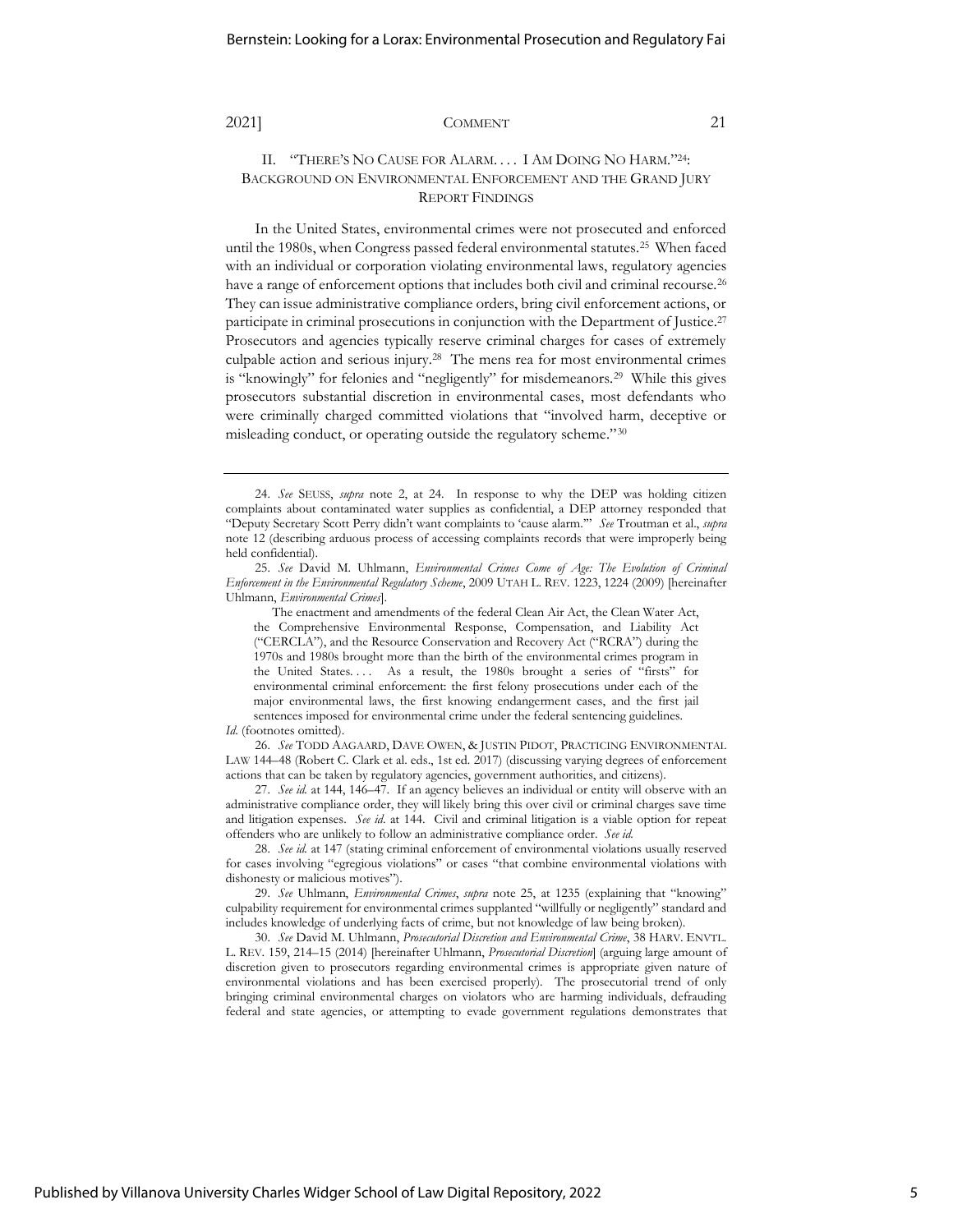## II. "THERE'S NO CAUSE FOR ALARM. . . . I AM DOING NO HARM."[24]: BACKGROUND ON ENVIRONMENTAL ENFORCEMENT AND THE GRAND JURY REPORT FINDINGS

In the United States, environmental crimes were not prosecuted and enforced until the 1980s, when Congress passed federal environmental statutes.[25] When faced with an individual or corporation violating environmental laws, regulatory agencies have a range of enforcement options that includes both civil and criminal recourse.[26] They can issue administrative compliance orders, bring civil enforcement actions, or participate in criminal prosecutions in conjunction with the Department of Justice.[27] Prosecutors and agencies typically reserve criminal charges for cases of extremely culpable action and serious injury.[28] The mens rea for most environmental crimes is "knowingly" for felonies and "negligently" for misdemeanors.[29] While this gives prosecutors substantial discretion in environmental cases, most defendants who were criminally charged committed violations that "involved harm, deceptive or misleading conduct, or operating outside the regulatory scheme."[30]

---

24. *See* SEUSS, *supra* note 2, at 24. In response to why the DEP was holding citizen complaints about contaminated water supplies as confidential, a DEP attorney responded that "Deputy Secretary Scott Perry didn't want complaints to 'cause alarm.'" *See* Troutman et al., *supra* note 12 (describing arduous process of accessing complaints records that were improperly being held confidential).

25. *See* David M. Uhlmann, *Environmental Crimes Come of Age: The Evolution of Criminal Enforcement in the Environmental Regulatory Scheme*, 2009 UTAH L. REV. 1223, 1224 (2009) [hereinafter Uhlmann, *Environmental Crimes*].

> The enactment and amendments of the federal Clean Air Act, the Clean Water Act, the Comprehensive Environmental Response, Compensation, and Liability Act ("CERCLA"), and the Resource Conservation and Recovery Act ("RCRA") during the 1970s and 1980s brought more than the birth of the environmental crimes program in the United States. . . . As a result, the 1980s brought a series of "firsts" for environmental criminal enforcement: the first felony prosecutions under each of the major environmental laws, the first knowing endangerment cases, and the first jail sentences imposed for environmental crime under the federal sentencing guidelines.

*Id.* (footnotes omitted).

26. *See* TODD AAGAARD, DAVE OWEN, & JUSTIN PIDOT, PRACTICING ENVIRONMENTAL LAW 144–48 (Robert C. Clark et al. eds., 1st ed. 2017) (discussing varying degrees of enforcement actions that can be taken by regulatory agencies, government authorities, and citizens).

27. *See id.* at 144, 146–47. If an agency believes an individual or entity will observe with an administrative compliance order, they will likely bring this over civil or criminal charges save time and litigation expenses. *See id.* at 144. Civil and criminal litigation is a viable option for repeat offenders who are unlikely to follow an administrative compliance order. *See id.*

28. *See id.* at 147 (stating criminal enforcement of environmental violations usually reserved for cases involving "egregious violations" or cases "that combine environmental violations with dishonesty or malicious motives").

29. *See* Uhlmann, *Environmental Crimes*, *supra* note 25, at 1235 (explaining that "knowing" culpability requirement for environmental crimes supplanted "willfully or negligently" standard and includes knowledge of underlying facts of crime, but not knowledge of law being broken).

30. *See* David M. Uhlmann, *Prosecutorial Discretion and Environmental Crime*, 38 HARV. ENVTL. L. REV. 159, 214–15 (2014) [hereinafter Uhlmann, *Prosecutorial Discretion*] (arguing large amount of discretion given to prosecutors regarding environmental crimes is appropriate given nature of environmental violations and has been exercised properly). The prosecutorial trend of only bringing criminal environmental charges on violators who are harming individuals, defrauding federal and state agencies, or attempting to evade government regulations demonstrates that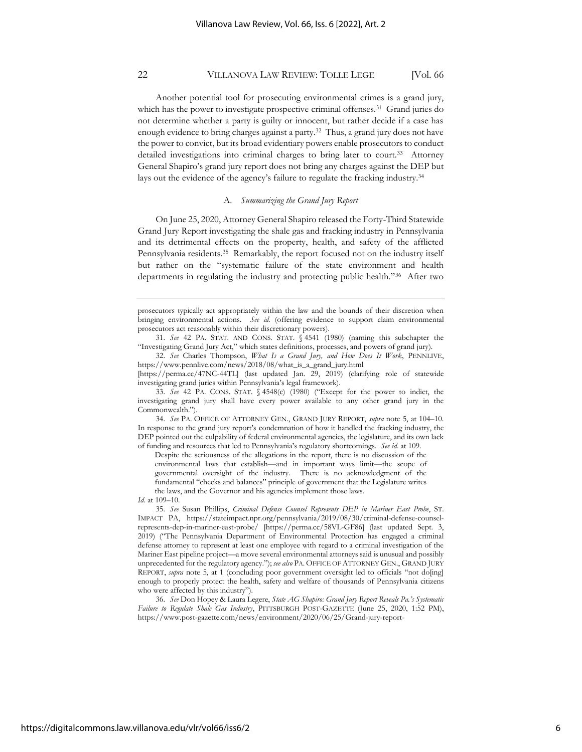Another potential tool for prosecuting environmental crimes is a grand jury, which has the power to investigate prospective criminal offenses.[31] Grand juries do not determine whether a party is guilty or innocent, but rather decide if a case has enough evidence to bring charges against a party.[32] Thus, a grand jury does not have the power to convict, but its broad evidentiary powers enable prosecutors to conduct detailed investigations into criminal charges to bring later to court.[33] Attorney General Shapiro's grand jury report does not bring any charges against the DEP but lays out the evidence of the agency's failure to regulate the fracking industry.[34]

### A. *Summarizing the Grand Jury Report*

On June 25, 2020, Attorney General Shapiro released the Forty-Third Statewide Grand Jury Report investigating the shale gas and fracking industry in Pennsylvania and its detrimental effects on the property, health, and safety of the afflicted Pennsylvania residents.[35] Remarkably, the report focused not on the industry itself but rather on the "systematic failure of the state environment and health departments in regulating the industry and protecting public health."[36] After two

---

prosecutors typically act appropriately within the law and the bounds of their discretion when bringing environmental actions. *See id.* (offering evidence to support claim environmental prosecutors act reasonably within their discretionary powers).

31. *See* 42 PA. STAT. AND CONS. STAT. § 4541 (1980) (naming this subchapter the "Investigating Grand Jury Act," which states definitions, processes, and powers of grand jury).

32. *See* Charles Thompson, *What Is a Grand Jury, and How Does It Work*, PENNLIVE, https://www.pennlive.com/news/2018/08/what_is_a_grand_jury.html [https://perma.cc/47NC-44TL] (last updated Jan. 29, 2019) (clarifying role of statewide investigating grand juries within Pennsylvania's legal framework).

33. *See* 42 PA. CONS. STAT. § 4548(c) (1980) ("Except for the power to indict, the investigating grand jury shall have every power available to any other grand jury in the Commonwealth.").

34. *See* PA. OFFICE OF ATTORNEY GEN., GRAND JURY REPORT, *supra* note 5, at 104–10. In response to the grand jury report's condemnation of how it handled the fracking industry, the DEP pointed out the culpability of federal environmental agencies, the legislature, and its own lack of funding and resources that led to Pennsylvania's regulatory shortcomings. *See id.* at 109.

> Despite the seriousness of the allegations in the report, there is no discussion of the environmental laws that establish—and in important ways limit—the scope of governmental oversight of the industry. There is no acknowledgment of the fundamental "checks and balances" principle of government that the Legislature writes the laws, and the Governor and his agencies implement those laws.

*Id.* at 109–10.

35. *See* Susan Phillips, *Criminal Defense Counsel Represents DEP in Mariner East Probe*, ST. IMPACT PA, https://stateimpact.npr.org/pennsylvania/2019/08/30/criminal-defense-counsel-represents-dep-in-mariner-east-probe/ [https://perma.cc/58VL-GF86] (last updated Sept. 3, 2019) ("The Pennsylvania Department of Environmental Protection has engaged a criminal defense attorney to represent at least one employee with regard to a criminal investigation of the Mariner East pipeline project—a move several environmental attorneys said is unusual and possibly unprecedented for the regulatory agency."); *see also* PA. OFFICE OF ATTORNEY GEN., GRAND JURY REPORT, *supra* note 5, at 1 (concluding poor government oversight led to officials "not do[ing] enough to properly protect the health, safety and welfare of thousands of Pennsylvania citizens who were affected by this industry").

36. *See* Don Hopey & Laura Legere, *State AG Shapiro: Grand Jury Report Reveals Pa.'s Systematic Failure to Regulate Shale Gas Industry*, PITTSBURGH POST-GAZETTE (June 25, 2020, 1:52 PM), https://www.post-gazette.com/news/environment/2020/06/25/Grand-jury-report-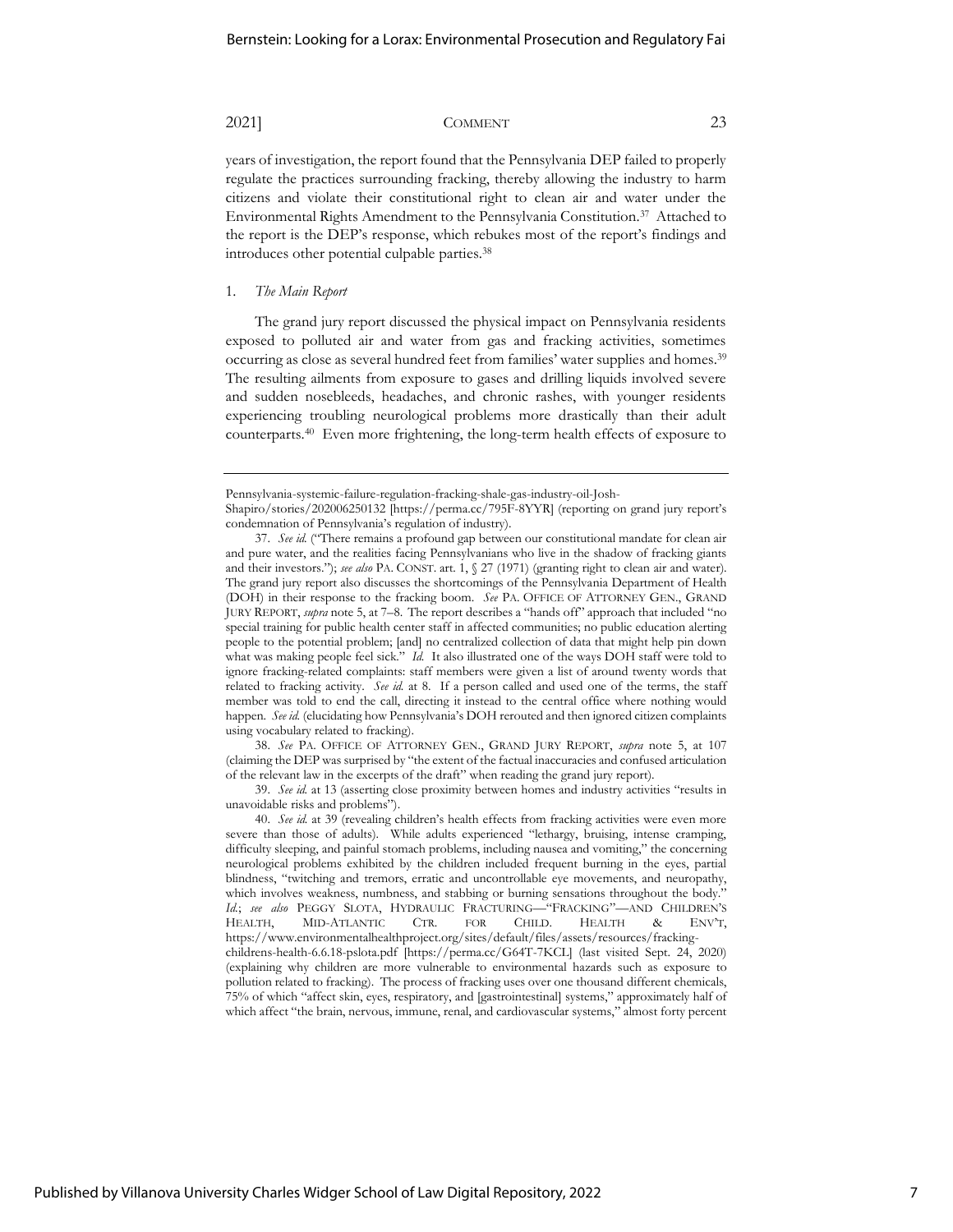years of investigation, the report found that the Pennsylvania DEP failed to properly regulate the practices surrounding fracking, thereby allowing the industry to harm citizens and violate their constitutional right to clean air and water under the Environmental Rights Amendment to the Pennsylvania Constitution.[37] Attached to the report is the DEP's response, which rebukes most of the report's findings and introduces other potential culpable parties.[38]

### 1. *The Main Report*

The grand jury report discussed the physical impact on Pennsylvania residents exposed to polluted air and water from gas and fracking activities, sometimes occurring as close as several hundred feet from families' water supplies and homes.[39] The resulting ailments from exposure to gases and drilling liquids involved severe and sudden nosebleeds, headaches, and chronic rashes, with younger residents experiencing troubling neurological problems more drastically than their adult counterparts.[40] Even more frightening, the long-term health effects of exposure to

---

Pennsylvania-systemic-failure-regulation-fracking-shale-gas-industry-oil-Josh-Shapiro/stories/202006250132 [https://perma.cc/795F-8YYR] (reporting on grand jury report's condemnation of Pennsylvania's regulation of industry).

37. *See id.* ("There remains a profound gap between our constitutional mandate for clean air and pure water, and the realities facing Pennsylvanians who live in the shadow of fracking giants and their investors."); *see also* PA. CONST. art. 1, § 27 (1971) (granting right to clean air and water). The grand jury report also discusses the shortcomings of the Pennsylvania Department of Health (DOH) in their response to the fracking boom. *See* PA. OFFICE OF ATTORNEY GEN., GRAND JURY REPORT, *supra* note 5, at 7–8. The report describes a "hands off" approach that included "no special training for public health center staff in affected communities; no public education alerting people to the potential problem; [and] no centralized collection of data that might help pin down what was making people feel sick." *Id.* It also illustrated one of the ways DOH staff were told to ignore fracking-related complaints: staff members were given a list of around twenty words that related to fracking activity. *See id.* at 8. If a person called and used one of the terms, the staff member was told to end the call, directing it instead to the central office where nothing would happen. *See id.* (elucidating how Pennsylvania's DOH rerouted and then ignored citizen complaints using vocabulary related to fracking).

38. *See* PA. OFFICE OF ATTORNEY GEN., GRAND JURY REPORT, *supra* note 5, at 107 (claiming the DEP was surprised by "the extent of the factual inaccuracies and confused articulation of the relevant law in the excerpts of the draft" when reading the grand jury report).

39. *See id.* at 13 (asserting close proximity between homes and industry activities "results in unavoidable risks and problems").

40. *See id.* at 39 (revealing children's health effects from fracking activities were even more severe than those of adults). While adults experienced "lethargy, bruising, intense cramping, difficulty sleeping, and painful stomach problems, including nausea and vomiting," the concerning neurological problems exhibited by the children included frequent burning in the eyes, partial blindness, "twitching and tremors, erratic and uncontrollable eye movements, and neuropathy, which involves weakness, numbness, and stabbing or burning sensations throughout the body." *Id.*; *see also* PEGGY SLOTA, HYDRAULIC FRACTURING—"FRACKING"—AND CHILDREN'S HEALTH, MID-ATLANTIC CTR. FOR CHILD. HEALTH & ENV'T, https://www.environmentalhealthproject.org/sites/default/files/assets/resources/fracking-childrens-health-6.6.18-pslota.pdf [https://perma.cc/G64T-7KCL] (last visited Sept. 24, 2020) (explaining why children are more vulnerable to environmental hazards such as exposure to pollution related to fracking). The process of fracking uses over one thousand different chemicals, 75% of which "affect skin, eyes, respiratory, and [gastrointestinal] systems," approximately half of which affect "the brain, nervous, immune, renal, and cardiovascular systems," almost forty percent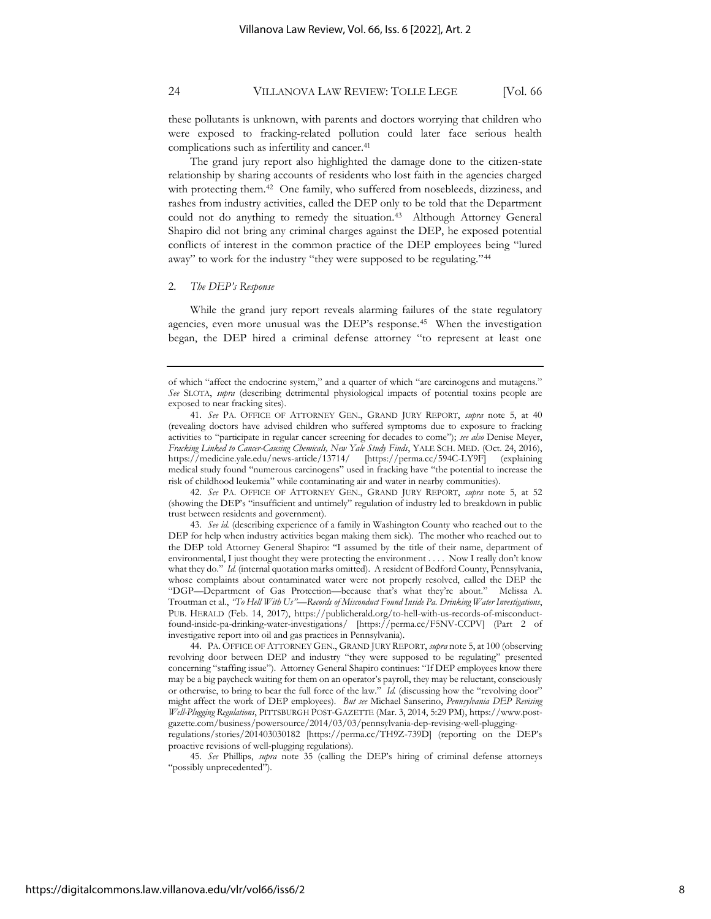these pollutants is unknown, with parents and doctors worrying that children who were exposed to fracking-related pollution could later face serious health complications such as infertility and cancer.[41]

The grand jury report also highlighted the damage done to the citizen-state relationship by sharing accounts of residents who lost faith in the agencies charged with protecting them.[42] One family, who suffered from nosebleeds, dizziness, and rashes from industry activities, called the DEP only to be told that the Department could not do anything to remedy the situation.[43] Although Attorney General Shapiro did not bring any criminal charges against the DEP, he exposed potential conflicts of interest in the common practice of the DEP employees being "lured away" to work for the industry "they were supposed to be regulating."[44]

### 2. *The DEP's Response*

While the grand jury report reveals alarming failures of the state regulatory agencies, even more unusual was the DEP's response.[45] When the investigation began, the DEP hired a criminal defense attorney "to represent at least one

---

of which "affect the endocrine system," and a quarter of which "are carcinogens and mutagens." *See* SLOTA, *supra* (describing detrimental physiological impacts of potential toxins people are exposed to near fracking sites).

41. *See* PA. OFFICE OF ATTORNEY GEN., GRAND JURY REPORT, *supra* note 5, at 40 (revealing doctors have advised children who suffered symptoms due to exposure to fracking activities to "participate in regular cancer screening for decades to come"); *see also* Denise Meyer, *Fracking Linked to Cancer-Causing Chemicals, New Yale Study Finds*, YALE SCH. MED. (Oct. 24, 2016), https://medicine.yale.edu/news-article/13714/ [https://perma.cc/594C-LY9F] (explaining medical study found "numerous carcinogens" used in fracking have "the potential to increase the risk of childhood leukemia" while contaminating air and water in nearby communities).

42. *See* PA. OFFICE OF ATTORNEY GEN., GRAND JURY REPORT, *supra* note 5, at 52 (showing the DEP's "insufficient and untimely" regulation of industry led to breakdown in public trust between residents and government).

43. *See id.* (describing experience of a family in Washington County who reached out to the DEP for help when industry activities began making them sick). The mother who reached out to the DEP told Attorney General Shapiro: "I assumed by the title of their name, department of environmental, I just thought they were protecting the environment . . . . Now I really don't know what they do." *Id.* (internal quotation marks omitted). A resident of Bedford County, Pennsylvania, whose complaints about contaminated water were not properly resolved, called the DEP the "DGP—Department of Gas Protection—because that's what they're about." Melissa A. Troutman et al., *"To Hell With Us"—Records of Misconduct Found Inside Pa. Drinking Water Investigations*, PUB. HERALD (Feb. 14, 2017), https://publicherald.org/to-hell-with-us-records-of-misconduct-found-inside-pa-drinking-water-investigations/ [https://perma.cc/F5NV-CCPV] (Part 2 of investigative report into oil and gas practices in Pennsylvania).

44. PA. OFFICE OF ATTORNEY GEN., GRAND JURY REPORT, *supra* note 5, at 100 (observing revolving door between DEP and industry "they were supposed to be regulating" presented concerning "staffing issue"). Attorney General Shapiro continues: "If DEP employees know there may be a big paycheck waiting for them on an operator's payroll, they may be reluctant, consciously or otherwise, to bring to bear the full force of the law." *Id.* (discussing how the "revolving door" might affect the work of DEP employees). *But see* Michael Sanserino, *Pennsylvania DEP Revising Well-Plugging Regulations*, PITTSBURGH POST-GAZETTE (Mar. 3, 2014, 5:29 PM), https://www.post-gazette.com/business/powersource/2014/03/03/pennsylvania-dep-revising-well-plugging-regulations/stories/201403030182 [https://perma.cc/TH9Z-739D] (reporting on the DEP's proactive revisions of well-plugging regulations).

45. *See* Phillips, *supra* note 35 (calling the DEP's hiring of criminal defense attorneys "possibly unprecedented").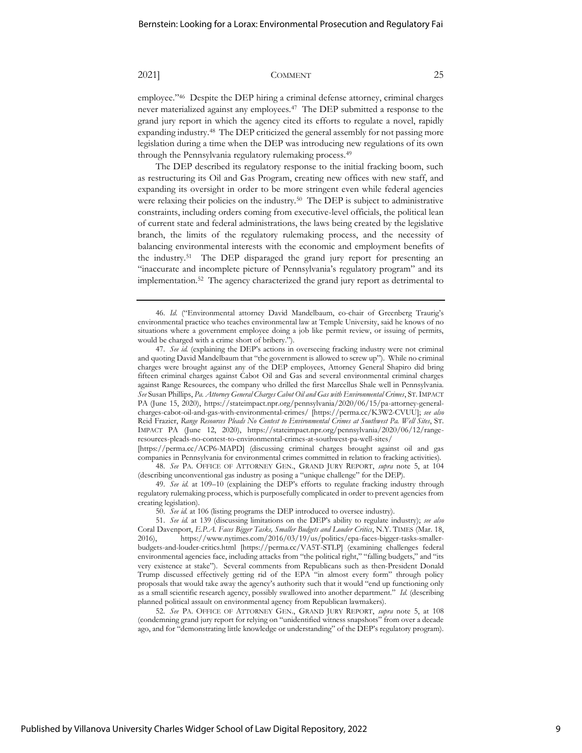employee."[46] Despite the DEP hiring a criminal defense attorney, criminal charges never materialized against any employees.[47] The DEP submitted a response to the grand jury report in which the agency cited its efforts to regulate a novel, rapidly expanding industry.[48] The DEP criticized the general assembly for not passing more legislation during a time when the DEP was introducing new regulations of its own through the Pennsylvania regulatory rulemaking process.[49]

The DEP described its regulatory response to the initial fracking boom, such as restructuring its Oil and Gas Program, creating new offices with new staff, and expanding its oversight in order to be more stringent even while federal agencies were relaxing their policies on the industry.[50] The DEP is subject to administrative constraints, including orders coming from executive-level officials, the political lean of current state and federal administrations, the laws being created by the legislative branch, the limits of the regulatory rulemaking process, and the necessity of balancing environmental interests with the economic and employment benefits of the industry.[51] The DEP disparaged the grand jury report for presenting an "inaccurate and incomplete picture of Pennsylvania's regulatory program" and its implementation.[52] The agency characterized the grand jury report as detrimental to

---

46. *Id.* ("Environmental attorney David Mandelbaum, co-chair of Greenberg Traurig's environmental practice who teaches environmental law at Temple University, said he knows of no situations where a government employee doing a job like permit review, or issuing of permits, would be charged with a crime short of bribery.").

47. *See id.* (explaining the DEP's actions in overseeing fracking industry were not criminal and quoting David Mandelbaum that "the government is allowed to screw up"). While no criminal charges were brought against any of the DEP employees, Attorney General Shapiro did bring fifteen criminal charges against Cabot Oil and Gas and several environmental criminal charges against Range Resources, the company who drilled the first Marcellus Shale well in Pennsylvania. *See* Susan Phillips, *Pa. Attorney General Charges Cabot Oil and Gas with Environmental Crimes*, ST. IMPACT PA (June 15, 2020), https://stateimpact.npr.org/pennsylvania/2020/06/15/pa-attorney-general-charges-cabot-oil-and-gas-with-environmental-crimes/ [https://perma.cc/K3W2-CVUU]; *see also* Reid Frazier, *Range Resources Pleads No Contest to Environmental Crimes at Southwest Pa. Well Sites*, ST. IMPACT PA (June 12, 2020), https://stateimpact.npr.org/pennsylvania/2020/06/12/range-resources-pleads-no-contest-to-environmental-crimes-at-southwest-pa-well-sites/ [https://perma.cc/ACP6-MAPD] (discussing criminal charges brought against oil and gas companies in Pennsylvania for environmental crimes committed in relation to fracking activities).

48. *See* PA. OFFICE OF ATTORNEY GEN., GRAND JURY REPORT, *supra* note 5, at 104 (describing unconventional gas industry as posing a "unique challenge" for the DEP).

49. *See id.* at 109–10 (explaining the DEP's efforts to regulate fracking industry through regulatory rulemaking process, which is purposefully complicated in order to prevent agencies from creating legislation).

50. *See id.* at 106 (listing programs the DEP introduced to oversee industry).

51. *See id.* at 139 (discussing limitations on the DEP's ability to regulate industry); *see also* Coral Davenport, *E.P.A. Faces Bigger Tasks, Smaller Budgets and Louder Critics*, N.Y. TIMES (Mar. 18, 2016), https://www.nytimes.com/2016/03/19/us/politics/epa-faces-bigger-tasks-smaller-budgets-and-louder-critics.html [https://perma.cc/VA5T-STLP] (examining challenges federal environmental agencies face, including attacks from "the political right," "falling budgets," and "its very existence at stake"). Several comments from Republicans such as then-President Donald Trump discussed effectively getting rid of the EPA "in almost every form" through policy proposals that would take away the agency's authority such that it would "end up functioning only as a small scientific research agency, possibly swallowed into another department." *Id.* (describing planned political assault on environmental agency from Republican lawmakers).

52. *See* PA. OFFICE OF ATTORNEY GEN., GRAND JURY REPORT, *supra* note 5, at 108 (condemning grand jury report for relying on "unidentified witness snapshots" from over a decade ago, and for "demonstrating little knowledge or understanding" of the DEP's regulatory program).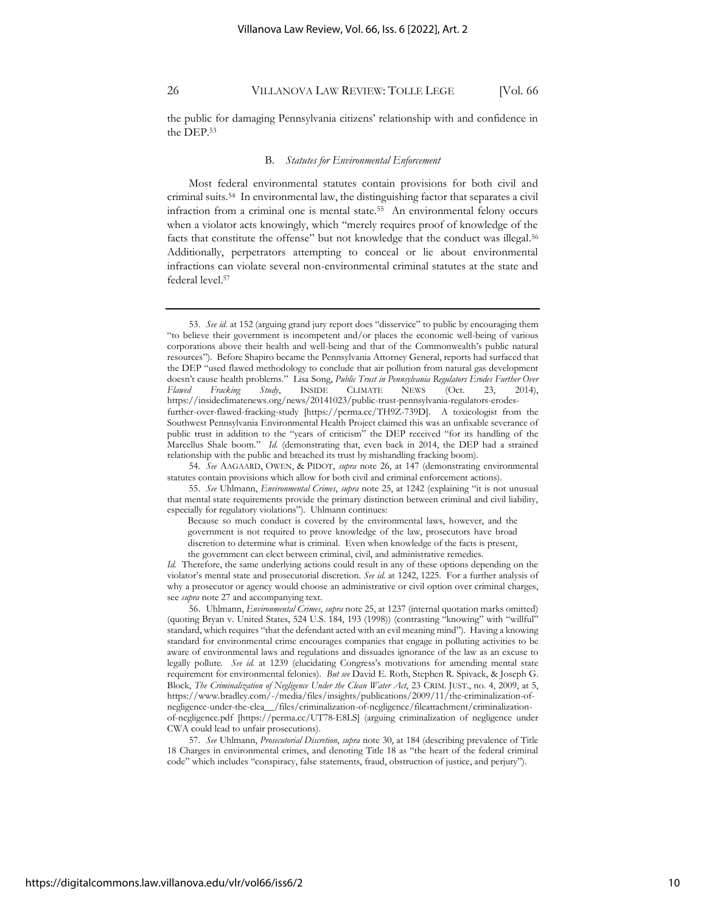the public for damaging Pennsylvania citizens' relationship with and confidence in the DEP.[53]

### B. *Statutes for Environmental Enforcement*

Most federal environmental statutes contain provisions for both civil and criminal suits.[54] In environmental law, the distinguishing factor that separates a civil infraction from a criminal one is mental state.[55] An environmental felony occurs when a violator acts knowingly, which "merely requires proof of knowledge of the facts that constitute the offense" but not knowledge that the conduct was illegal.[56] Additionally, perpetrators attempting to conceal or lie about environmental infractions can violate several non-environmental criminal statutes at the state and federal level.[57]

---

53. *See id.* at 152 (arguing grand jury report does "disservice" to public by encouraging them "to believe their government is incompetent and/or places the economic well-being of various corporations above their health and well-being and that of the Commonwealth's public natural resources"). Before Shapiro became the Pennsylvania Attorney General, reports had surfaced that the DEP "used flawed methodology to conclude that air pollution from natural gas development doesn't cause health problems." Lisa Song, *Public Trust in Pennsylvania Regulators Erodes Further Over Flawed Fracking Study*, INSIDE CLIMATE NEWS (Oct. 23, 2014), https://insideclimatenews.org/news/20141023/public-trust-pennsylvania-regulators-erodes-further-over-flawed-fracking-study [https://perma.cc/TH9Z-739D]. A toxicologist from the Southwest Pennsylvania Environmental Health Project claimed this was an unfixable severance of public trust in addition to the "years of criticism" the DEP received "for its handling of the Marcellus Shale boom." *Id.* (demonstrating that, even back in 2014, the DEP had a strained relationship with the public and breached its trust by mishandling fracking boom).

54. *See* AAGAARD, OWEN, & PIDOT, *supra* note 26, at 147 (demonstrating environmental statutes contain provisions which allow for both civil and criminal enforcement actions).

55. *See* Uhlmann, *Environmental Crimes*, *supra* note 25, at 1242 (explaining "it is not unusual that mental state requirements provide the primary distinction between criminal and civil liability, especially for regulatory violations"). Uhlmann continues:

> Because so much conduct is covered by the environmental laws, however, and the government is not required to prove knowledge of the law, prosecutors have broad discretion to determine what is criminal. Even when knowledge of the facts is present, the government can elect between criminal, civil, and administrative remedies.

*Id.* Therefore, the same underlying actions could result in any of these options depending on the violator's mental state and prosecutorial discretion. *See id.* at 1242, 1225. For a further analysis of why a prosecutor or agency would choose an administrative or civil option over criminal charges, see *supra* note 27 and accompanying text.

56. Uhlmann, *Environmental Crimes*, *supra* note 25, at 1237 (internal quotation marks omitted) (quoting Bryan v. United States, 524 U.S. 184, 193 (1998)) (contrasting "knowing" with "willful" standard, which requires "that the defendant acted with an evil meaning mind"). Having a knowing standard for environmental crime encourages companies that engage in polluting activities to be aware of environmental laws and regulations and dissuades ignorance of the law as an excuse to legally pollute. *See id.* at 1239 (elucidating Congress's motivations for amending mental state requirement for environmental felonies). *But see* David E. Roth, Stephen R. Spivack, & Joseph G. Block, *The Criminalization of Negligence Under the Clean Water Act*, 23 CRIM. JUST., no. 4, 2009, at 5, https://www.bradley.com/-/media/files/insights/publications/2009/11/the-criminalization-of-negligence-under-the-clea__/files/criminalization-of-negligence/fileattachment/criminalization-of-negligence.pdf [https://perma.cc/UT78-E8LS] (arguing criminalization of negligence under CWA could lead to unfair prosecutions).

57. *See* Uhlmann, *Prosecutorial Discretion*, *supra* note 30, at 184 (describing prevalence of Title 18 Charges in environmental crimes, and denoting Title 18 as "the heart of the federal criminal code" which includes "conspiracy, false statements, fraud, obstruction of justice, and perjury").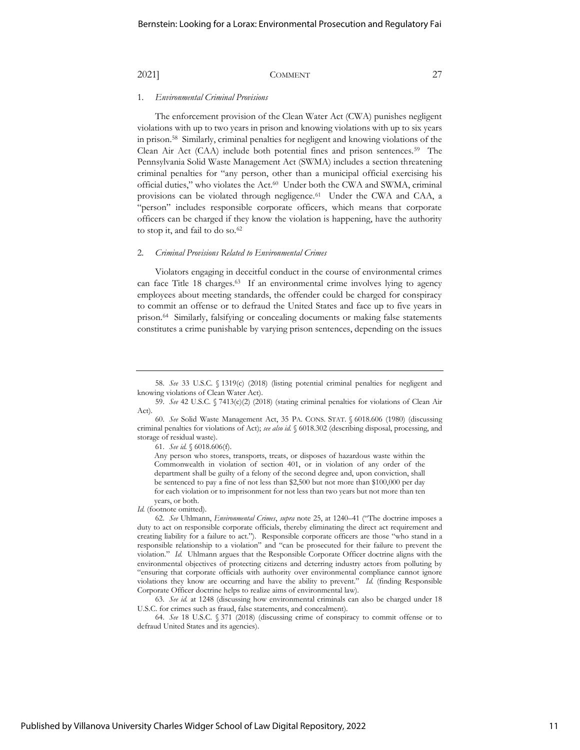### 1. *Environmental Criminal Provisions*

The enforcement provision of the Clean Water Act (CWA) punishes negligent violations with up to two years in prison and knowing violations with up to six years in prison.[58] Similarly, criminal penalties for negligent and knowing violations of the Clean Air Act (CAA) include both potential fines and prison sentences.[59] The Pennsylvania Solid Waste Management Act (SWMA) includes a section threatening criminal penalties for "any person, other than a municipal official exercising his official duties," who violates the Act.[60] Under both the CWA and SWMA, criminal provisions can be violated through negligence.[61] Under the CWA and CAA, a "person" includes responsible corporate officers, which means that corporate officers can be charged if they know the violation is happening, have the authority to stop it, and fail to do so.[62]

### 2. *Criminal Provisions Related to Environmental Crimes*

Violators engaging in deceitful conduct in the course of environmental crimes can face Title 18 charges.[63] If an environmental crime involves lying to agency employees about meeting standards, the offender could be charged for conspiracy to commit an offense or to defraud the United States and face up to five years in prison.[64] Similarly, falsifying or concealing documents or making false statements constitutes a crime punishable by varying prison sentences, depending on the issues

---

58. *See* 33 U.S.C. § 1319(c) (2018) (listing potential criminal penalties for negligent and knowing violations of Clean Water Act).

59. *See* 42 U.S.C. § 7413(c)(2) (2018) (stating criminal penalties for violations of Clean Air Act).

60. *See* Solid Waste Management Act, 35 PA. CONS. STAT. § 6018.606 (1980) (discussing criminal penalties for violations of Act); *see also id.* § 6018.302 (describing disposal, processing, and storage of residual waste).

61. *See id.* § 6018.606(f).

> Any person who stores, transports, treats, or disposes of hazardous waste within the Commonwealth in violation of section 401, or in violation of any order of the department shall be guilty of a felony of the second degree and, upon conviction, shall be sentenced to pay a fine of not less than $2,500 but not more than $100,000 per day for each violation or to imprisonment for not less than two years but not more than ten years, or both.

*Id.* (footnote omitted).

62. *See* Uhlmann, *Environmental Crimes*, *supra* note 25, at 1240–41 ("The doctrine imposes a duty to act on responsible corporate officials, thereby eliminating the direct act requirement and creating liability for a failure to act."). Responsible corporate officers are those "who stand in a responsible relationship to a violation" and "can be prosecuted for their failure to prevent the violation." *Id.* Uhlmann argues that the Responsible Corporate Officer doctrine aligns with the environmental objectives of protecting citizens and deterring industry actors from polluting by "ensuring that corporate officials with authority over environmental compliance cannot ignore violations they know are occurring and have the ability to prevent." *Id.* (finding Responsible Corporate Officer doctrine helps to realize aims of environmental law).

63. *See id.* at 1248 (discussing how environmental criminals can also be charged under 18 U.S.C. for crimes such as fraud, false statements, and concealment).

64. *See* 18 U.S.C. § 371 (2018) (discussing crime of conspiracy to commit offense or to defraud United States and its agencies).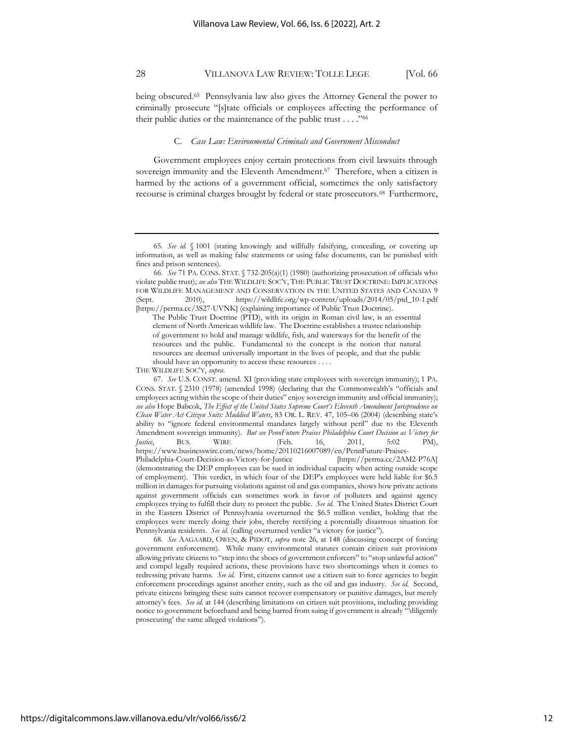being obscured.[65] Pennsylvania law also gives the Attorney General the power to criminally prosecute "[s]tate officials or employees affecting the performance of their public duties or the maintenance of the public trust . . . ."[66]

### C. *Case Law: Environmental Criminals and Government Misconduct*

Government employees enjoy certain protections from civil lawsuits through sovereign immunity and the Eleventh Amendment.[67] Therefore, when a citizen is harmed by the actions of a government official, sometimes the only satisfactory recourse is criminal charges brought by federal or state prosecutors.[68] Furthermore,

---

65. *See id.* § 1001 (stating knowingly and willfully falsifying, concealing, or covering up information, as well as making false statements or using false documents, can be punished with fines and prison sentences).

66. *See* 71 PA. CONS. STAT. § 732-205(a)(1) (1980) (authorizing prosecution of officials who violate public trust); *see also* THE WILDLIFE SOC'Y, THE PUBLIC TRUST DOCTRINE: IMPLICATIONS FOR WILDLIFE MANAGEMENT AND CONSERVATION IN THE UNITED STATES AND CANADA 9 (Sept. 2010), https://wildlife.org/wp-content/uploads/2014/05/ptd_10-1.pdf [https://perma.cc/3S27-UVNK] (explaining importance of Public Trust Doctrine).

> The Public Trust Doctrine (PTD), with its origin in Roman civil law, is an essential element of North American wildlife law. The Doctrine establishes a trustee relationship of government to hold and manage wildlife, fish, and waterways for the benefit of the resources and the public. Fundamental to the concept is the notion that natural resources are deemed universally important in the lives of people, and that the public should have an opportunity to access these resources . . . .

THE WILDLIFE SOC'Y, *supra*.

67. *See* U.S. CONST. amend. XI (providing state employees with sovereign immunity); 1 PA. CONS. STAT. § 2310 (1978) (amended 1998) (declaring that the Commonwealth's "officials and employees acting within the scope of their duties" enjoy sovereign immunity and official immunity); *see also* Hope Babcok, *The Effect of the United States Supreme Court's Eleventh Amendment Jurisprudence on Clean Water Act Citizen Suits: Muddied Waters*, 83 OR. L. REV. 47, 105–06 (2004) (describing state's ability to "ignore federal environmental mandates largely without peril" due to the Eleventh Amendment sovereign immunity). *But see PennFuture Praises Philadelphia Court Decision as Victory for Justice*, BUS. WIRE (Feb. 16, 2011, 5:02 PM), https://www.businesswire.com/news/home/20110216007089/en/PennFuture-Praises-Philadelphia-Court-Decision-as-Victory-for-Justice [https://perma.cc/2AM2-P76A] (demonstrating the DEP employees can be sued in individual capacity when acting outside scope of employment). This verdict, in which four of the DEP's employees were held liable for $6.5 million in damages for pursuing violations against oil and gas companies, shows how private actions against government officials can sometimes work in favor of polluters and against agency employees trying to fulfill their duty to protect the public. *See id.* The United States District Court in the Eastern District of Pennsylvania overturned the $6.5 million verdict, holding that the employees were merely doing their jobs, thereby rectifying a potentially disastrous situation for Pennsylvania residents. *See id.* (calling overturned verdict "a victory for justice").

68. *See* AAGAARD, OWEN, & PIDOT, *supra* note 26, at 148 (discussing concept of forcing government enforcement). While many environmental statutes contain citizen suit provisions allowing private citizens to "step into the shoes of government enforcers" to "stop unlawful action" and compel legally required actions, these provisions have two shortcomings when it comes to redressing private harms. *See id.* First, citizens cannot use a citizen suit to force agencies to begin enforcement proceedings against another entity, such as the oil and gas industry. *See id.* Second, private citizens bringing these suits cannot recover compensatory or punitive damages, but merely attorney's fees. *See id.* at 144 (describing limitations on citizen suit provisions, including providing notice to government beforehand and being barred from suing if government is already "'diligently prosecuting' the same alleged violations").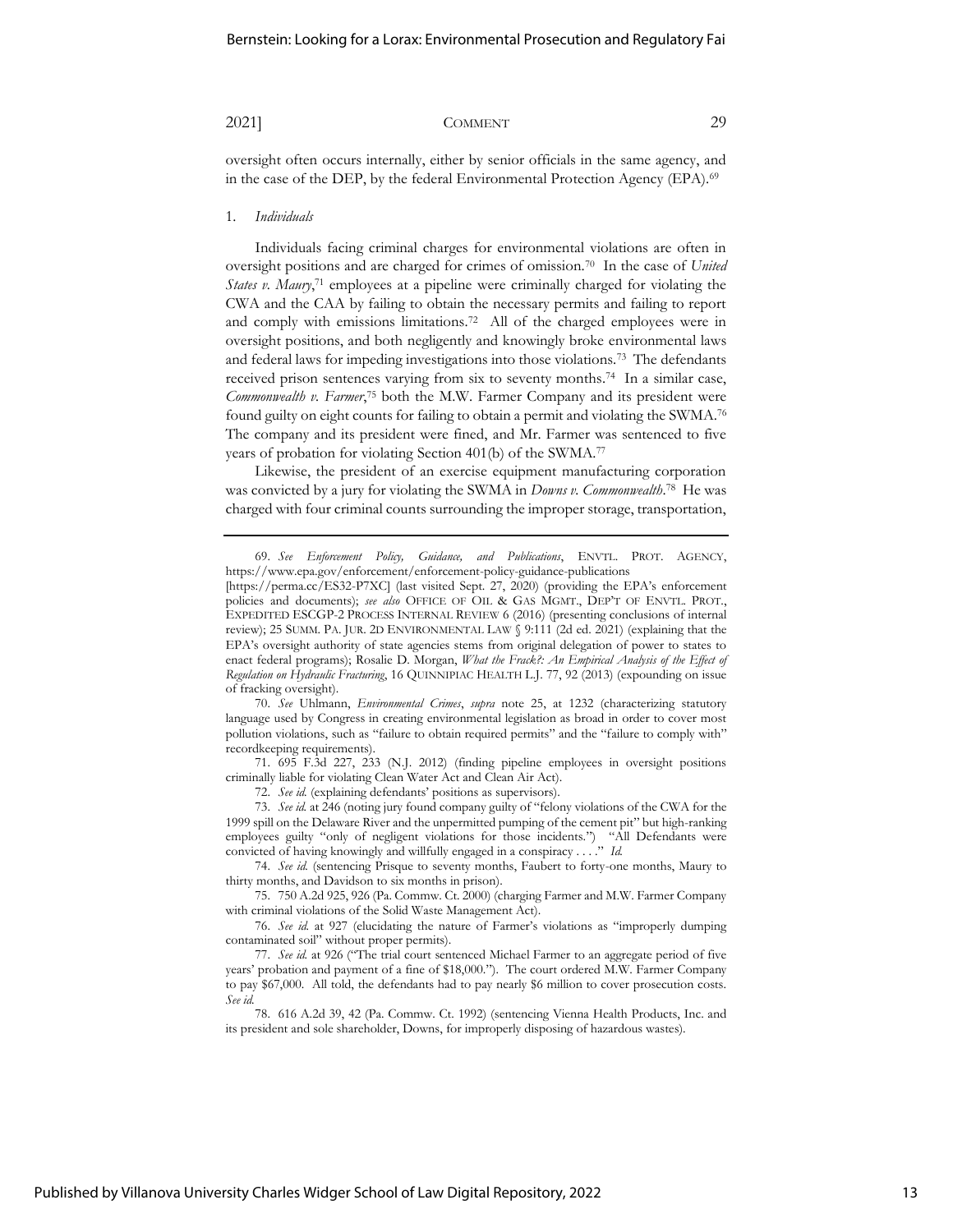oversight often occurs internally, either by senior officials in the same agency, and in the case of the DEP, by the federal Environmental Protection Agency (EPA).[69]

1. *Individuals*

Individuals facing criminal charges for environmental violations are often in oversight positions and are charged for crimes of omission.[70] In the case of *United States v. Maury*,[71] employees at a pipeline were criminally charged for violating the CWA and the CAA by failing to obtain the necessary permits and failing to report and comply with emissions limitations.[72] All of the charged employees were in oversight positions, and both negligently and knowingly broke environmental laws and federal laws for impeding investigations into those violations.[73] The defendants received prison sentences varying from six to seventy months.[74] In a similar case, *Commonwealth v. Farmer*,[75] both the M.W. Farmer Company and its president were found guilty on eight counts for failing to obtain a permit and violating the SWMA.[76] The company and its president were fined, and Mr. Farmer was sentenced to five years of probation for violating Section 401(b) of the SWMA.[77]

Likewise, the president of an exercise equipment manufacturing corporation was convicted by a jury for violating the SWMA in *Downs v. Commonwealth*.[78] He was charged with four criminal counts surrounding the improper storage, transportation,

---

69. *See Enforcement Policy, Guidance, and Publications*, ENVTL. PROT. AGENCY, https://www.epa.gov/enforcement/enforcement-policy-guidance-publications [https://perma.cc/ES32-P7XC] (last visited Sept. 27, 2020) (providing the EPA's enforcement policies and documents); *see also* OFFICE OF OIL & GAS MGMT., DEP'T OF ENVTL. PROT., EXPEDITED ESCGP-2 PROCESS INTERNAL REVIEW 6 (2016) (presenting conclusions of internal review); 25 SUMM. PA. JUR. 2D ENVIRONMENTAL LAW § 9:111 (2d ed. 2021) (explaining that the EPA's oversight authority of state agencies stems from original delegation of power to states to enact federal programs); Rosalie D. Morgan, *What the Frack?: An Empirical Analysis of the Effect of Regulation on Hydraulic Fracturing*, 16 QUINNIPIAC HEALTH L.J. 77, 92 (2013) (expounding on issue of fracking oversight).

70. *See* Uhlmann, *Environmental Crimes*, *supra* note 25, at 1232 (characterizing statutory language used by Congress in creating environmental legislation as broad in order to cover most pollution violations, such as "failure to obtain required permits" and the "failure to comply with" recordkeeping requirements).

71. 695 F.3d 227, 233 (N.J. 2012) (finding pipeline employees in oversight positions criminally liable for violating Clean Water Act and Clean Air Act).

72. *See id.* (explaining defendants' positions as supervisors).

73. *See id.* at 246 (noting jury found company guilty of "felony violations of the CWA for the 1999 spill on the Delaware River and the unpermitted pumping of the cement pit" but high-ranking employees guilty "only of negligent violations for those incidents.") "All Defendants were convicted of having knowingly and willfully engaged in a conspiracy . . . ." *Id.*

74. *See id.* (sentencing Prisque to seventy months, Faubert to forty-one months, Maury to thirty months, and Davidson to six months in prison).

75. 750 A.2d 925, 926 (Pa. Commw. Ct. 2000) (charging Farmer and M.W. Farmer Company with criminal violations of the Solid Waste Management Act).

76. *See id.* at 927 (elucidating the nature of Farmer's violations as "improperly dumping contaminated soil" without proper permits).

77. *See id.* at 926 ("The trial court sentenced Michael Farmer to an aggregate period of five years' probation and payment of a fine of $18,000."). The court ordered M.W. Farmer Company to pay $67,000. All told, the defendants had to pay nearly $6 million to cover prosecution costs. *See id.*

78. 616 A.2d 39, 42 (Pa. Commw. Ct. 1992) (sentencing Vienna Health Products, Inc. and its president and sole shareholder, Downs, for improperly disposing of hazardous wastes).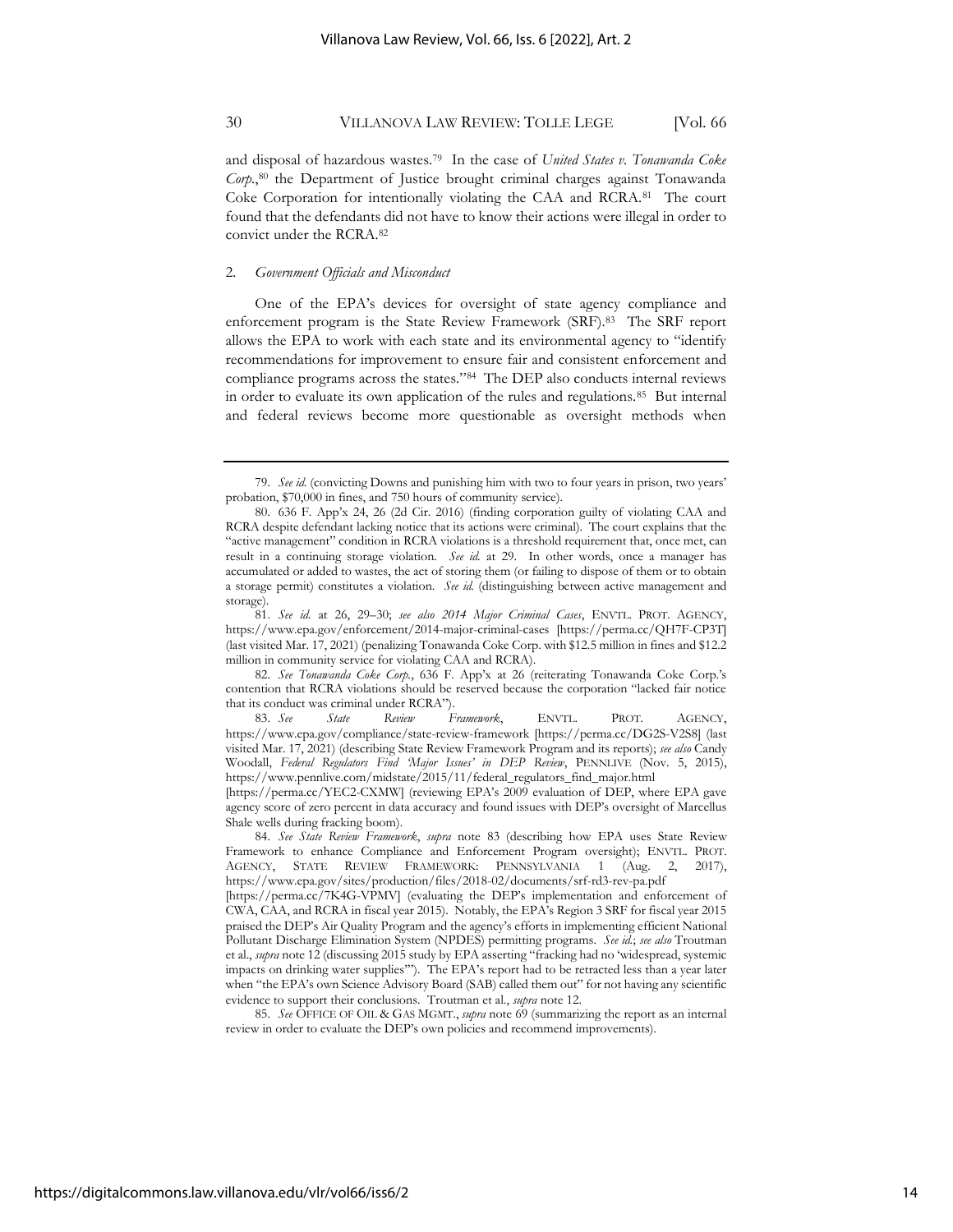and disposal of hazardous wastes.[79] In the case of *United States v. Tonawanda Coke Corp.*,[80] the Department of Justice brought criminal charges against Tonawanda Coke Corporation for intentionally violating the CAA and RCRA.[81] The court found that the defendants did not have to know their actions were illegal in order to convict under the RCRA.[82]

### 2. *Government Officials and Misconduct*

One of the EPA's devices for oversight of state agency compliance and enforcement program is the State Review Framework (SRF).[83] The SRF report allows the EPA to work with each state and its environmental agency to "identify recommendations for improvement to ensure fair and consistent enforcement and compliance programs across the states."[84] The DEP also conducts internal reviews in order to evaluate its own application of the rules and regulations.[85] But internal and federal reviews become more questionable as oversight methods when

---

79. *See id.* (convicting Downs and punishing him with two to four years in prison, two years' probation, $70,000 in fines, and 750 hours of community service).

80. 636 F. App'x 24, 26 (2d Cir. 2016) (finding corporation guilty of violating CAA and RCRA despite defendant lacking notice that its actions were criminal). The court explains that the "active management" condition in RCRA violations is a threshold requirement that, once met, can result in a continuing storage violation. *See id.* at 29. In other words, once a manager has accumulated or added to wastes, the act of storing them (or failing to dispose of them or to obtain a storage permit) constitutes a violation. *See id.* (distinguishing between active management and storage).

81. *See id.* at 26, 29–30; *see also 2014 Major Criminal Cases*, ENVTL. PROT. AGENCY, https://www.epa.gov/enforcement/2014-major-criminal-cases [https://perma.cc/QH7F-CP3T] (last visited Mar. 17, 2021) (penalizing Tonawanda Coke Corp. with $12.5 million in fines and $12.2 million in community service for violating CAA and RCRA).

82. *See Tonawanda Coke Corp.*, 636 F. App'x at 26 (reiterating Tonawanda Coke Corp.'s contention that RCRA violations should be reserved because the corporation "lacked fair notice that its conduct was criminal under RCRA").

83. *See State Review Framework*, ENVTL. PROT. AGENCY, https://www.epa.gov/compliance/state-review-framework [https://perma.cc/DG2S-V2S8] (last visited Mar. 17, 2021) (describing State Review Framework Program and its reports); *see also* Candy Woodall, *Federal Regulators Find 'Major Issues' in DEP Review*, PENNLIVE (Nov. 5, 2015), https://www.pennlive.com/midstate/2015/11/federal_regulators_find_major.html [https://perma.cc/YEC2-CXMW] (reviewing EPA's 2009 evaluation of DEP, where EPA gave agency score of zero percent in data accuracy and found issues with DEP's oversight of Marcellus Shale wells during fracking boom).

84. *See State Review Framework*, *supra* note 83 (describing how EPA uses State Review Framework to enhance Compliance and Enforcement Program oversight); ENVTL. PROT. AGENCY, STATE REVIEW FRAMEWORK: PENNSYLVANIA 1 (Aug. 2, 2017), https://www.epa.gov/sites/production/files/2018-02/documents/srf-rd3-rev-pa.pdf [https://perma.cc/7K4G-VPMV] (evaluating the DEP's implementation and enforcement of CWA, CAA, and RCRA in fiscal year 2015). Notably, the EPA's Region 3 SRF for fiscal year 2015 praised the DEP's Air Quality Program and the agency's efforts in implementing efficient National Pollutant Discharge Elimination System (NPDES) permitting programs. *See id.*; *see also* Troutman et al., *supra* note 12 (discussing 2015 study by EPA asserting "fracking had no 'widespread, systemic impacts on drinking water supplies'"). The EPA's report had to be retracted less than a year later when "the EPA's own Science Advisory Board (SAB) called them out" for not having any scientific evidence to support their conclusions. Troutman et al., *supra* note 12.

85. *See* OFFICE OF OIL & GAS MGMT., *supra* note 69 (summarizing the report as an internal review in order to evaluate the DEP's own policies and recommend improvements).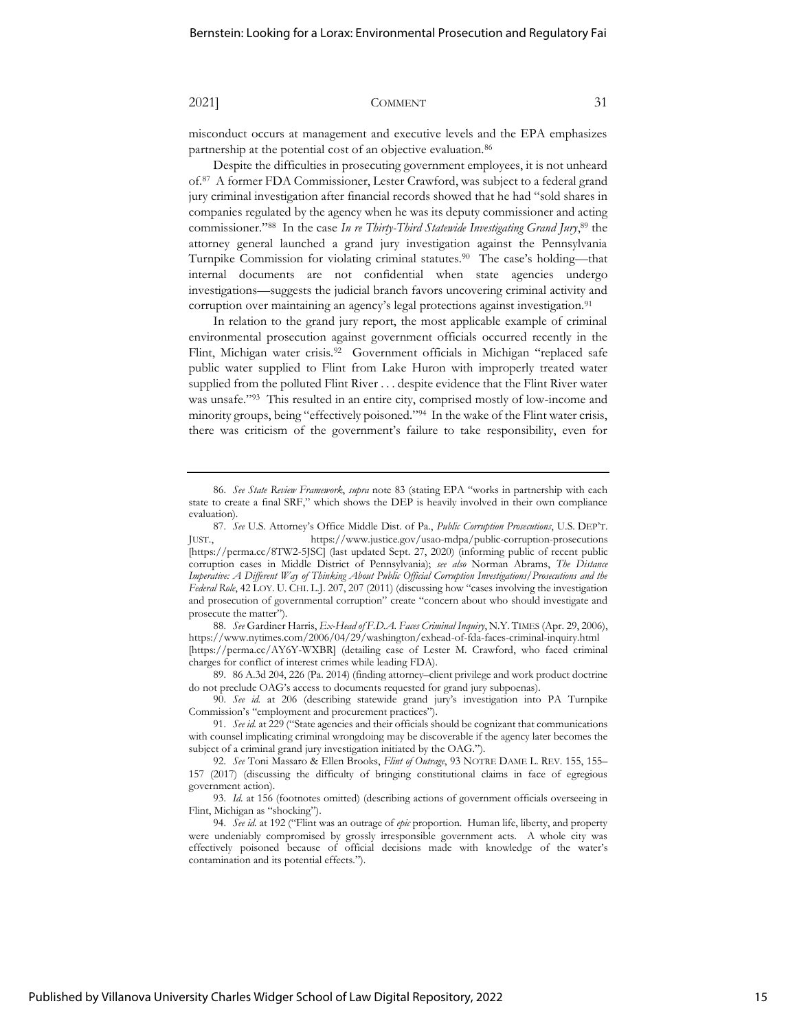misconduct occurs at management and executive levels and the EPA emphasizes partnership at the potential cost of an objective evaluation.[86]

Despite the difficulties in prosecuting government employees, it is not unheard of.[87] A former FDA Commissioner, Lester Crawford, was subject to a federal grand jury criminal investigation after financial records showed that he had "sold shares in companies regulated by the agency when he was its deputy commissioner and acting commissioner."[88] In the case *In re Thirty-Third Statewide Investigating Grand Jury*,[89] the attorney general launched a grand jury investigation against the Pennsylvania Turnpike Commission for violating criminal statutes.[90] The case's holding—that internal documents are not confidential when state agencies undergo investigations—suggests the judicial branch favors uncovering criminal activity and corruption over maintaining an agency's legal protections against investigation.[91]

In relation to the grand jury report, the most applicable example of criminal environmental prosecution against government officials occurred recently in the Flint, Michigan water crisis.[92] Government officials in Michigan "replaced safe public water supplied to Flint from Lake Huron with improperly treated water supplied from the polluted Flint River . . . despite evidence that the Flint River water was unsafe."[93] This resulted in an entire city, comprised mostly of low-income and minority groups, being "effectively poisoned."[94] In the wake of the Flint water crisis, there was criticism of the government's failure to take responsibility, even for

---

86. *See State Review Framework*, *supra* note 83 (stating EPA "works in partnership with each state to create a final SRF," which shows the DEP is heavily involved in their own compliance evaluation).

87. *See* U.S. Attorney's Office Middle Dist. of Pa., *Public Corruption Prosecutions*, U.S. DEP'T. JUST., https://www.justice.gov/usao-mdpa/public-corruption-prosecutions [https://perma.cc/8TW2-5JSC] (last updated Sept. 27, 2020) (informing public of recent public corruption cases in Middle District of Pennsylvania); *see also* Norman Abrams, *The Distance Imperative: A Different Way of Thinking About Public Official Corruption Investigations/Prosecutions and the Federal Role*, 42 LOY. U. CHI. L.J. 207, 207 (2011) (discussing how "cases involving the investigation and prosecution of governmental corruption" create "concern about who should investigate and prosecute the matter").

88. *See* Gardiner Harris, *Ex-Head of F.D.A. Faces Criminal Inquiry*, N.Y. TIMES (Apr. 29, 2006), https://www.nytimes.com/2006/04/29/washington/exhead-of-fda-faces-criminal-inquiry.html [https://perma.cc/AY6Y-WXBR] (detailing case of Lester M. Crawford, who faced criminal charges for conflict of interest crimes while leading FDA).

89. 86 A.3d 204, 226 (Pa. 2014) (finding attorney–client privilege and work product doctrine do not preclude OAG's access to documents requested for grand jury subpoenas).

90. *See id.* at 206 (describing statewide grand jury's investigation into PA Turnpike Commission's "employment and procurement practices").

91. *See id.* at 229 ("State agencies and their officials should be cognizant that communications with counsel implicating criminal wrongdoing may be discoverable if the agency later becomes the subject of a criminal grand jury investigation initiated by the OAG.").

92. *See* Toni Massaro & Ellen Brooks, *Flint of Outrage*, 93 NOTRE DAME L. REV. 155, 155–157 (2017) (discussing the difficulty of bringing constitutional claims in face of egregious government action).

93. *Id.* at 156 (footnotes omitted) (describing actions of government officials overseeing in Flint, Michigan as "shocking").

94. *See id.* at 192 ("Flint was an outrage of *epic* proportion. Human life, liberty, and property were undeniably compromised by grossly irresponsible government acts. A whole city was effectively poisoned because of official decisions made with knowledge of the water's contamination and its potential effects.").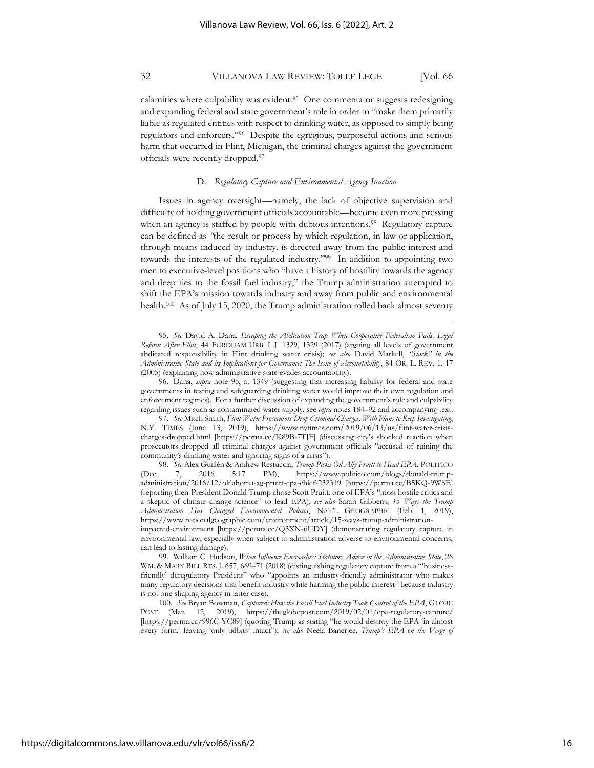calamities where culpability was evident.[95] One commentator suggests redesigning and expanding federal and state government's role in order to "make them primarily liable as regulated entities with respect to drinking water, as opposed to simply being regulators and enforcers."[96] Despite the egregious, purposeful actions and serious harm that occurred in Flint, Michigan, the criminal charges against the government officials were recently dropped.[97]

### D. *Regulatory Capture and Environmental Agency Inaction*

Issues in agency oversight—namely, the lack of objective supervision and difficulty of holding government officials accountable—become even more pressing when an agency is staffed by people with dubious intentions.[98] Regulatory capture can be defined as "the result or process by which regulation, in law or application, through means induced by industry, is directed away from the public interest and towards the interests of the regulated industry."[99] In addition to appointing two men to executive-level positions who "have a history of hostility towards the agency and deep ties to the fossil fuel industry," the Trump administration attempted to shift the EPA's mission towards industry and away from public and environmental health.[100] As of July 15, 2020, the Trump administration rolled back almost seventy

---

95. *See* David A. Dana, *Escaping the Abdication Trap When Cooperative Federalism Fails: Legal Reform After Flint*, 44 FORDHAM URB. L.J. 1329, 1329 (2017) (arguing all levels of government abdicated responsibility in Flint drinking water crisis); *see also* David Markell, *"Slack" in the Administrative State and its Implications for Governance: The Issue of Accountability*, 84 OR. L. REV. 1, 17 (2005) (explaining how administrative state evades accountability).

96. Dana, *supra* note 95, at 1349 (suggesting that increasing liability for federal and state governments in testing and safeguarding drinking water would improve their own regulation and enforcement regimes). For a further discussion of expanding the government's role and culpability regarding issues such as contaminated water supply, see *infra* notes 184–92 and accompanying text.

97. *See* Mitch Smith, *Flint Water Prosecutors Drop Criminal Charges, With Plans to Keep Investigating*, N.Y. TIMES (June 13, 2019), https://www.nytimes.com/2019/06/13/us/flint-water-crisis-charges-dropped.html [https://perma.cc/K89B-7TJF] (discussing city's shocked reaction when prosecutors dropped all criminal charges against government officials "accused of ruining the community's drinking water and ignoring signs of a crisis").

98. *See* Alex Guillén & Andrew Restuccia, *Trump Picks Oil Ally Pruitt to Head EPA*, POLITICO (Dec. 7, 2016 5:17 PM), https://www.politico.com/blogs/donald-trump-administration/2016/12/oklahoma-ag-pruitt-epa-chief-232319 [https://perma.cc/B5KQ-9WSE] (reporting then-President Donald Trump chose Scott Pruitt, one of EPA's "most hostile critics and a skeptic of climate change science" to lead EPA); *see also* Sarah Gibbens, *15 Ways the Trump Administration Has Changed Environmental Policies*, NAT'L GEOGRAPHIC (Feb. 1, 2019), https://www.nationalgeographic.com/environment/article/15-ways-trump-administration-impacted-environment [https://perma.cc/Q3XN-6UDY] (demonstrating regulatory capture in environmental law, especially when subject to administration adverse to environmental concerns, can lead to lasting damage).

99. William C. Hudson, *When Influence Encroaches: Statutory Advice in the Administrative State*, 26 WM. & MARY BILL RTS. J. 657, 669–71 (2018) (distinguishing regulatory capture from a "'business-friendly' deregulatory President" who "appoints an industry-friendly administrator who makes many regulatory decisions that benefit industry while harming the public interest" because industry is not one shaping agency in latter case).

100. *See* Bryan Bowman, *Captured: How the Fossil Fuel Industry Took Control of the EPA*, GLOBE POST (Mar. 12, 2019), https://theglobepost.com/2019/02/01/epa-regulatory-capture/ [https://perma.cc/996C-YC89] (quoting Trump as stating "he would destroy the EPA 'in almost every form,' leaving 'only tidbits' intact"); *see also* Neela Banerjee, *Trump's EPA on the Verge of*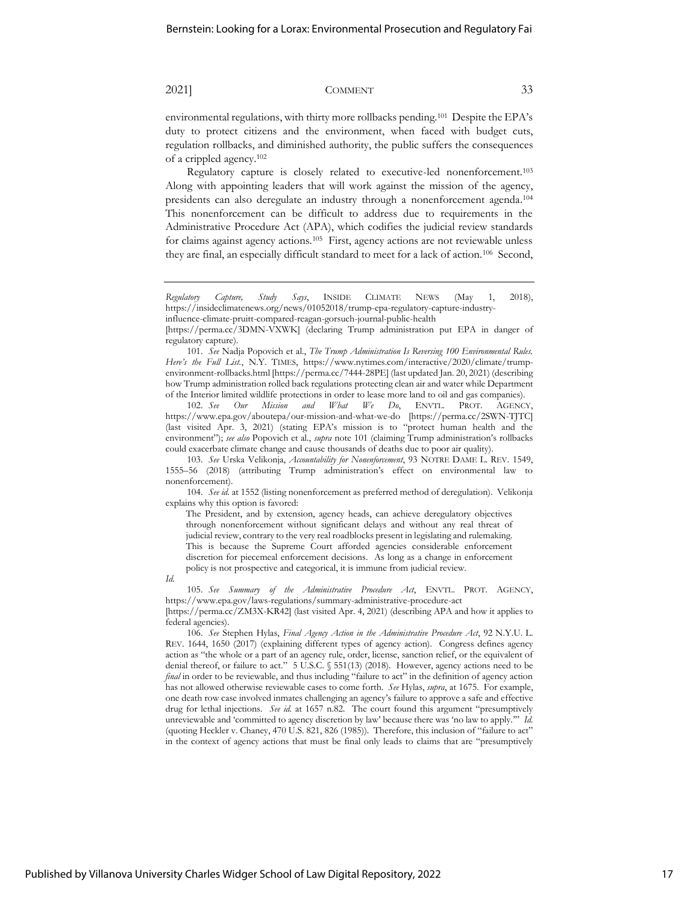environmental regulations, with thirty more rollbacks pending.[101] Despite the EPA's duty to protect citizens and the environment, when faced with budget cuts, regulation rollbacks, and diminished authority, the public suffers the consequences of a crippled agency.[102]

Regulatory capture is closely related to executive-led nonenforcement.[103] Along with appointing leaders that will work against the mission of the agency, presidents can also deregulate an industry through a nonenforcement agenda.[104] This nonenforcement can be difficult to address due to requirements in the Administrative Procedure Act (APA), which codifies the judicial review standards for claims against agency actions.[105] First, agency actions are not reviewable unless they are final, an especially difficult standard to meet for a lack of action.[106] Second,

---

*Regulatory Capture, Study Says*, INSIDE CLIMATE NEWS (May 1, 2018), https://insideclimatenews.org/news/01052018/trump-epa-regulatory-capture-industry-influence-climate-pruitt-compared-reagan-gorsuch-journal-public-health [https://perma.cc/3DMN-VXWK] (declaring Trump administration put EPA in danger of regulatory capture).

101. *See* Nadja Popovich et al., *The Trump Administration Is Reversing 100 Environmental Rules. Here's the Full List.*, N.Y. TIMES, https://www.nytimes.com/interactive/2020/climate/trump-environment-rollbacks.html [https://perma.cc/7444-28PE] (last updated Jan. 20, 2021) (describing how Trump administration rolled back regulations protecting clean air and water while Department of the Interior limited wildlife protections in order to lease more land to oil and gas companies).

102. *See Our Mission and What We Do*, ENVTL. PROT. AGENCY, https://www.epa.gov/aboutepa/our-mission-and-what-we-do [https://perma.cc/2SWN-TJTC] (last visited Apr. 3, 2021) (stating EPA's mission is to "protect human health and the environment"); *see also* Popovich et al., *supra* note 101 (claiming Trump administration's rollbacks could exacerbate climate change and cause thousands of deaths due to poor air quality).

103. *See* Urska Velikonja, *Accountability for Nonenforcement*, 93 NOTRE DAME L. REV. 1549, 1555–56 (2018) (attributing Trump administration's effect on environmental law to nonenforcement).

104. *See id.* at 1552 (listing nonenforcement as preferred method of deregulation). Velikonja explains why this option is favored:

> The President, and by extension, agency heads, can achieve deregulatory objectives through nonenforcement without significant delays and without any real threat of judicial review, contrary to the very real roadblocks present in legislating and rulemaking. This is because the Supreme Court afforded agencies considerable enforcement discretion for piecemeal enforcement decisions. As long as a change in enforcement policy is not prospective and categorical, it is immune from judicial review.

*Id.*

105. *See Summary of the Administrative Procedure Act*, ENVTL. PROT. AGENCY, https://www.epa.gov/laws-regulations/summary-administrative-procedure-act [https://perma.cc/ZM3X-KR42] (last visited Apr. 4, 2021) (describing APA and how it applies to federal agencies).

106. *See* Stephen Hylas, *Final Agency Action in the Administrative Procedure Act*, 92 N.Y.U. L. REV. 1644, 1650 (2017) (explaining different types of agency action). Congress defines agency action as "the whole or a part of an agency rule, order, license, sanction relief, or the equivalent of denial thereof, or failure to act." 5 U.S.C. § 551(13) (2018). However, agency actions need to be *final* in order to be reviewable, and thus including "failure to act" in the definition of agency action has not allowed otherwise reviewable cases to come forth. *See* Hylas, *supra*, at 1675. For example, one death row case involved inmates challenging an agency's failure to approve a safe and effective drug for lethal injections. *See id.* at 1657 n.82. The court found this argument "presumptively unreviewable and 'committed to agency discretion by law' because there was 'no law to apply.'" *Id.* (quoting Heckler v. Chaney, 470 U.S. 821, 826 (1985)). Therefore, this inclusion of "failure to act" in the context of agency actions that must be final only leads to claims that are "presumptively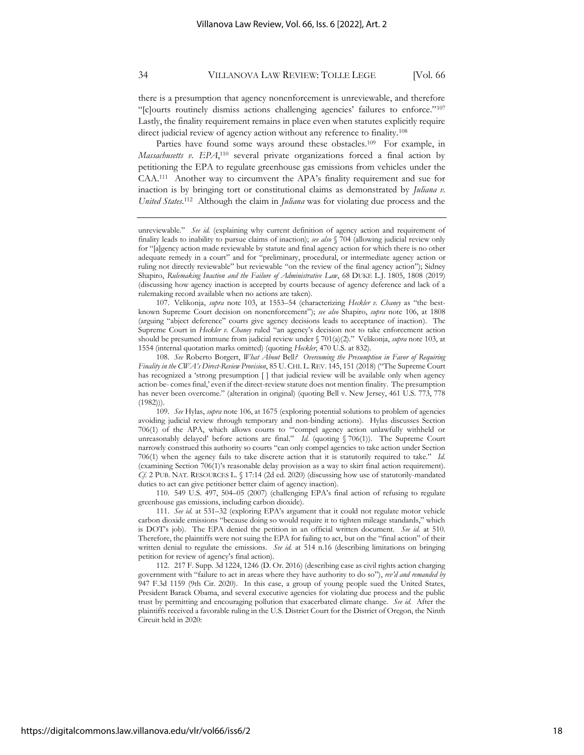there is a presumption that agency nonenforcement is unreviewable, and therefore "[c]ourts routinely dismiss actions challenging agencies' failures to enforce."[107] Lastly, the finality requirement remains in place even when statutes explicitly require direct judicial review of agency action without any reference to finality.[108]

Parties have found some ways around these obstacles.[109] For example, in *Massachusetts v. EPA*,[110] several private organizations forced a final action by petitioning the EPA to regulate greenhouse gas emissions from vehicles under the CAA.[111] Another way to circumvent the APA's finality requirement and sue for inaction is by bringing tort or constitutional claims as demonstrated by *Juliana v. United States*.[112] Although the claim in *Juliana* was for violating due process and the

---

unreviewable." *See id.* (explaining why current definition of agency action and requirement of finality leads to inability to pursue claims of inaction); *see also* § 704 (allowing judicial review only for "[a]gency action made reviewable by statute and final agency action for which there is no other adequate remedy in a court" and for "preliminary, procedural, or intermediate agency action or ruling not directly reviewable" but reviewable "on the review of the final agency action"); Sidney Shapiro, *Rulemaking Inaction and the Failure of Administrative Law*, 68 DUKE L.J. 1805, 1808 (2019) (discussing how agency inaction is accepted by courts because of agency deference and lack of a rulemaking record available when no actions are taken).

107. Velikonja, *supra* note 103, at 1553–54 (characterizing *Heckler v. Chaney* as "the best-known Supreme Court decision on nonenforcement"); *see also* Shapiro, *supra* note 106, at 1808 (arguing "abject deference" courts give agency decisions leads to acceptance of inaction). The Supreme Court in *Heckler v. Chaney* ruled "an agency's decision not to take enforcement action should be presumed immune from judicial review under § 701(a)(2)." Velikonja, *supra* note 103, at 1554 (internal quotation marks omitted) (quoting *Heckler*, 470 U.S. at 832).

108. *See* Roberto Borgert, *What About* Bell*? Overcoming the Presumption in Favor of Requiring Finality in the CWA's Direct-Review Provision*, 85 U. CHI. L. REV. 145, 151 (2018) ("The Supreme Court has recognized a 'strong presumption [ ] that judicial review will be available only when agency action be- comes final,' even if the direct-review statute does not mention finality. The presumption has never been overcome." (alteration in original) (quoting Bell v. New Jersey, 461 U.S. 773, 778 (1982))).

109. *See* Hylas, *supra* note 106, at 1675 (exploring potential solutions to problem of agencies avoiding judicial review through temporary and non-binding actions). Hylas discusses Section 706(1) of the APA, which allows courts to "'compel agency action unlawfully withheld or unreasonably delayed' before actions are final." *Id.* (quoting § 706(1)). The Supreme Court narrowly construed this authority so courts "can only compel agencies to take action under Section 706(1) when the agency fails to take discrete action that it is statutorily required to take." *Id.* (examining Section 706(1)'s reasonable delay provision as a way to skirt final action requirement). *Cf.* 2 PUB. NAT. RESOURCES L. § 17:14 (2d ed. 2020) (discussing how use of statutorily-mandated duties to act can give petitioner better claim of agency inaction).

110. 549 U.S. 497, 504–05 (2007) (challenging EPA's final action of refusing to regulate greenhouse gas emissions, including carbon dioxide).

111. *See id.* at 531–32 (exploring EPA's argument that it could not regulate motor vehicle carbon dioxide emissions "because doing so would require it to tighten mileage standards," which is DOT's job). The EPA denied the petition in an official written document. *See id.* at 510. Therefore, the plaintiffs were not suing the EPA for failing to act, but on the "final action" of their written denial to regulate the emissions. *See id.* at 514 n.16 (describing limitations on bringing petition for review of agency's final action).

112. 217 F. Supp. 3d 1224, 1246 (D. Or. 2016) (describing case as civil rights action charging government with "failure to act in areas where they have authority to do so"), *rev'd and remanded by* 947 F.3d 1159 (9th Cir. 2020). In this case, a group of young people sued the United States, President Barack Obama, and several executive agencies for violating due process and the public trust by permitting and encouraging pollution that exacerbated climate change. *See id.* After the plaintiffs received a favorable ruling in the U.S. District Court for the District of Oregon, the Ninth Circuit held in 2020: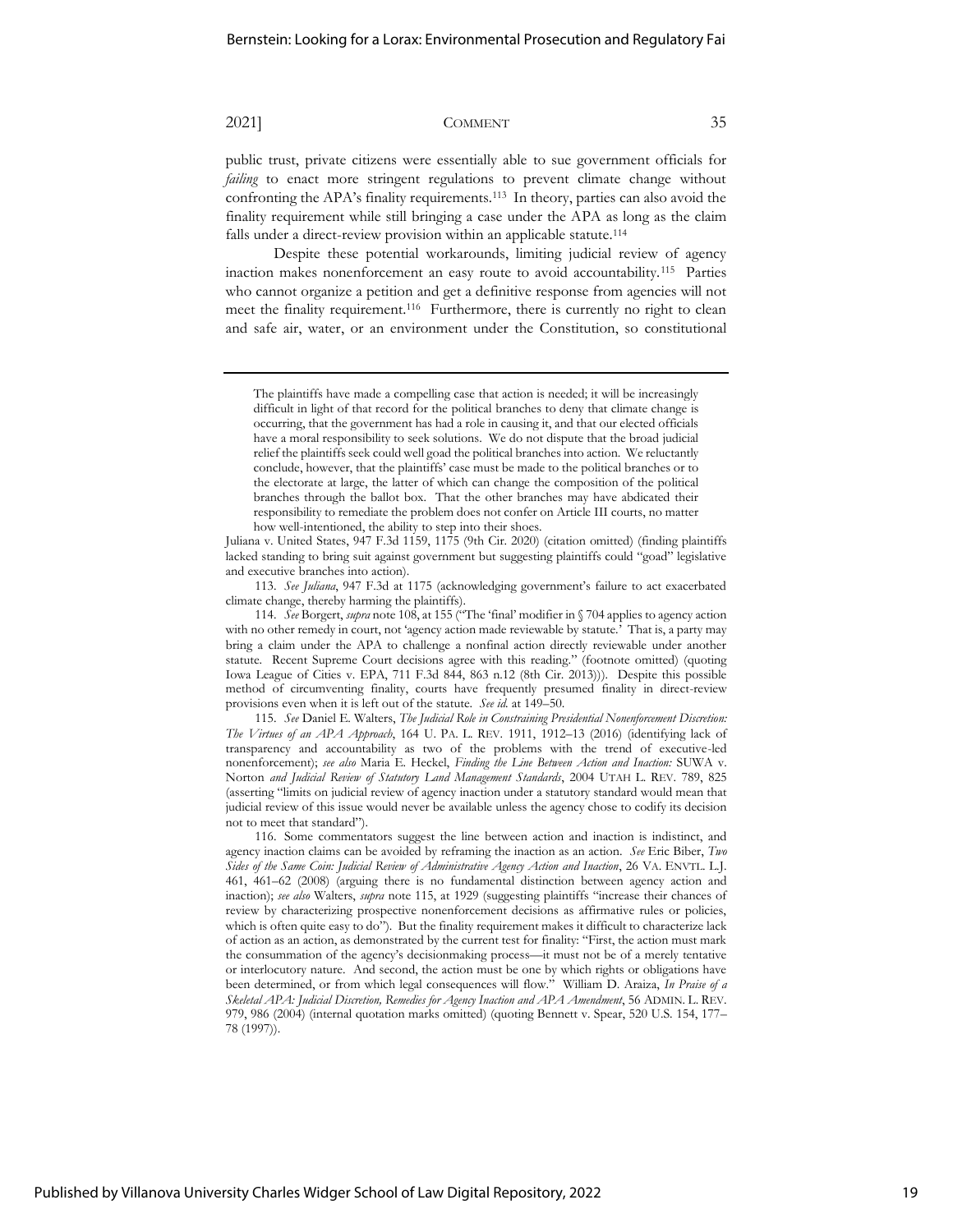public trust, private citizens were essentially able to sue government officials for *failing* to enact more stringent regulations to prevent climate change without confronting the APA's finality requirements.[113] In theory, parties can also avoid the finality requirement while still bringing a case under the APA as long as the claim falls under a direct-review provision within an applicable statute.[114]

Despite these potential workarounds, limiting judicial review of agency inaction makes nonenforcement an easy route to avoid accountability.[115] Parties who cannot organize a petition and get a definitive response from agencies will not meet the finality requirement.[116] Furthermore, there is currently no right to clean and safe air, water, or an environment under the Constitution, so constitutional

---

> The plaintiffs have made a compelling case that action is needed; it will be increasingly difficult in light of that record for the political branches to deny that climate change is occurring, that the government has had a role in causing it, and that our elected officials have a moral responsibility to seek solutions. We do not dispute that the broad judicial relief the plaintiffs seek could well goad the political branches into action. We reluctantly conclude, however, that the plaintiffs' case must be made to the political branches or to the electorate at large, the latter of which can change the composition of the political branches through the ballot box. That the other branches may have abdicated their responsibility to remediate the problem does not confer on Article III courts, no matter how well-intentioned, the ability to step into their shoes.

Juliana v. United States, 947 F.3d 1159, 1175 (9th Cir. 2020) (citation omitted) (finding plaintiffs lacked standing to bring suit against government but suggesting plaintiffs could "goad" legislative and executive branches into action).

113. *See Juliana*, 947 F.3d at 1175 (acknowledging government's failure to act exacerbated climate change, thereby harming the plaintiffs).

114. *See* Borgert, *supra* note 108, at 155 ("The 'final' modifier in § 704 applies to agency action with no other remedy in court, not 'agency action made reviewable by statute.' That is, a party may bring a claim under the APA to challenge a nonfinal action directly reviewable under another statute. Recent Supreme Court decisions agree with this reading." (footnote omitted) (quoting Iowa League of Cities v. EPA, 711 F.3d 844, 863 n.12 (8th Cir. 2013))). Despite this possible method of circumventing finality, courts have frequently presumed finality in direct-review provisions even when it is left out of the statute. *See id.* at 149–50.

115. *See* Daniel E. Walters, *The Judicial Role in Constraining Presidential Nonenforcement Discretion: The Virtues of an APA Approach*, 164 U. PA. L. REV. 1911, 1912–13 (2016) (identifying lack of transparency and accountability as two of the problems with the trend of executive-led nonenforcement); *see also* Maria E. Heckel, *Finding the Line Between Action and Inaction:* SUWA v. Norton *and Judicial Review of Statutory Land Management Standards*, 2004 UTAH L. REV. 789, 825 (asserting "limits on judicial review of agency inaction under a statutory standard would mean that judicial review of this issue would never be available unless the agency chose to codify its decision not to meet that standard").

116. Some commentators suggest the line between action and inaction is indistinct, and agency inaction claims can be avoided by reframing the inaction as an action. *See* Eric Biber, *Two Sides of the Same Coin: Judicial Review of Administrative Agency Action and Inaction*, 26 VA. ENVTL. L.J. 461, 461–62 (2008) (arguing there is no fundamental distinction between agency action and inaction); *see also* Walters, *supra* note 115, at 1929 (suggesting plaintiffs "increase their chances of review by characterizing prospective nonenforcement decisions as affirmative rules or policies, which is often quite easy to do"). But the finality requirement makes it difficult to characterize lack of action as an action, as demonstrated by the current test for finality: "First, the action must mark the consummation of the agency's decisionmaking process—it must not be of a merely tentative or interlocutory nature. And second, the action must be one by which rights or obligations have been determined, or from which legal consequences will flow." William D. Araiza, *In Praise of a Skeletal APA: Judicial Discretion, Remedies for Agency Inaction and APA Amendment*, 56 ADMIN. L. REV. 979, 986 (2004) (internal quotation marks omitted) (quoting Bennett v. Spear, 520 U.S. 154, 177–78 (1997)).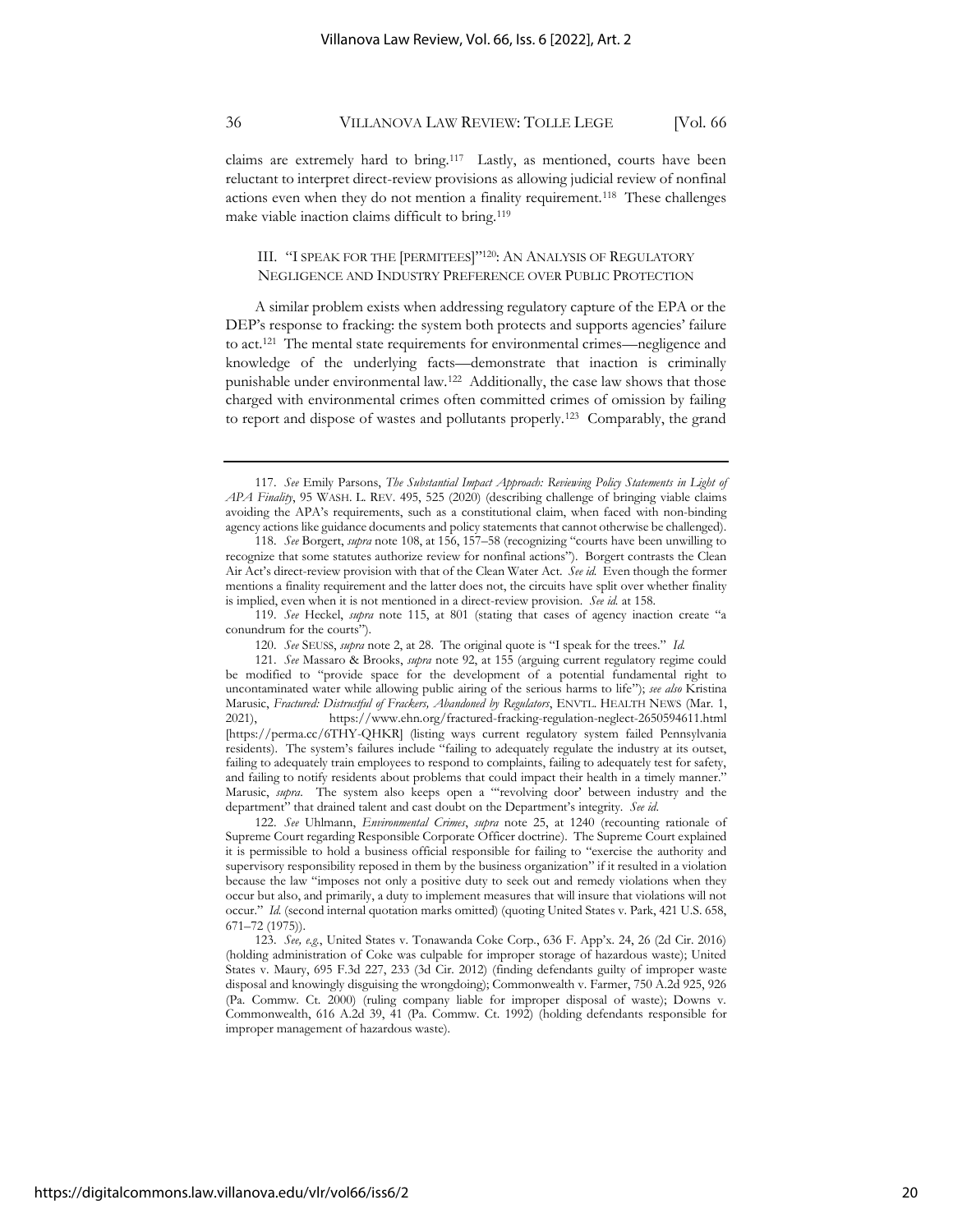claims are extremely hard to bring.[117] Lastly, as mentioned, courts have been reluctant to interpret direct-review provisions as allowing judicial review of nonfinal actions even when they do not mention a finality requirement.[118] These challenges make viable inaction claims difficult to bring.[119]

### III. "I SPEAK FOR THE [PERMITEES]"[120]: AN ANALYSIS OF REGULATORY NEGLIGENCE AND INDUSTRY PREFERENCE OVER PUBLIC PROTECTION

A similar problem exists when addressing regulatory capture of the EPA or the DEP's response to fracking: the system both protects and supports agencies' failure to act.[121] The mental state requirements for environmental crimes—negligence and knowledge of the underlying facts—demonstrate that inaction is criminally punishable under environmental law.[122] Additionally, the case law shows that those charged with environmental crimes often committed crimes of omission by failing to report and dispose of wastes and pollutants properly.[123] Comparably, the grand

---

117. *See* Emily Parsons, *The Substantial Impact Approach: Reviewing Policy Statements in Light of APA Finality*, 95 WASH. L. REV. 495, 525 (2020) (describing challenge of bringing viable claims avoiding the APA's requirements, such as a constitutional claim, when faced with non-binding agency actions like guidance documents and policy statements that cannot otherwise be challenged).

118. *See* Borgert, *supra* note 108, at 156, 157–58 (recognizing "courts have been unwilling to recognize that some statutes authorize review for nonfinal actions"). Borgert contrasts the Clean Air Act's direct-review provision with that of the Clean Water Act. *See id.* Even though the former mentions a finality requirement and the latter does not, the circuits have split over whether finality is implied, even when it is not mentioned in a direct-review provision. *See id.* at 158.

119. *See* Heckel, *supra* note 115, at 801 (stating that cases of agency inaction create "a conundrum for the courts").

120. *See* SEUSS, *supra* note 2, at 28. The original quote is "I speak for the trees." *Id.*

121. *See* Massaro & Brooks, *supra* note 92, at 155 (arguing current regulatory regime could be modified to "provide space for the development of a potential fundamental right to uncontaminated water while allowing public airing of the serious harms to life"); *see also* Kristina Marusic, *Fractured: Distrustful of Frackers, Abandoned by Regulators*, ENVTL. HEALTH NEWS (Mar. 1, 2021), https://www.ehn.org/fractured-fracking-regulation-neglect-2650594611.html [https://perma.cc/6THY-QHKR] (listing ways current regulatory system failed Pennsylvania residents). The system's failures include "failing to adequately regulate the industry at its outset, failing to adequately train employees to respond to complaints, failing to adequately test for safety, and failing to notify residents about problems that could impact their health in a timely manner." Marusic, *supra*. The system also keeps open a "'revolving door' between industry and the department" that drained talent and cast doubt on the Department's integrity. *See id.*

122. *See* Uhlmann, *Environmental Crimes*, *supra* note 25, at 1240 (recounting rationale of Supreme Court regarding Responsible Corporate Officer doctrine). The Supreme Court explained it is permissible to hold a business official responsible for failing to "exercise the authority and supervisory responsibility reposed in them by the business organization" if it resulted in a violation because the law "imposes not only a positive duty to seek out and remedy violations when they occur but also, and primarily, a duty to implement measures that will insure that violations will not occur." *Id.* (second internal quotation marks omitted) (quoting United States v. Park, 421 U.S. 658, 671–72 (1975)).

123. *See, e.g.*, United States v. Tonawanda Coke Corp., 636 F. App'x. 24, 26 (2d Cir. 2016) (holding administration of Coke was culpable for improper storage of hazardous waste); United States v. Maury, 695 F.3d 227, 233 (3d Cir. 2012) (finding defendants guilty of improper waste disposal and knowingly disguising the wrongdoing); Commonwealth v. Farmer, 750 A.2d 925, 926 (Pa. Commw. Ct. 2000) (ruling company liable for improper disposal of waste); Downs v. Commonwealth, 616 A.2d 39, 41 (Pa. Commw. Ct. 1992) (holding defendants responsible for improper management of hazardous waste).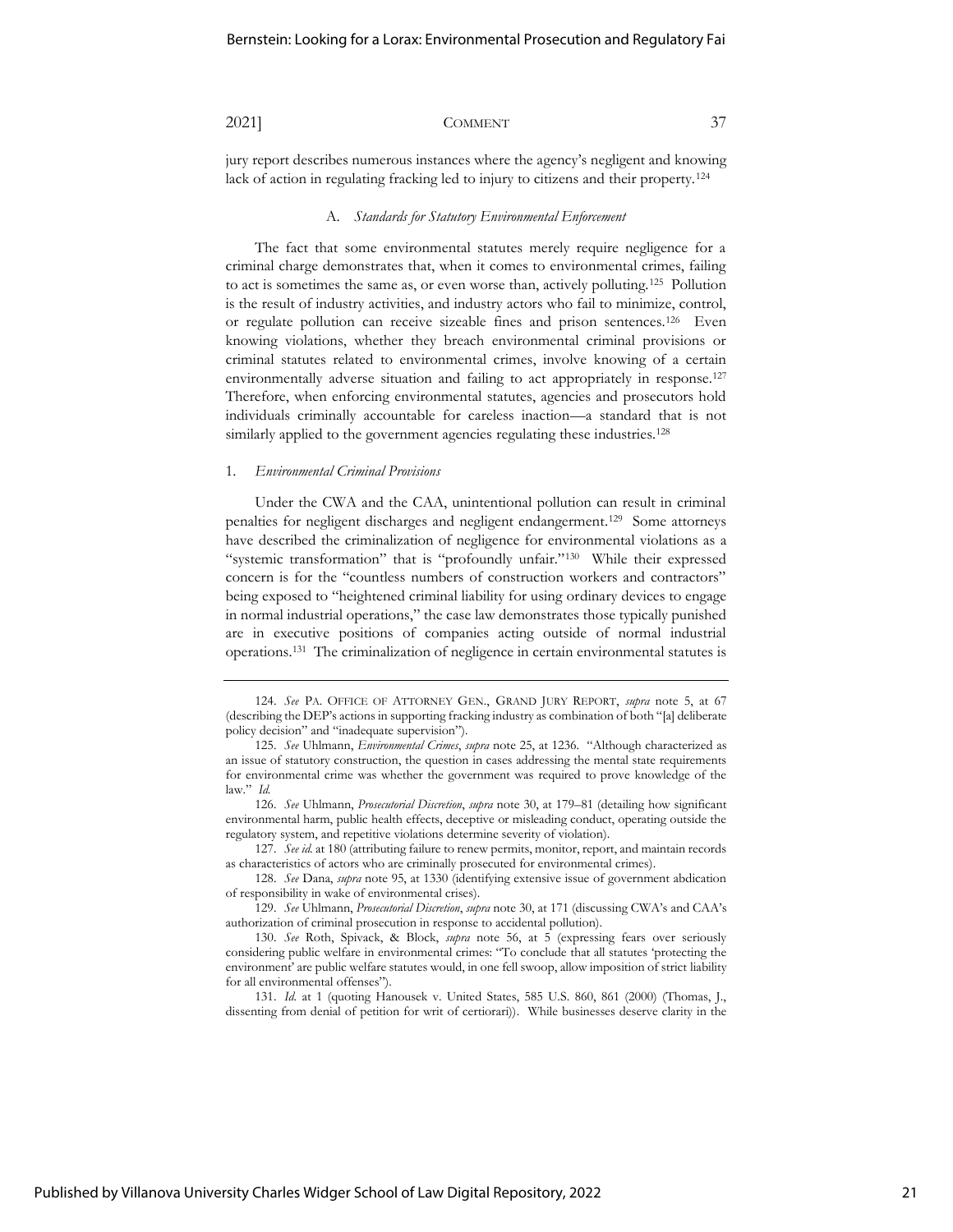jury report describes numerous instances where the agency's negligent and knowing lack of action in regulating fracking led to injury to citizens and their property.[124]

### A. *Standards for Statutory Environmental Enforcement*

The fact that some environmental statutes merely require negligence for a criminal charge demonstrates that, when it comes to environmental crimes, failing to act is sometimes the same as, or even worse than, actively polluting.[125] Pollution is the result of industry activities, and industry actors who fail to minimize, control, or regulate pollution can receive sizeable fines and prison sentences.[126] Even knowing violations, whether they breach environmental criminal provisions or criminal statutes related to environmental crimes, involve knowing of a certain environmentally adverse situation and failing to act appropriately in response.[127] Therefore, when enforcing environmental statutes, agencies and prosecutors hold individuals criminally accountable for careless inaction—a standard that is not similarly applied to the government agencies regulating these industries.[128]

#### 1. *Environmental Criminal Provisions*

Under the CWA and the CAA, unintentional pollution can result in criminal penalties for negligent discharges and negligent endangerment.[129] Some attorneys have described the criminalization of negligence for environmental violations as a "systemic transformation" that is "profoundly unfair."[130] While their expressed concern is for the "countless numbers of construction workers and contractors" being exposed to "heightened criminal liability for using ordinary devices to engage in normal industrial operations," the case law demonstrates those typically punished are in executive positions of companies acting outside of normal industrial operations.[131] The criminalization of negligence in certain environmental statutes is

---

124. *See* PA. OFFICE OF ATTORNEY GEN., GRAND JURY REPORT, *supra* note 5, at 67 (describing the DEP's actions in supporting fracking industry as combination of both "[a] deliberate policy decision" and "inadequate supervision").

125. *See* Uhlmann, *Environmental Crimes*, *supra* note 25, at 1236. "Although characterized as an issue of statutory construction, the question in cases addressing the mental state requirements for environmental crime was whether the government was required to prove knowledge of the law." *Id.*

126. *See* Uhlmann, *Prosecutorial Discretion*, *supra* note 30, at 179–81 (detailing how significant environmental harm, public health effects, deceptive or misleading conduct, operating outside the regulatory system, and repetitive violations determine severity of violation).

127. *See id.* at 180 (attributing failure to renew permits, monitor, report, and maintain records as characteristics of actors who are criminally prosecuted for environmental crimes).

128. *See* Dana, *supra* note 95, at 1330 (identifying extensive issue of government abdication of responsibility in wake of environmental crises).

129. *See* Uhlmann, *Prosecutorial Discretion*, *supra* note 30, at 171 (discussing CWA's and CAA's authorization of criminal prosecution in response to accidental pollution).

130. *See* Roth, Spivack, & Block, *supra* note 56, at 5 (expressing fears over seriously considering public welfare in environmental crimes: "To conclude that all statutes 'protecting the environment' are public welfare statutes would, in one fell swoop, allow imposition of strict liability for all environmental offenses").

131. *Id.* at 1 (quoting Hanousek v. United States, 585 U.S. 860, 861 (2000) (Thomas, J., dissenting from denial of petition for writ of certiorari)). While businesses deserve clarity in the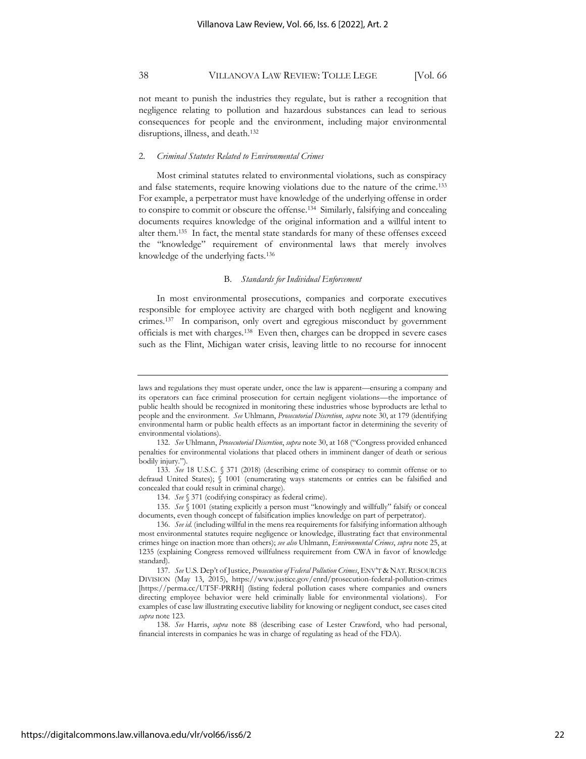not meant to punish the industries they regulate, but is rather a recognition that negligence relating to pollution and hazardous substances can lead to serious consequences for people and the environment, including major environmental disruptions, illness, and death.[132]

### 2. *Criminal Statutes Related to Environmental Crimes*

Most criminal statutes related to environmental violations, such as conspiracy and false statements, require knowing violations due to the nature of the crime.[133] For example, a perpetrator must have knowledge of the underlying offense in order to conspire to commit or obscure the offense.[134] Similarly, falsifying and concealing documents requires knowledge of the original information and a willful intent to alter them.[135] In fact, the mental state standards for many of these offenses exceed the "knowledge" requirement of environmental laws that merely involves knowledge of the underlying facts.[136]

## B. *Standards for Individual Enforcement*

In most environmental prosecutions, companies and corporate executives responsible for employee activity are charged with both negligent and knowing crimes.[137] In comparison, only overt and egregious misconduct by government officials is met with charges.[138] Even then, charges can be dropped in severe cases such as the Flint, Michigan water crisis, leaving little to no recourse for innocent

---

laws and regulations they must operate under, once the law is apparent—ensuring a company and its operators can face criminal prosecution for certain negligent violations—the importance of public health should be recognized in monitoring these industries whose byproducts are lethal to people and the environment. *See* Uhlmann, *Prosecutorial Discretion*, *supra* note 30, at 179 (identifying environmental harm or public health effects as an important factor in determining the severity of environmental violations).

132. *See* Uhlmann, *Prosecutorial Discretion*, *supra* note 30, at 168 ("Congress provided enhanced penalties for environmental violations that placed others in imminent danger of death or serious bodily injury.").

133. *See* 18 U.S.C. § 371 (2018) (describing crime of conspiracy to commit offense or to defraud United States); § 1001 (enumerating ways statements or entries can be falsified and concealed that could result in criminal charge).

134. *See* § 371 (codifying conspiracy as federal crime).

135. *See* § 1001 (stating explicitly a person must "knowingly and willfully" falsify or conceal documents, even though concept of falsification implies knowledge on part of perpetrator).

136. *See id.* (including willful in the mens rea requirements for falsifying information although most environmental statutes require negligence or knowledge, illustrating fact that environmental crimes hinge on inaction more than others); *see also* Uhlmann, *Environmental Crimes*, *supra* note 25, at 1235 (explaining Congress removed willfulness requirement from CWA in favor of knowledge standard).

137. *See* U.S. Dep't of Justice, *Prosecution of Federal Pollution Crimes*, ENV'T & NAT. RESOURCES DIVISION (May 13, 2015), https://www.justice.gov/enrd/prosecution-federal-pollution-crimes [https://perma.cc/UT5F-PRRH] (listing federal pollution cases where companies and owners directing employee behavior were held criminally liable for environmental violations). For examples of case law illustrating executive liability for knowing or negligent conduct, see cases cited *supra* note 123.

138. *See* Harris, *supra* note 88 (describing case of Lester Crawford, who had personal, financial interests in companies he was in charge of regulating as head of the FDA).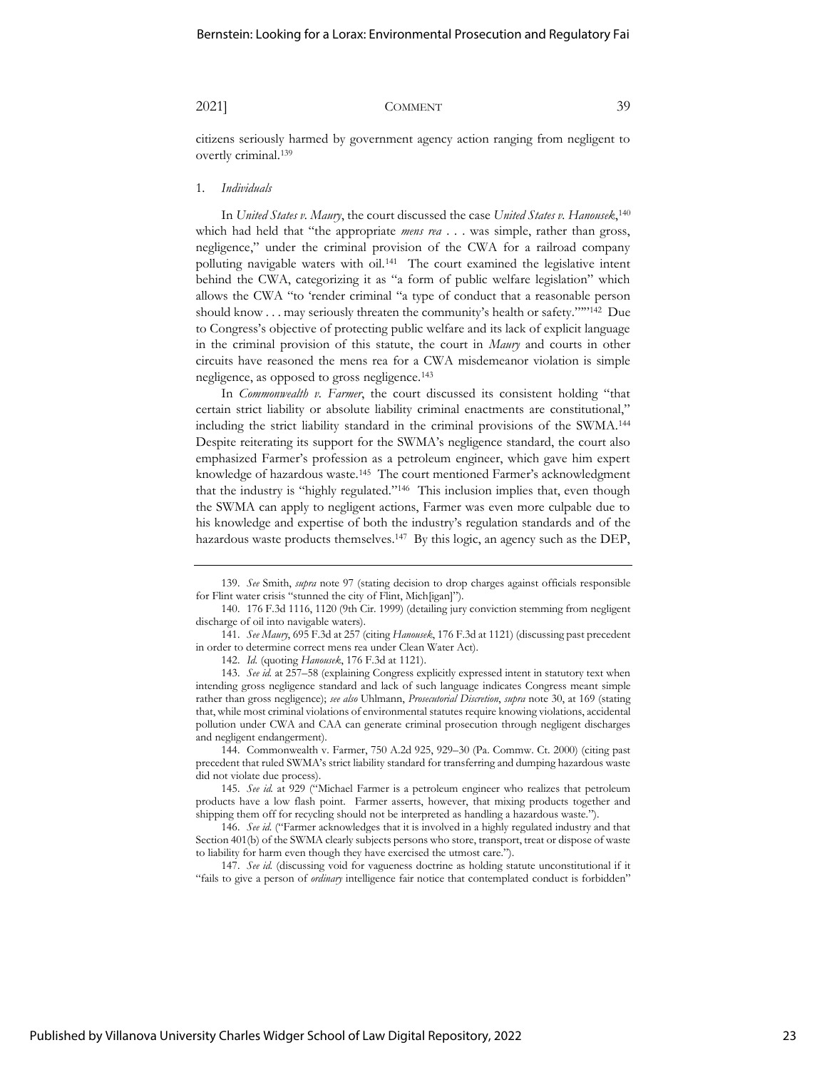citizens seriously harmed by government agency action ranging from negligent to overtly criminal.[139]

1. *Individuals*

In *United States v. Maury*, the court discussed the case *United States v. Hanousek*,[140] which had held that "the appropriate *mens rea* . . . was simple, rather than gross, negligence," under the criminal provision of the CWA for a railroad company polluting navigable waters with oil.[141] The court examined the legislative intent behind the CWA, categorizing it as "a form of public welfare legislation" which allows the CWA "to 'render criminal "a type of conduct that a reasonable person should know . . . may seriously threaten the community's health or safety."'"[142] Due to Congress's objective of protecting public welfare and its lack of explicit language in the criminal provision of this statute, the court in *Maury* and courts in other circuits have reasoned the mens rea for a CWA misdemeanor violation is simple negligence, as opposed to gross negligence.[143]

In *Commonwealth v. Farmer*, the court discussed its consistent holding "that certain strict liability or absolute liability criminal enactments are constitutional," including the strict liability standard in the criminal provisions of the SWMA.[144] Despite reiterating its support for the SWMA's negligence standard, the court also emphasized Farmer's profession as a petroleum engineer, which gave him expert knowledge of hazardous waste.[145] The court mentioned Farmer's acknowledgment that the industry is "highly regulated."[146] This inclusion implies that, even though the SWMA can apply to negligent actions, Farmer was even more culpable due to his knowledge and expertise of both the industry's regulation standards and of the hazardous waste products themselves.[147] By this logic, an agency such as the DEP,

---

139. *See* Smith, *supra* note 97 (stating decision to drop charges against officials responsible for Flint water crisis "stunned the city of Flint, Mich[igan]").

140. 176 F.3d 1116, 1120 (9th Cir. 1999) (detailing jury conviction stemming from negligent discharge of oil into navigable waters).

141. *See Maury*, 695 F.3d at 257 (citing *Hanousek*, 176 F.3d at 1121) (discussing past precedent in order to determine correct mens rea under Clean Water Act).

142. *Id.* (quoting *Hanousek*, 176 F.3d at 1121).

143. *See id.* at 257–58 (explaining Congress explicitly expressed intent in statutory text when intending gross negligence standard and lack of such language indicates Congress meant simple rather than gross negligence); *see also* Uhlmann, *Prosecutorial Discretion*, *supra* note 30, at 169 (stating that, while most criminal violations of environmental statutes require knowing violations, accidental pollution under CWA and CAA can generate criminal prosecution through negligent discharges and negligent endangerment).

144. Commonwealth v. Farmer, 750 A.2d 925, 929–30 (Pa. Commw. Ct. 2000) (citing past precedent that ruled SWMA's strict liability standard for transferring and dumping hazardous waste did not violate due process).

145. *See id.* at 929 ("Michael Farmer is a petroleum engineer who realizes that petroleum products have a low flash point. Farmer asserts, however, that mixing products together and shipping them off for recycling should not be interpreted as handling a hazardous waste.").

146. *See id.* ("Farmer acknowledges that it is involved in a highly regulated industry and that Section 401(b) of the SWMA clearly subjects persons who store, transport, treat or dispose of waste to liability for harm even though they have exercised the utmost care.").

147. *See id.* (discussing void for vagueness doctrine as holding statute unconstitutional if it "fails to give a person of *ordinary* intelligence fair notice that contemplated conduct is forbidden"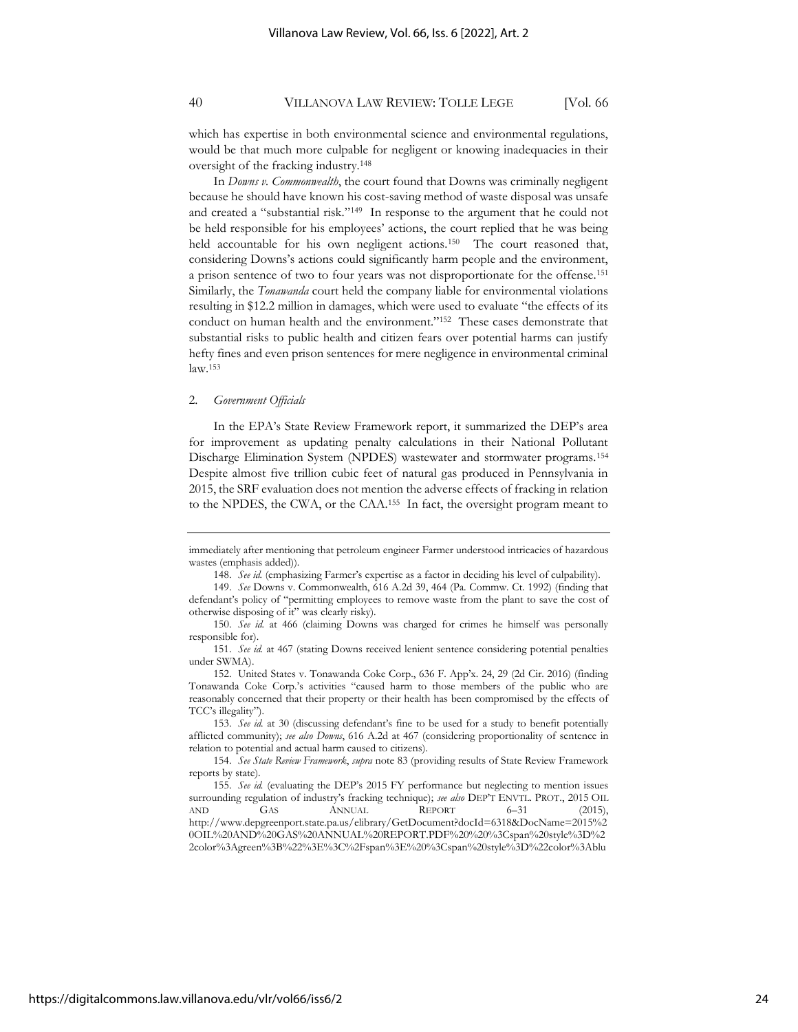which has expertise in both environmental science and environmental regulations, would be that much more culpable for negligent or knowing inadequacies in their oversight of the fracking industry.[148]

In *Downs v. Commonwealth*, the court found that Downs was criminally negligent because he should have known his cost-saving method of waste disposal was unsafe and created a "substantial risk."[149] In response to the argument that he could not be held responsible for his employees' actions, the court replied that he was being held accountable for his own negligent actions.[150] The court reasoned that, considering Downs's actions could significantly harm people and the environment, a prison sentence of two to four years was not disproportionate for the offense.[151] Similarly, the *Tonawanda* court held the company liable for environmental violations resulting in $12.2 million in damages, which were used to evaluate "the effects of its conduct on human health and the environment."[152] These cases demonstrate that substantial risks to public health and citizen fears over potential harms can justify hefty fines and even prison sentences for mere negligence in environmental criminal law.[153]

### 2. *Government Officials*

In the EPA's State Review Framework report, it summarized the DEP's area for improvement as updating penalty calculations in their National Pollutant Discharge Elimination System (NPDES) wastewater and stormwater programs.[154] Despite almost five trillion cubic feet of natural gas produced in Pennsylvania in 2015, the SRF evaluation does not mention the adverse effects of fracking in relation to the NPDES, the CWA, or the CAA.[155] In fact, the oversight program meant to

---

immediately after mentioning that petroleum engineer Farmer understood intricacies of hazardous wastes (emphasis added)).

148. *See id.* (emphasizing Farmer's expertise as a factor in deciding his level of culpability).

149. *See* Downs v. Commonwealth, 616 A.2d 39, 464 (Pa. Commw. Ct. 1992) (finding that defendant's policy of "permitting employees to remove waste from the plant to save the cost of otherwise disposing of it" was clearly risky).

150. *See id.* at 466 (claiming Downs was charged for crimes he himself was personally responsible for).

151. *See id.* at 467 (stating Downs received lenient sentence considering potential penalties under SWMA).

152. United States v. Tonawanda Coke Corp., 636 F. App'x. 24, 29 (2d Cir. 2016) (finding Tonawanda Coke Corp.'s activities "caused harm to those members of the public who are reasonably concerned that their property or their health has been compromised by the effects of TCC's illegality").

153. *See id.* at 30 (discussing defendant's fine to be used for a study to benefit potentially afflicted community); *see also Downs*, 616 A.2d at 467 (considering proportionality of sentence in relation to potential and actual harm caused to citizens).

154. *See State Review Framework*, *supra* note 83 (providing results of State Review Framework reports by state).

155. *See id.* (evaluating the DEP's 2015 FY performance but neglecting to mention issues surrounding regulation of industry's fracking technique); *see also* DEP'T ENVTL. PROT., 2015 OIL AND GAS ANNUAL REPORT 6–31 (2015), http://www.depgreenport.state.pa.us/elibrary/GetDocument?docId=6318&DocName=2015%20OIL%20AND%20GAS%20ANNUAL%20REPORT.PDF%20%20%3Cspan%20style%3D%22color%3Agreen%3B%22%3E%3C%2Fspan%3E%20%3Cspan%20style%3D%22color%3Ablu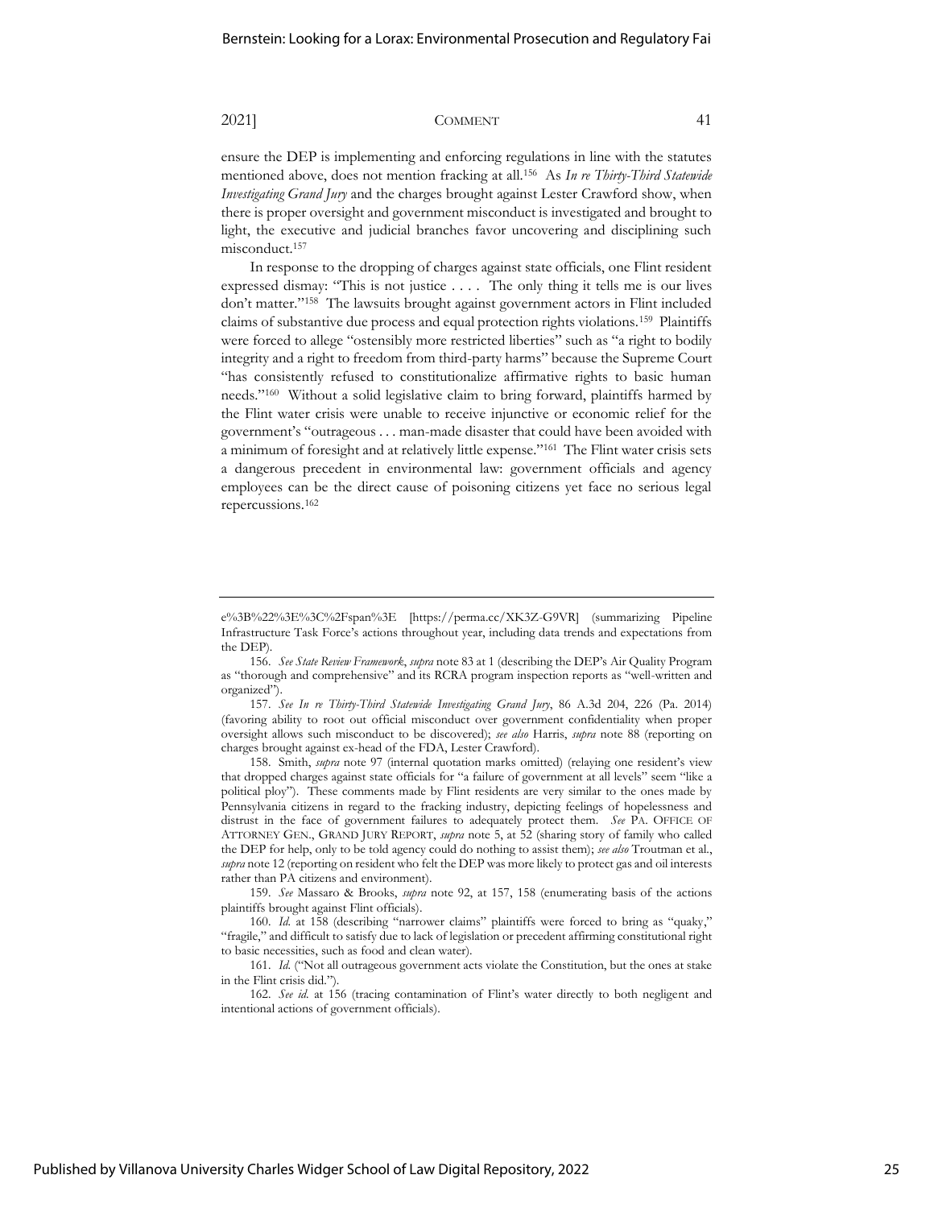ensure the DEP is implementing and enforcing regulations in line with the statutes mentioned above, does not mention fracking at all.[156] As *In re Thirty-Third Statewide Investigating Grand Jury* and the charges brought against Lester Crawford show, when there is proper oversight and government misconduct is investigated and brought to light, the executive and judicial branches favor uncovering and disciplining such misconduct.[157]

In response to the dropping of charges against state officials, one Flint resident expressed dismay: "This is not justice . . . . The only thing it tells me is our lives don't matter."[158] The lawsuits brought against government actors in Flint included claims of substantive due process and equal protection rights violations.[159] Plaintiffs were forced to allege "ostensibly more restricted liberties" such as "a right to bodily integrity and a right to freedom from third-party harms" because the Supreme Court "has consistently refused to constitutionalize affirmative rights to basic human needs."[160] Without a solid legislative claim to bring forward, plaintiffs harmed by the Flint water crisis were unable to receive injunctive or economic relief for the government's "outrageous . . . man-made disaster that could have been avoided with a minimum of foresight and at relatively little expense."[161] The Flint water crisis sets a dangerous precedent in environmental law: government officials and agency employees can be the direct cause of poisoning citizens yet face no serious legal repercussions.[162]

---

e%3B%22%3E%3C%2Fspan%3E [https://perma.cc/XK3Z-G9VR] (summarizing Pipeline Infrastructure Task Force's actions throughout year, including data trends and expectations from the DEP).

156. *See State Review Framework*, *supra* note 83 at 1 (describing the DEP's Air Quality Program as "thorough and comprehensive" and its RCRA program inspection reports as "well-written and organized").

157. *See In re Thirty-Third Statewide Investigating Grand Jury*, 86 A.3d 204, 226 (Pa. 2014) (favoring ability to root out official misconduct over government confidentiality when proper oversight allows such misconduct to be discovered); *see also* Harris, *supra* note 88 (reporting on charges brought against ex-head of the FDA, Lester Crawford).

158. Smith, *supra* note 97 (internal quotation marks omitted) (relaying one resident's view that dropped charges against state officials for "a failure of government at all levels" seem "like a political ploy"). These comments made by Flint residents are very similar to the ones made by Pennsylvania citizens in regard to the fracking industry, depicting feelings of hopelessness and distrust in the face of government failures to adequately protect them. *See* PA. OFFICE OF ATTORNEY GEN., GRAND JURY REPORT, *supra* note 5, at 52 (sharing story of family who called the DEP for help, only to be told agency could do nothing to assist them); *see also* Troutman et al., *supra* note 12 (reporting on resident who felt the DEP was more likely to protect gas and oil interests rather than PA citizens and environment).

159. *See* Massaro & Brooks, *supra* note 92, at 157, 158 (enumerating basis of the actions plaintiffs brought against Flint officials).

160. *Id.* at 158 (describing "narrower claims" plaintiffs were forced to bring as "quaky," "fragile," and difficult to satisfy due to lack of legislation or precedent affirming constitutional right to basic necessities, such as food and clean water).

161. *Id.* ("Not all outrageous government acts violate the Constitution, but the ones at stake in the Flint crisis did.").

162. *See id.* at 156 (tracing contamination of Flint's water directly to both negligent and intentional actions of government officials).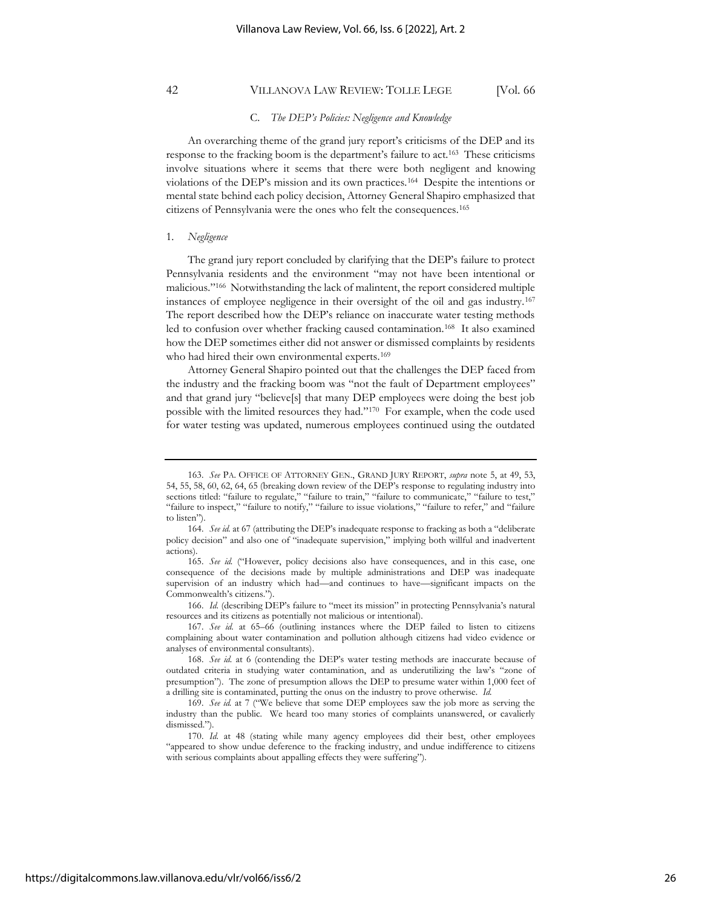### C. *The DEP's Policies: Negligence and Knowledge*

An overarching theme of the grand jury report's criticisms of the DEP and its response to the fracking boom is the department's failure to act.[163] These criticisms involve situations where it seems that there were both negligent and knowing violations of the DEP's mission and its own practices.[164] Despite the intentions or mental state behind each policy decision, Attorney General Shapiro emphasized that citizens of Pennsylvania were the ones who felt the consequences.[165]

#### 1. *Negligence*

The grand jury report concluded by clarifying that the DEP's failure to protect Pennsylvania residents and the environment "may not have been intentional or malicious."[166] Notwithstanding the lack of malintent, the report considered multiple instances of employee negligence in their oversight of the oil and gas industry.[167] The report described how the DEP's reliance on inaccurate water testing methods led to confusion over whether fracking caused contamination.[168] It also examined how the DEP sometimes either did not answer or dismissed complaints by residents who had hired their own environmental experts.[169]

Attorney General Shapiro pointed out that the challenges the DEP faced from the industry and the fracking boom was "not the fault of Department employees" and that grand jury "believe[s] that many DEP employees were doing the best job possible with the limited resources they had."[170] For example, when the code used for water testing was updated, numerous employees continued using the outdated

---

163. *See* PA. OFFICE OF ATTORNEY GEN., GRAND JURY REPORT, *supra* note 5, at 49, 53, 54, 55, 58, 60, 62, 64, 65 (breaking down review of the DEP's response to regulating industry into sections titled: "failure to regulate," "failure to train," "failure to communicate," "failure to test," "failure to inspect," "failure to notify," "failure to issue violations," "failure to refer," and "failure to listen").

164. *See id.* at 67 (attributing the DEP's inadequate response to fracking as both a "deliberate policy decision" and also one of "inadequate supervision," implying both willful and inadvertent actions).

165. *See id.* ("However, policy decisions also have consequences, and in this case, one consequence of the decisions made by multiple administrations and DEP was inadequate supervision of an industry which had—and continues to have—significant impacts on the Commonwealth's citizens.").

166. *Id.* (describing DEP's failure to "meet its mission" in protecting Pennsylvania's natural resources and its citizens as potentially not malicious or intentional).

167. *See id.* at 65–66 (outlining instances where the DEP failed to listen to citizens complaining about water contamination and pollution although citizens had video evidence or analyses of environmental consultants).

168. *See id.* at 6 (contending the DEP's water testing methods are inaccurate because of outdated criteria in studying water contamination, and as underutilizing the law's "zone of presumption"). The zone of presumption allows the DEP to presume water within 1,000 feet of a drilling site is contaminated, putting the onus on the industry to prove otherwise. *Id.*

169. *See id.* at 7 ("We believe that some DEP employees saw the job more as serving the industry than the public. We heard too many stories of complaints unanswered, or cavalierly dismissed.").

170. *Id.* at 48 (stating while many agency employees did their best, other employees "appeared to show undue deference to the fracking industry, and undue indifference to citizens with serious complaints about appalling effects they were suffering").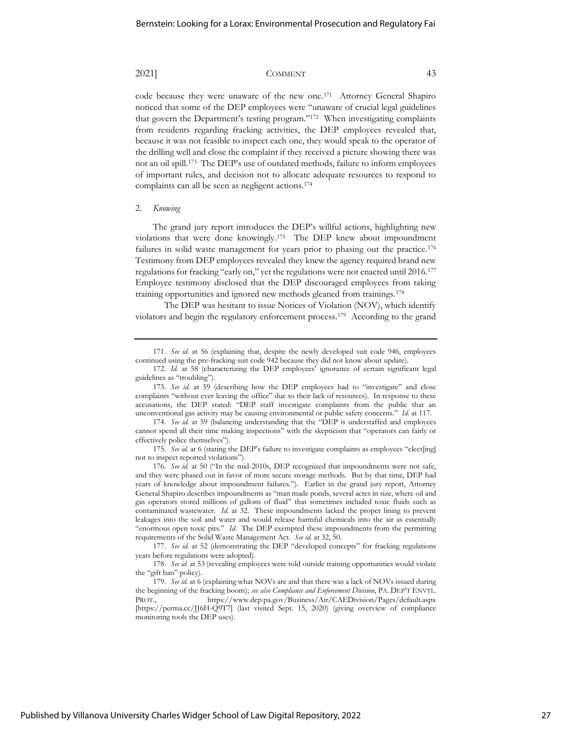code because they were unaware of the new one.[171] Attorney General Shapiro noticed that some of the DEP employees were "unaware of crucial legal guidelines that govern the Department's testing program."[172] When investigating complaints from residents regarding fracking activities, the DEP employees revealed that, because it was not feasible to inspect each one, they would speak to the operator of the drilling well and close the complaint if they received a picture showing there was not an oil spill.[173] The DEP's use of outdated methods, failure to inform employees of important rules, and decision not to allocate adequate resources to respond to complaints can all be seen as negligent actions.[174]

2. *Knowing*

The grand jury report introduces the DEP's willful actions, highlighting new violations that were done knowingly.[175] The DEP knew about impoundment failures in solid waste management for years prior to phasing out the practice.[176] Testimony from DEP employees revealed they knew the agency required brand new regulations for fracking "early on," yet the regulations were not enacted until 2016.[177] Employee testimony disclosed that the DEP discouraged employees from taking training opportunities and ignored new methods gleaned from trainings.[178]

The DEP was hesitant to issue Notices of Violation (NOV), which identify violators and begin the regulatory enforcement process.[179] According to the grand

---

171. *See id.* at 56 (explaining that, despite the newly developed suit code 946, employees continued using the pre-fracking suit code 942 because they did not know about update).

172. *Id.* at 58 (characterizing the DEP employees' ignorance of certain significant legal guidelines as "troubling").

173. *See id.* at 59 (describing how the DEP employees had to "investigate" and close complaints "without ever leaving the office" due to their lack of resources). In response to these accusations, the DEP stated: "DEP staff investigate complaints from the public that an unconventional gas activity may be causing environmental or public safety concerns." *Id.* at 117.

174. *See id.* at 59 (balancing understanding that the "DEP is understaffed and employees cannot spend all their time making inspections" with the skepticism that "operators can fairly or effectively police themselves").

175. *See id.* at 6 (stating the DEP's failure to investigate complaints as employees "elect[ing] not to inspect reported violations").

176. *See id.* at 50 ("In the mid-2010s, DEP recognized that impoundments were not safe, and they were phased out in favor of more secure storage methods. But by that time, DEP had years of knowledge about impoundment failures."). Earlier in the grand jury report, Attorney General Shapiro describes impoundments as "man made ponds, several acres in size, where oil and gas operators stored millions of gallons of fluid" that sometimes included toxic fluids such as contaminated wastewater. *Id.* at 32. These impoundments lacked the proper lining to prevent leakages into the soil and water and would release harmful chemicals into the air as essentially "enormous open toxic pits." *Id.* The DEP exempted these impoundments from the permitting requirements of the Solid Waste Management Act. *See id.* at 32, 50.

177. *See id.* at 52 (demonstrating the DEP "developed concepts" for fracking regulations years before regulations were adopted).

178. *See id.* at 53 (revealing employees were told outside training opportunities would violate the "gift ban" policy).

179. *See id.* at 6 (explaining what NOVs are and that there was a lack of NOVs issued during the beginning of the fracking boom); *see also Compliance and Enforcement Division*, PA. DEP'T ENVTL. PROT., https://www.dep.pa.gov/Business/Air/CAEDivision/Pages/default.aspx [https://perma.cc/JJ6H-Q9T7] (last visited Sept. 15, 2020) (giving overview of compliance monitoring tools the DEP uses).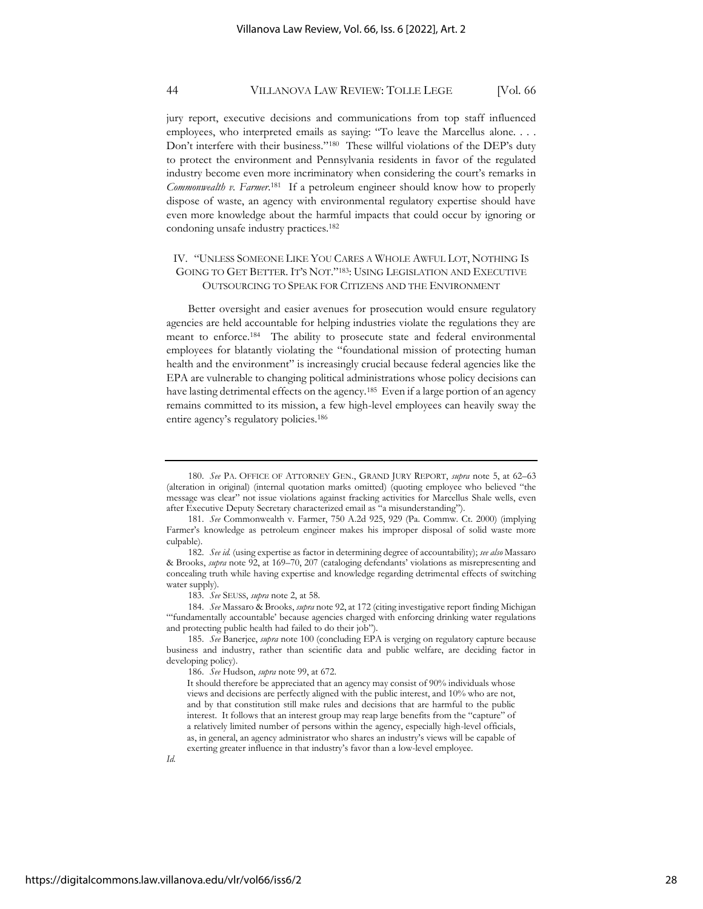jury report, executive decisions and communications from top staff influenced employees, who interpreted emails as saying: "To leave the Marcellus alone. . . . Don't interfere with their business."[180] These willful violations of the DEP's duty to protect the environment and Pennsylvania residents in favor of the regulated industry become even more incriminatory when considering the court's remarks in *Commonwealth v. Farmer*.[181] If a petroleum engineer should know how to properly dispose of waste, an agency with environmental regulatory expertise should have even more knowledge about the harmful impacts that could occur by ignoring or condoning unsafe industry practices.[182]

## IV. "Unless Someone Like You Cares a Whole Awful Lot, Nothing Is Going to Get Better. It's Not."[183]: Using Legislation and Executive Outsourcing to Speak for Citizens and the Environment

Better oversight and easier avenues for prosecution would ensure regulatory agencies are held accountable for helping industries violate the regulations they are meant to enforce.[184] The ability to prosecute state and federal environmental employees for blatantly violating the "foundational mission of protecting human health and the environment" is increasingly crucial because federal agencies like the EPA are vulnerable to changing political administrations whose policy decisions can have lasting detrimental effects on the agency.[185] Even if a large portion of an agency remains committed to its mission, a few high-level employees can heavily sway the entire agency's regulatory policies.[186]

---

180. *See* Pa. Office of Attorney Gen., Grand Jury Report, *supra* note 5, at 62–63 (alteration in original) (internal quotation marks omitted) (quoting employee who believed "the message was clear" not issue violations against fracking activities for Marcellus Shale wells, even after Executive Deputy Secretary characterized email as "a misunderstanding").

181. *See* Commonwealth v. Farmer, 750 A.2d 925, 929 (Pa. Commw. Ct. 2000) (implying Farmer's knowledge as petroleum engineer makes his improper disposal of solid waste more culpable).

182. *See id.* (using expertise as factor in determining degree of accountability); *see also* Massaro & Brooks, *supra* note 92, at 169–70, 207 (cataloging defendants' violations as misrepresenting and concealing truth while having expertise and knowledge regarding detrimental effects of switching water supply).

183. *See* Seuss, *supra* note 2, at 58.

184. *See* Massaro & Brooks, *supra* note 92, at 172 (citing investigative report finding Michigan "'fundamentally accountable' because agencies charged with enforcing drinking water regulations and protecting public health had failed to do their job").

185. *See* Banerjee, *supra* note 100 (concluding EPA is verging on regulatory capture because business and industry, rather than scientific data and public welfare, are deciding factor in developing policy).

186. *See* Hudson, *supra* note 99, at 672.

> It should therefore be appreciated that an agency may consist of 90% individuals whose views and decisions are perfectly aligned with the public interest, and 10% who are not, and by that constitution still make rules and decisions that are harmful to the public interest. It follows that an interest group may reap large benefits from the "capture" of a relatively limited number of persons within the agency, especially high-level officials, as, in general, an agency administrator who shares an industry's views will be capable of exerting greater influence in that industry's favor than a low-level employee.

*Id.*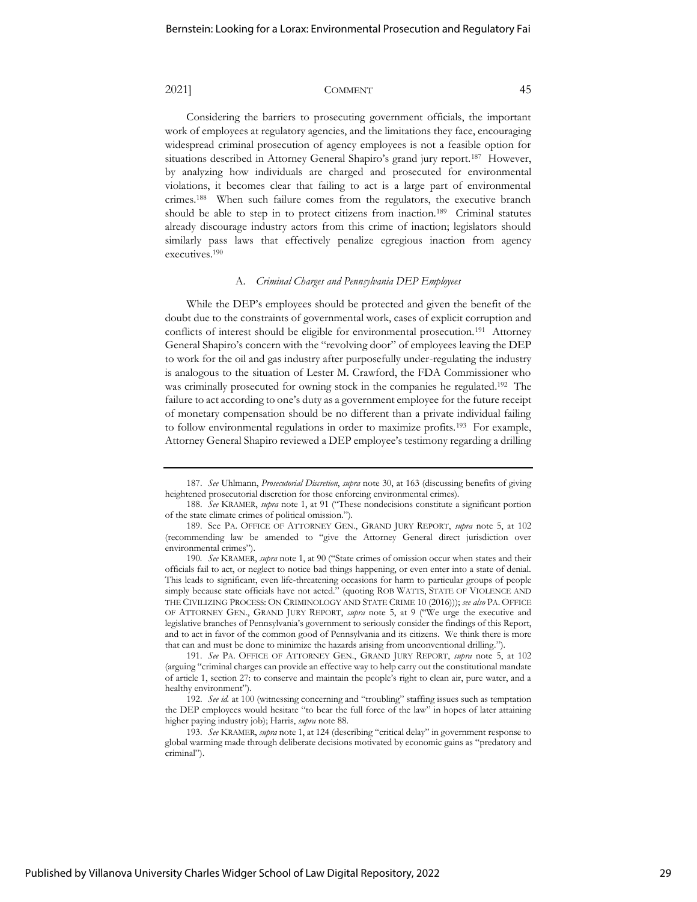Considering the barriers to prosecuting government officials, the important work of employees at regulatory agencies, and the limitations they face, encouraging widespread criminal prosecution of agency employees is not a feasible option for situations described in Attorney General Shapiro's grand jury report.[187] However, by analyzing how individuals are charged and prosecuted for environmental violations, it becomes clear that failing to act is a large part of environmental crimes.[188] When such failure comes from the regulators, the executive branch should be able to step in to protect citizens from inaction.[189] Criminal statutes already discourage industry actors from this crime of inaction; legislators should similarly pass laws that effectively penalize egregious inaction from agency executives.[190]

### A. *Criminal Charges and Pennsylvania DEP Employees*

While the DEP's employees should be protected and given the benefit of the doubt due to the constraints of governmental work, cases of explicit corruption and conflicts of interest should be eligible for environmental prosecution.[191] Attorney General Shapiro's concern with the "revolving door" of employees leaving the DEP to work for the oil and gas industry after purposefully under-regulating the industry is analogous to the situation of Lester M. Crawford, the FDA Commissioner who was criminally prosecuted for owning stock in the companies he regulated.[192] The failure to act according to one's duty as a government employee for the future receipt of monetary compensation should be no different than a private individual failing to follow environmental regulations in order to maximize profits.[193] For example, Attorney General Shapiro reviewed a DEP employee's testimony regarding a drilling

---

187. *See* Uhlmann, *Prosecutorial Discretion*, *supra* note 30, at 163 (discussing benefits of giving heightened prosecutorial discretion for those enforcing environmental crimes).

188. *See* KRAMER, *supra* note 1, at 91 ("These nondecisions constitute a significant portion of the state climate crimes of political omission.").

189. See PA. OFFICE OF ATTORNEY GEN., GRAND JURY REPORT, *supra* note 5, at 102 (recommending law be amended to "give the Attorney General direct jurisdiction over environmental crimes").

190. *See* KRAMER, *supra* note 1, at 90 ("State crimes of omission occur when states and their officials fail to act, or neglect to notice bad things happening, or even enter into a state of denial. This leads to significant, even life-threatening occasions for harm to particular groups of people simply because state officials have not acted." (quoting ROB WATTS, STATE OF VIOLENCE AND THE CIVILIZING PROCESS: ON CRIMINOLOGY AND STATE CRIME 10 (2016))); *see also* PA. OFFICE OF ATTORNEY GEN., GRAND JURY REPORT, *supra* note 5, at 9 ("We urge the executive and legislative branches of Pennsylvania's government to seriously consider the findings of this Report, and to act in favor of the common good of Pennsylvania and its citizens. We think there is more that can and must be done to minimize the hazards arising from unconventional drilling.").

191. *See* PA. OFFICE OF ATTORNEY GEN., GRAND JURY REPORT, *supra* note 5, at 102 (arguing "criminal charges can provide an effective way to help carry out the constitutional mandate of article 1, section 27: to conserve and maintain the people's right to clean air, pure water, and a healthy environment").

192. *See id.* at 100 (witnessing concerning and "troubling" staffing issues such as temptation the DEP employees would hesitate "to bear the full force of the law" in hopes of later attaining higher paying industry job); Harris, *supra* note 88.

193. *See* KRAMER, *supra* note 1, at 124 (describing "critical delay" in government response to global warming made through deliberate decisions motivated by economic gains as "predatory and criminal").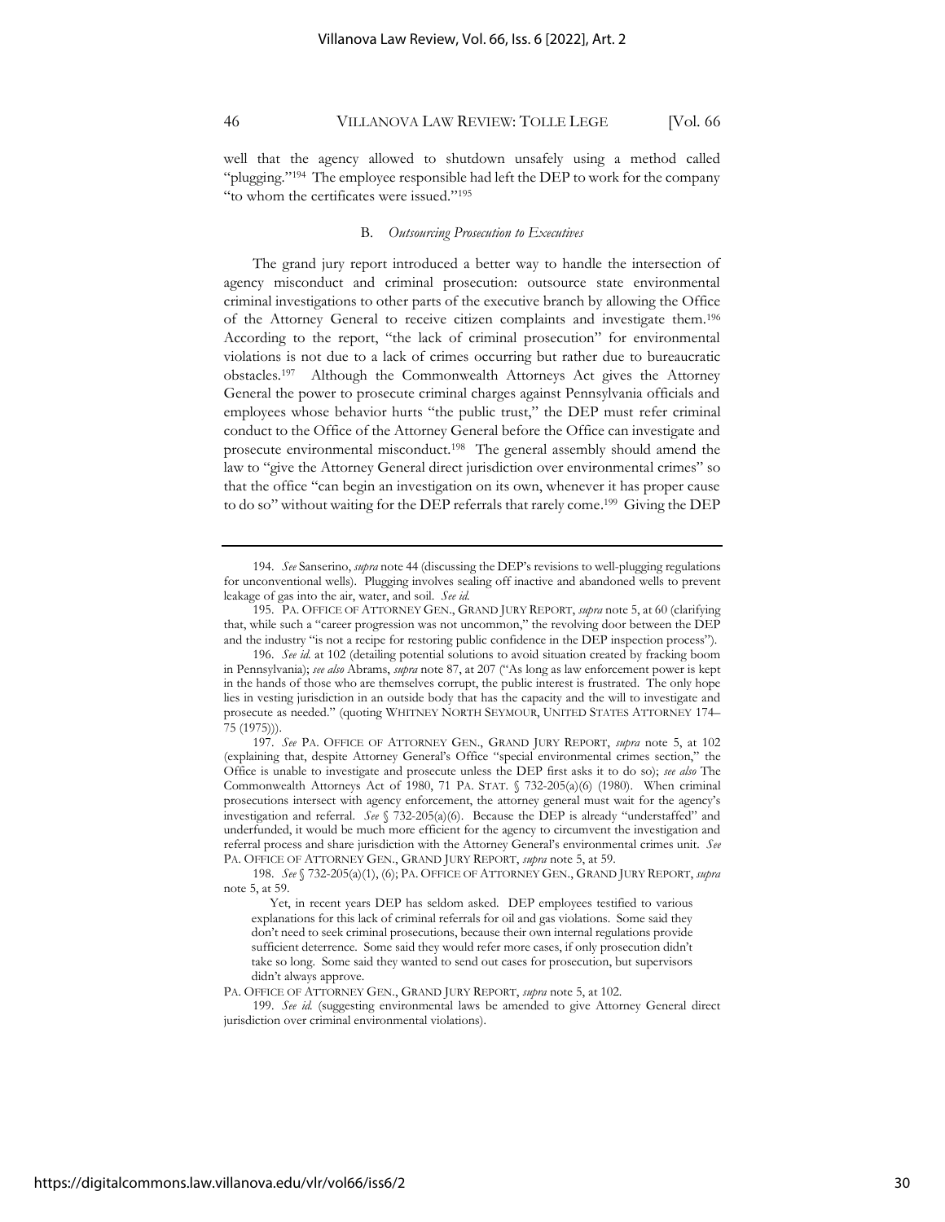well that the agency allowed to shutdown unsafely using a method called "plugging."[194] The employee responsible had left the DEP to work for the company "to whom the certificates were issued."[195]

### B. *Outsourcing Prosecution to Executives*

The grand jury report introduced a better way to handle the intersection of agency misconduct and criminal prosecution: outsource state environmental criminal investigations to other parts of the executive branch by allowing the Office of the Attorney General to receive citizen complaints and investigate them.[196] According to the report, "the lack of criminal prosecution" for environmental violations is not due to a lack of crimes occurring but rather due to bureaucratic obstacles.[197] Although the Commonwealth Attorneys Act gives the Attorney General the power to prosecute criminal charges against Pennsylvania officials and employees whose behavior hurts "the public trust," the DEP must refer criminal conduct to the Office of the Attorney General before the Office can investigate and prosecute environmental misconduct.[198] The general assembly should amend the law to "give the Attorney General direct jurisdiction over environmental crimes" so that the office "can begin an investigation on its own, whenever it has proper cause to do so" without waiting for the DEP referrals that rarely come.[199] Giving the DEP

---

194. *See* Sanserino, *supra* note 44 (discussing the DEP's revisions to well-plugging regulations for unconventional wells). Plugging involves sealing off inactive and abandoned wells to prevent leakage of gas into the air, water, and soil. *See id.*

195. PA. OFFICE OF ATTORNEY GEN., GRAND JURY REPORT, *supra* note 5, at 60 (clarifying that, while such a "career progression was not uncommon," the revolving door between the DEP and the industry "is not a recipe for restoring public confidence in the DEP inspection process").

196. *See id.* at 102 (detailing potential solutions to avoid situation created by fracking boom in Pennsylvania); *see also* Abrams, *supra* note 87, at 207 ("As long as law enforcement power is kept in the hands of those who are themselves corrupt, the public interest is frustrated. The only hope lies in vesting jurisdiction in an outside body that has the capacity and the will to investigate and prosecute as needed." (quoting WHITNEY NORTH SEYMOUR, UNITED STATES ATTORNEY 174–75 (1975))).

197. *See* PA. OFFICE OF ATTORNEY GEN., GRAND JURY REPORT, *supra* note 5, at 102 (explaining that, despite Attorney General's Office "special environmental crimes section," the Office is unable to investigate and prosecute unless the DEP first asks it to do so); *see also* The Commonwealth Attorneys Act of 1980, 71 PA. STAT. § 732-205(a)(6) (1980). When criminal prosecutions intersect with agency enforcement, the attorney general must wait for the agency's investigation and referral. *See* § 732-205(a)(6). Because the DEP is already "understaffed" and underfunded, it would be much more efficient for the agency to circumvent the investigation and referral process and share jurisdiction with the Attorney General's environmental crimes unit. *See* PA. OFFICE OF ATTORNEY GEN., GRAND JURY REPORT, *supra* note 5, at 59.

198. *See* § 732-205(a)(1), (6); PA. OFFICE OF ATTORNEY GEN., GRAND JURY REPORT, *supra* note 5, at 59.

> Yet, in recent years DEP has seldom asked. DEP employees testified to various explanations for this lack of criminal referrals for oil and gas violations. Some said they don't need to seek criminal prosecutions, because their own internal regulations provide sufficient deterrence. Some said they would refer more cases, if only prosecution didn't take so long. Some said they wanted to send out cases for prosecution, but supervisors didn't always approve.

PA. OFFICE OF ATTORNEY GEN., GRAND JURY REPORT, *supra* note 5, at 102.

199. *See id.* (suggesting environmental laws be amended to give Attorney General direct jurisdiction over criminal environmental violations).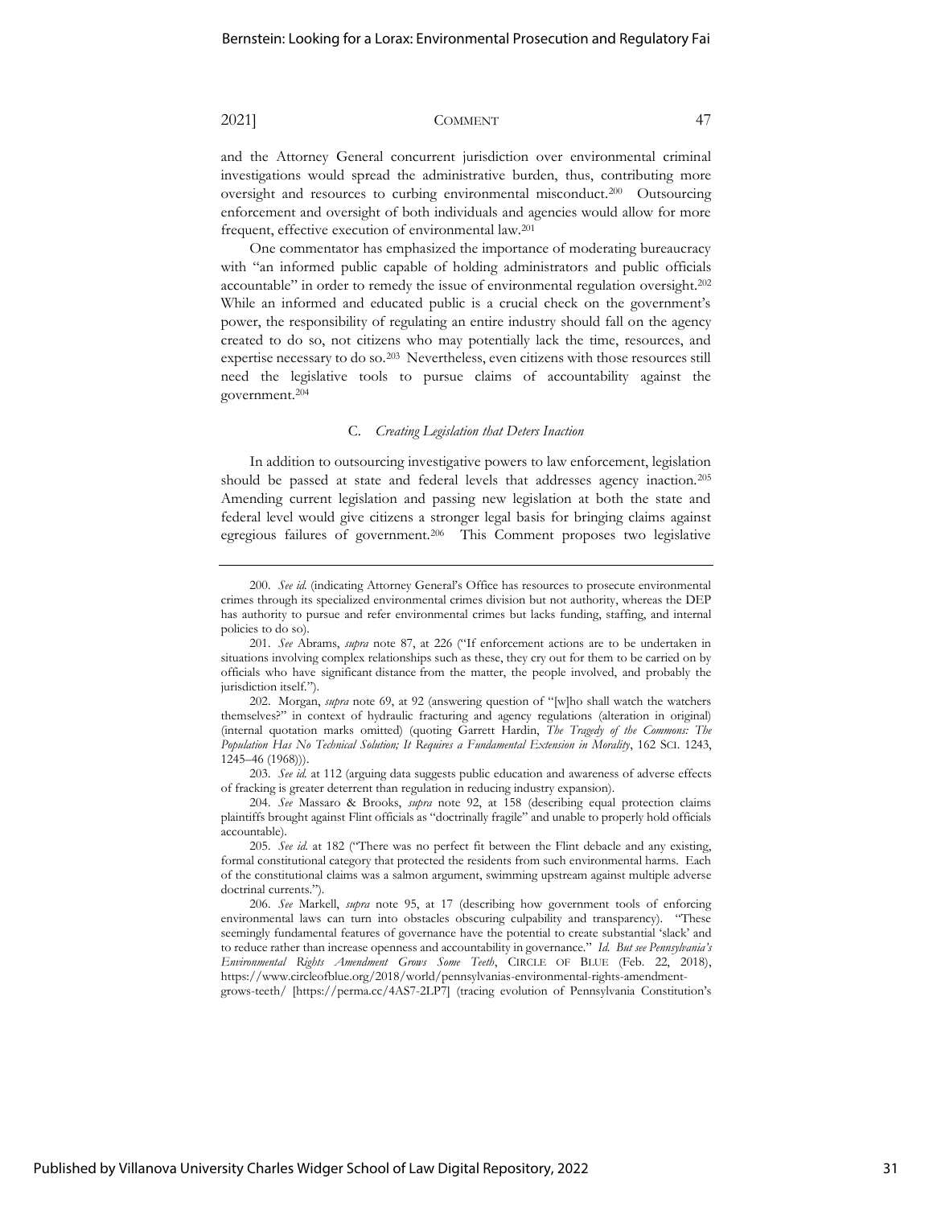and the Attorney General concurrent jurisdiction over environmental criminal investigations would spread the administrative burden, thus, contributing more oversight and resources to curbing environmental misconduct.[200] Outsourcing enforcement and oversight of both individuals and agencies would allow for more frequent, effective execution of environmental law.[201]

One commentator has emphasized the importance of moderating bureaucracy with "an informed public capable of holding administrators and public officials accountable" in order to remedy the issue of environmental regulation oversight.[202] While an informed and educated public is a crucial check on the government's power, the responsibility of regulating an entire industry should fall on the agency created to do so, not citizens who may potentially lack the time, resources, and expertise necessary to do so.[203] Nevertheless, even citizens with those resources still need the legislative tools to pursue claims of accountability against the government.[204]

### C. *Creating Legislation that Deters Inaction*

In addition to outsourcing investigative powers to law enforcement, legislation should be passed at state and federal levels that addresses agency inaction.[205] Amending current legislation and passing new legislation at both the state and federal level would give citizens a stronger legal basis for bringing claims against egregious failures of government.[206] This Comment proposes two legislative

---

200. *See id.* (indicating Attorney General's Office has resources to prosecute environmental crimes through its specialized environmental crimes division but not authority, whereas the DEP has authority to pursue and refer environmental crimes but lacks funding, staffing, and internal policies to do so).

201. *See* Abrams, *supra* note 87, at 226 ("If enforcement actions are to be undertaken in situations involving complex relationships such as these, they cry out for them to be carried on by officials who have significant distance from the matter, the people involved, and probably the jurisdiction itself.").

202. Morgan, *supra* note 69, at 92 (answering question of "[w]ho shall watch the watchers themselves?" in context of hydraulic fracturing and agency regulations (alteration in original) (internal quotation marks omitted) (quoting Garrett Hardin, *The Tragedy of the Commons: The Population Has No Technical Solution; It Requires a Fundamental Extension in Morality*, 162 SCI. 1243, 1245–46 (1968))).

203. *See id.* at 112 (arguing data suggests public education and awareness of adverse effects of fracking is greater deterrent than regulation in reducing industry expansion).

204. *See* Massaro & Brooks, *supra* note 92, at 158 (describing equal protection claims plaintiffs brought against Flint officials as "doctrinally fragile" and unable to properly hold officials accountable).

205. *See id.* at 182 ("There was no perfect fit between the Flint debacle and any existing, formal constitutional category that protected the residents from such environmental harms. Each of the constitutional claims was a salmon argument, swimming upstream against multiple adverse doctrinal currents.").

206. *See* Markell, *supra* note 95, at 17 (describing how government tools of enforcing environmental laws can turn into obstacles obscuring culpability and transparency). "These seemingly fundamental features of governance have the potential to create substantial 'slack' and to reduce rather than increase openness and accountability in governance." *Id. But see Pennsylvania's Environmental Rights Amendment Grows Some Teeth*, CIRCLE OF BLUE (Feb. 22, 2018), https://www.circleofblue.org/2018/world/pennsylvanias-environmental-rights-amendment-grows-teeth/ [https://perma.cc/4AS7-2LP7] (tracing evolution of Pennsylvania Constitution's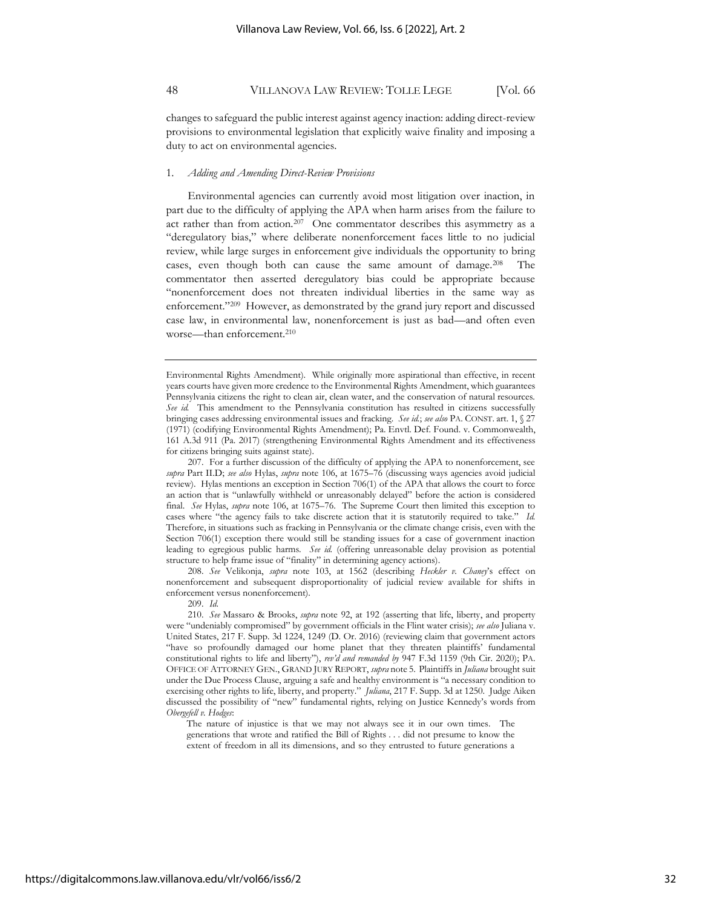changes to safeguard the public interest against agency inaction: adding direct-review provisions to environmental legislation that explicitly waive finality and imposing a duty to act on environmental agencies.

### 1. *Adding and Amending Direct-Review Provisions*

Environmental agencies can currently avoid most litigation over inaction, in part due to the difficulty of applying the APA when harm arises from the failure to act rather than from action.[207] One commentator describes this asymmetry as a "deregulatory bias," where deliberate nonenforcement faces little to no judicial review, while large surges in enforcement give individuals the opportunity to bring cases, even though both can cause the same amount of damage.[208] The commentator then asserted deregulatory bias could be appropriate because "nonenforcement does not threaten individual liberties in the same way as enforcement."[209] However, as demonstrated by the grand jury report and discussed case law, in environmental law, nonenforcement is just as bad—and often even worse—than enforcement.[210]

---

Environmental Rights Amendment). While originally more aspirational than effective, in recent years courts have given more credence to the Environmental Rights Amendment, which guarantees Pennsylvania citizens the right to clean air, clean water, and the conservation of natural resources. *See id.* This amendment to the Pennsylvania constitution has resulted in citizens successfully bringing cases addressing environmental issues and fracking. *See id.*; *see also* PA. CONST. art. 1, § 27 (1971) (codifying Environmental Rights Amendment); Pa. Envtl. Def. Found. v. Commonwealth, 161 A.3d 911 (Pa. 2017) (strengthening Environmental Rights Amendment and its effectiveness for citizens bringing suits against state).

207. For a further discussion of the difficulty of applying the APA to nonenforcement, see *supra* Part II.D; *see also* Hylas, *supra* note 106, at 1675–76 (discussing ways agencies avoid judicial review). Hylas mentions an exception in Section 706(1) of the APA that allows the court to force an action that is "unlawfully withheld or unreasonably delayed" before the action is considered final. *See* Hylas, *supra* note 106, at 1675–76. The Supreme Court then limited this exception to cases where "the agency fails to take discrete action that it is statutorily required to take." *Id.* Therefore, in situations such as fracking in Pennsylvania or the climate change crisis, even with the Section 706(1) exception there would still be standing issues for a case of government inaction leading to egregious public harms. *See id.* (offering unreasonable delay provision as potential structure to help frame issue of "finality" in determining agency actions).

208. *See* Velikonja, *supra* note 103, at 1562 (describing *Heckler v. Chaney*'s effect on nonenforcement and subsequent disproportionality of judicial review available for shifts in enforcement versus nonenforcement).

209. *Id.*

210. *See* Massaro & Brooks, *supra* note 92, at 192 (asserting that life, liberty, and property were "undeniably compromised" by government officials in the Flint water crisis); *see also* Juliana v. United States, 217 F. Supp. 3d 1224, 1249 (D. Or. 2016) (reviewing claim that government actors "have so profoundly damaged our home planet that they threaten plaintiffs' fundamental constitutional rights to life and liberty"), *rev'd and remanded by* 947 F.3d 1159 (9th Cir. 2020); PA. OFFICE OF ATTORNEY GEN., GRAND JURY REPORT, *supra* note 5. Plaintiffs in *Juliana* brought suit under the Due Process Clause, arguing a safe and healthy environment is "a necessary condition to exercising other rights to life, liberty, and property." *Juliana*, 217 F. Supp. 3d at 1250. Judge Aiken discussed the possibility of "new" fundamental rights, relying on Justice Kennedy's words from *Obergefell v. Hodges*:

> The nature of injustice is that we may not always see it in our own times. The generations that wrote and ratified the Bill of Rights . . . did not presume to know the extent of freedom in all its dimensions, and so they entrusted to future generations a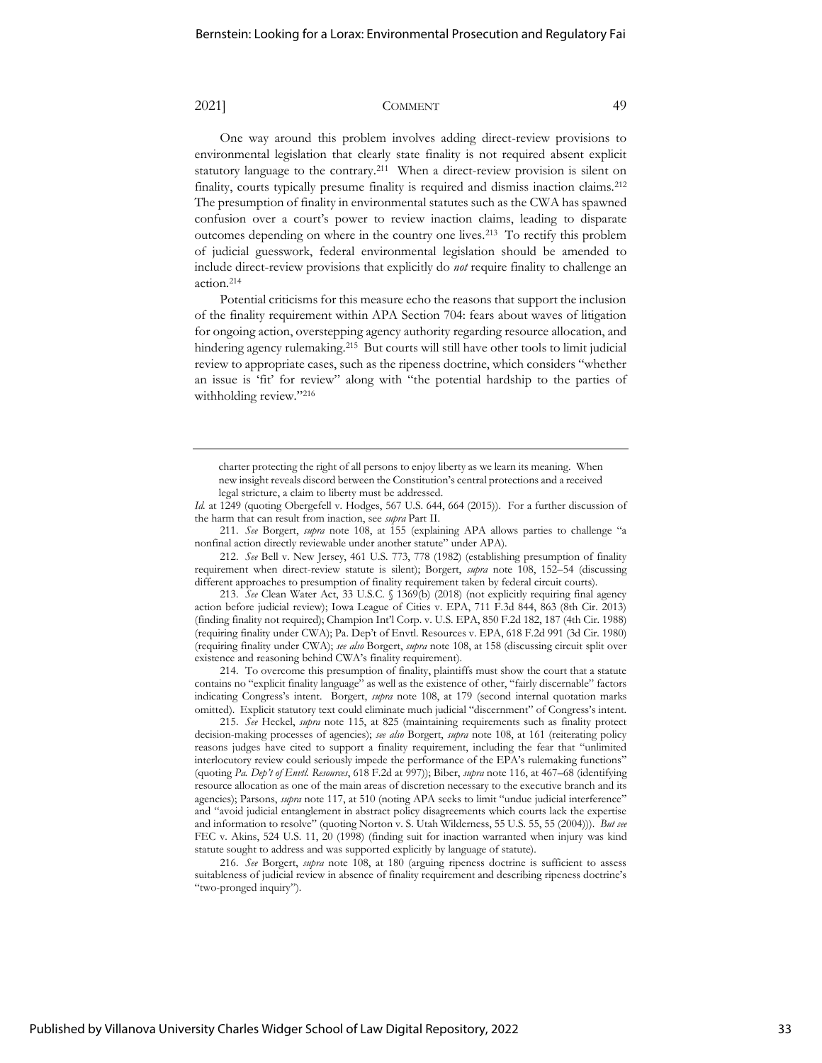One way around this problem involves adding direct-review provisions to environmental legislation that clearly state finality is not required absent explicit statutory language to the contrary.[211] When a direct-review provision is silent on finality, courts typically presume finality is required and dismiss inaction claims.[212] The presumption of finality in environmental statutes such as the CWA has spawned confusion over a court's power to review inaction claims, leading to disparate outcomes depending on where in the country one lives.[213] To rectify this problem of judicial guesswork, federal environmental legislation should be amended to include direct-review provisions that explicitly do *not* require finality to challenge an action.[214]

Potential criticisms for this measure echo the reasons that support the inclusion of the finality requirement within APA Section 704: fears about waves of litigation for ongoing action, overstepping agency authority regarding resource allocation, and hindering agency rulemaking.[215] But courts will still have other tools to limit judicial review to appropriate cases, such as the ripeness doctrine, which considers "whether an issue is 'fit' for review" along with "the potential hardship to the parties of withholding review."[216]

---

> charter protecting the right of all persons to enjoy liberty as we learn its meaning. When new insight reveals discord between the Constitution's central protections and a received legal stricture, a claim to liberty must be addressed.

*Id.* at 1249 (quoting Obergefell v. Hodges, 567 U.S. 644, 664 (2015)). For a further discussion of the harm that can result from inaction, see *supra* Part II.

211. *See* Borgert, *supra* note 108, at 155 (explaining APA allows parties to challenge "a nonfinal action directly reviewable under another statute" under APA).

212. *See* Bell v. New Jersey, 461 U.S. 773, 778 (1982) (establishing presumption of finality requirement when direct-review statute is silent); Borgert, *supra* note 108, 152–54 (discussing different approaches to presumption of finality requirement taken by federal circuit courts).

213. *See* Clean Water Act, 33 U.S.C. § 1369(b) (2018) (not explicitly requiring final agency action before judicial review); Iowa League of Cities v. EPA, 711 F.3d 844, 863 (8th Cir. 2013) (finding finality not required); Champion Int'l Corp. v. U.S. EPA, 850 F.2d 182, 187 (4th Cir. 1988) (requiring finality under CWA); Pa. Dep't of Envtl. Resources v. EPA, 618 F.2d 991 (3d Cir. 1980) (requiring finality under CWA); *see also* Borgert, *supra* note 108, at 158 (discussing circuit split over existence and reasoning behind CWA's finality requirement).

214. To overcome this presumption of finality, plaintiffs must show the court that a statute contains no "explicit finality language" as well as the existence of other, "fairly discernable" factors indicating Congress's intent. Borgert, *supra* note 108, at 179 (second internal quotation marks omitted). Explicit statutory text could eliminate much judicial "discernment" of Congress's intent.

215. *See* Heckel, *supra* note 115, at 825 (maintaining requirements such as finality protect decision-making processes of agencies); *see also* Borgert, *supra* note 108, at 161 (reiterating policy reasons judges have cited to support a finality requirement, including the fear that "unlimited interlocutory review could seriously impede the performance of the EPA's rulemaking functions" (quoting *Pa. Dep't of Envtl. Resources*, 618 F.2d at 997)); Biber, *supra* note 116, at 467–68 (identifying resource allocation as one of the main areas of discretion necessary to the executive branch and its agencies); Parsons, *supra* note 117, at 510 (noting APA seeks to limit "undue judicial interference" and "avoid judicial entanglement in abstract policy disagreements which courts lack the expertise and information to resolve" (quoting Norton v. S. Utah Wilderness, 55 U.S. 55, 55 (2004))). *But see* FEC v. Akins, 524 U.S. 11, 20 (1998) (finding suit for inaction warranted when injury was kind statute sought to address and was supported explicitly by language of statute).

216. *See* Borgert, *supra* note 108, at 180 (arguing ripeness doctrine is sufficient to assess suitableness of judicial review in absence of finality requirement and describing ripeness doctrine's "two-pronged inquiry").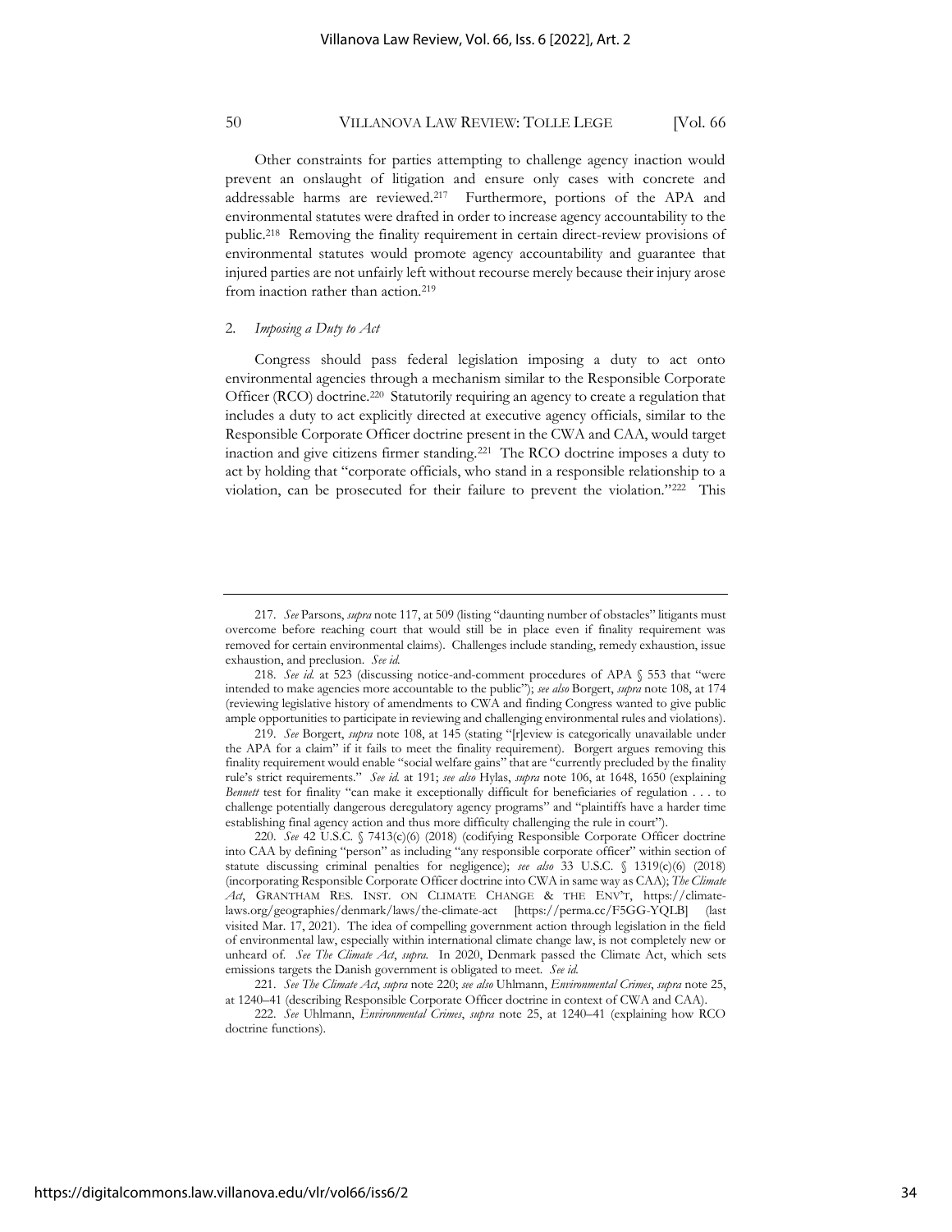Other constraints for parties attempting to challenge agency inaction would prevent an onslaught of litigation and ensure only cases with concrete and addressable harms are reviewed.[217] Furthermore, portions of the APA and environmental statutes were drafted in order to increase agency accountability to the public.[218] Removing the finality requirement in certain direct-review provisions of environmental statutes would promote agency accountability and guarantee that injured parties are not unfairly left without recourse merely because their injury arose from inaction rather than action.[219]

### 2. *Imposing a Duty to Act*

Congress should pass federal legislation imposing a duty to act onto environmental agencies through a mechanism similar to the Responsible Corporate Officer (RCO) doctrine.[220] Statutorily requiring an agency to create a regulation that includes a duty to act explicitly directed at executive agency officials, similar to the Responsible Corporate Officer doctrine present in the CWA and CAA, would target inaction and give citizens firmer standing.[221] The RCO doctrine imposes a duty to act by holding that "corporate officials, who stand in a responsible relationship to a violation, can be prosecuted for their failure to prevent the violation."[222] This

---

217. *See* Parsons, *supra* note 117, at 509 (listing "daunting number of obstacles" litigants must overcome before reaching court that would still be in place even if finality requirement was removed for certain environmental claims). Challenges include standing, remedy exhaustion, issue exhaustion, and preclusion. *See id.*

218. *See id.* at 523 (discussing notice-and-comment procedures of APA § 553 that "were intended to make agencies more accountable to the public"); *see also* Borgert, *supra* note 108, at 174 (reviewing legislative history of amendments to CWA and finding Congress wanted to give public ample opportunities to participate in reviewing and challenging environmental rules and violations).

219. *See* Borgert, *supra* note 108, at 145 (stating "[r]eview is categorically unavailable under the APA for a claim" if it fails to meet the finality requirement). Borgert argues removing this finality requirement would enable "social welfare gains" that are "currently precluded by the finality rule's strict requirements." *See id.* at 191; *see also* Hylas, *supra* note 106, at 1648, 1650 (explaining *Bennett* test for finality "can make it exceptionally difficult for beneficiaries of regulation . . . to challenge potentially dangerous deregulatory agency programs" and "plaintiffs have a harder time establishing final agency action and thus more difficulty challenging the rule in court").

220. *See* 42 U.S.C. § 7413(c)(6) (2018) (codifying Responsible Corporate Officer doctrine into CAA by defining "person" as including "any responsible corporate officer" within section of statute discussing criminal penalties for negligence); *see also* 33 U.S.C. § 1319(c)(6) (2018) (incorporating Responsible Corporate Officer doctrine into CWA in same way as CAA); *The Climate Act*, GRANTHAM RES. INST. ON CLIMATE CHANGE & THE ENV'T, https://climate-laws.org/geographies/denmark/laws/the-climate-act [https://perma.cc/F5GG-YQLB] (last visited Mar. 17, 2021). The idea of compelling government action through legislation in the field of environmental law, especially within international climate change law, is not completely new or unheard of. *See The Climate Act*, *supra*. In 2020, Denmark passed the Climate Act, which sets emissions targets the Danish government is obligated to meet. *See id.*

221. *See The Climate Act*, *supra* note 220; *see also* Uhlmann, *Environmental Crimes*, *supra* note 25, at 1240–41 (describing Responsible Corporate Officer doctrine in context of CWA and CAA).

222. *See* Uhlmann, *Environmental Crimes*, *supra* note 25, at 1240–41 (explaining how RCO doctrine functions).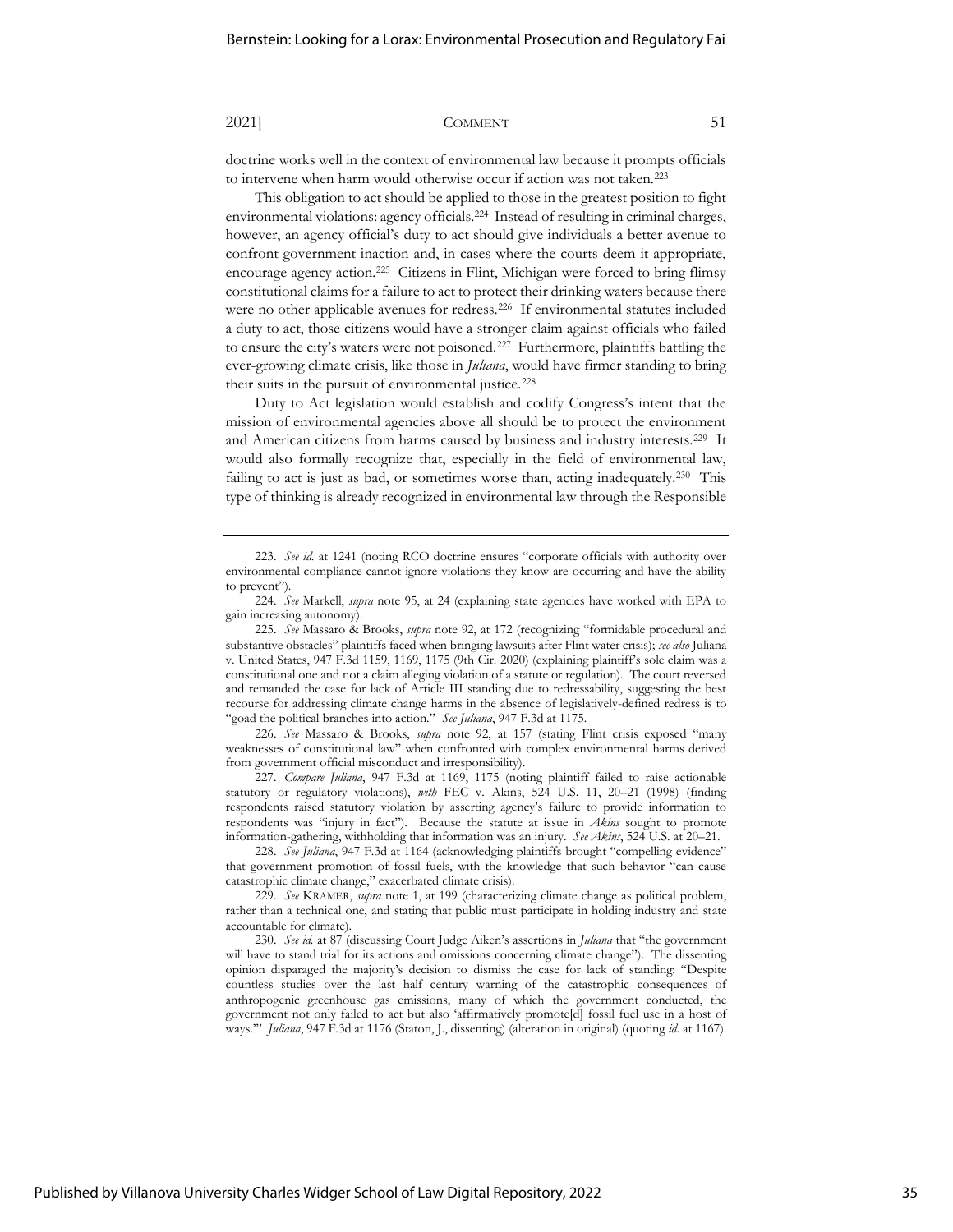doctrine works well in the context of environmental law because it prompts officials to intervene when harm would otherwise occur if action was not taken.[223]

This obligation to act should be applied to those in the greatest position to fight environmental violations: agency officials.[224] Instead of resulting in criminal charges, however, an agency official's duty to act should give individuals a better avenue to confront government inaction and, in cases where the courts deem it appropriate, encourage agency action.[225] Citizens in Flint, Michigan were forced to bring flimsy constitutional claims for a failure to act to protect their drinking waters because there were no other applicable avenues for redress.[226] If environmental statutes included a duty to act, those citizens would have a stronger claim against officials who failed to ensure the city's waters were not poisoned.[227] Furthermore, plaintiffs battling the ever-growing climate crisis, like those in *Juliana*, would have firmer standing to bring their suits in the pursuit of environmental justice.[228]

Duty to Act legislation would establish and codify Congress's intent that the mission of environmental agencies above all should be to protect the environment and American citizens from harms caused by business and industry interests.[229] It would also formally recognize that, especially in the field of environmental law, failing to act is just as bad, or sometimes worse than, acting inadequately.[230] This type of thinking is already recognized in environmental law through the Responsible

---

223. *See id.* at 1241 (noting RCO doctrine ensures "corporate officials with authority over environmental compliance cannot ignore violations they know are occurring and have the ability to prevent").

224. *See* Markell, *supra* note 95, at 24 (explaining state agencies have worked with EPA to gain increasing autonomy).

225. *See* Massaro & Brooks, *supra* note 92, at 172 (recognizing "formidable procedural and substantive obstacles" plaintiffs faced when bringing lawsuits after Flint water crisis); *see also* Juliana v. United States, 947 F.3d 1159, 1169, 1175 (9th Cir. 2020) (explaining plaintiff's sole claim was a constitutional one and not a claim alleging violation of a statute or regulation). The court reversed and remanded the case for lack of Article III standing due to redressability, suggesting the best recourse for addressing climate change harms in the absence of legislatively-defined redress is to "goad the political branches into action." *See Juliana*, 947 F.3d at 1175.

226. *See* Massaro & Brooks, *supra* note 92, at 157 (stating Flint crisis exposed "many weaknesses of constitutional law" when confronted with complex environmental harms derived from government official misconduct and irresponsibility).

227. *Compare Juliana*, 947 F.3d at 1169, 1175 (noting plaintiff failed to raise actionable statutory or regulatory violations), *with* FEC v. Akins, 524 U.S. 11, 20–21 (1998) (finding respondents raised statutory violation by asserting agency's failure to provide information to respondents was "injury in fact"). Because the statute at issue in *Akins* sought to promote information-gathering, withholding that information was an injury. *See Akins*, 524 U.S. at 20–21.

228. *See Juliana*, 947 F.3d at 1164 (acknowledging plaintiffs brought "compelling evidence" that government promotion of fossil fuels, with the knowledge that such behavior "can cause catastrophic climate change," exacerbated climate crisis).

229. *See* KRAMER, *supra* note 1, at 199 (characterizing climate change as political problem, rather than a technical one, and stating that public must participate in holding industry and state accountable for climate).

230. *See id.* at 87 (discussing Court Judge Aiken's assertions in *Juliana* that "the government will have to stand trial for its actions and omissions concerning climate change"). The dissenting opinion disparaged the majority's decision to dismiss the case for lack of standing: "Despite countless studies over the last half century warning of the catastrophic consequences of anthropogenic greenhouse gas emissions, many of which the government conducted, the government not only failed to act but also 'affirmatively promote[d] fossil fuel use in a host of ways.'" *Juliana*, 947 F.3d at 1176 (Staton, J., dissenting) (alteration in original) (quoting *id.* at 1167).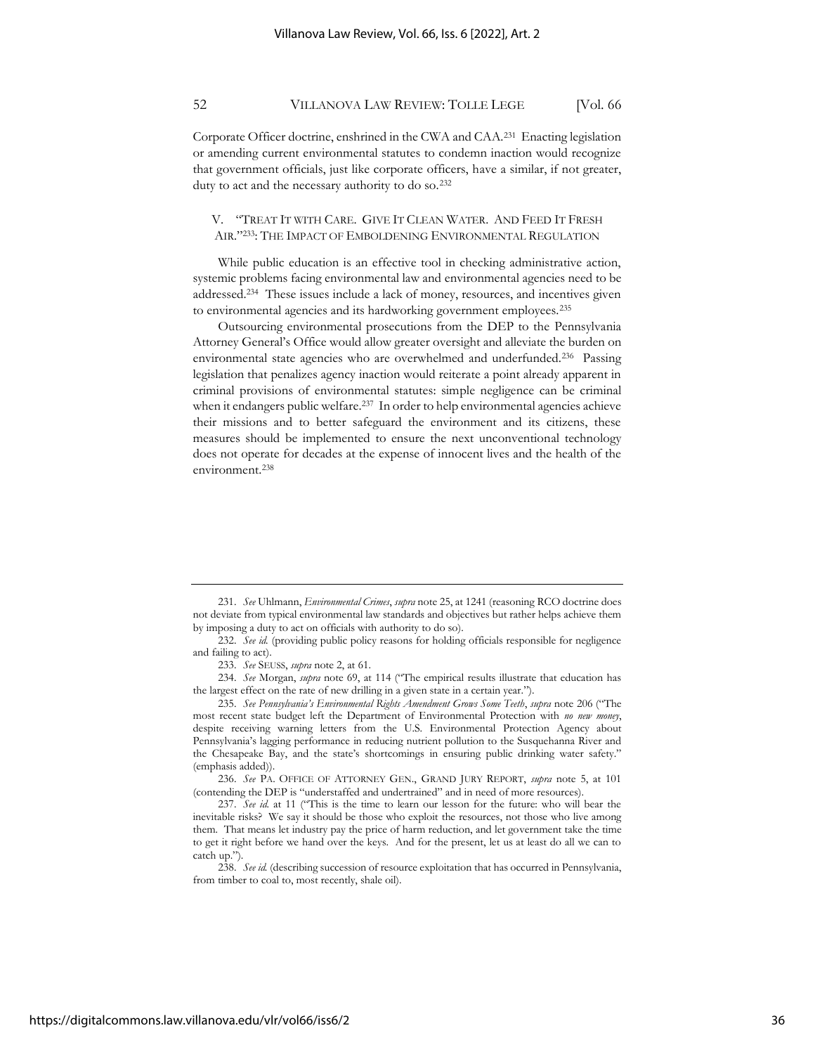Corporate Officer doctrine, enshrined in the CWA and CAA.[231] Enacting legislation or amending current environmental statutes to condemn inaction would recognize that government officials, just like corporate officers, have a similar, if not greater, duty to act and the necessary authority to do so.[232]

## V. "TREAT IT WITH CARE. GIVE IT CLEAN WATER. AND FEED IT FRESH AIR."[233]: THE IMPACT OF EMBOLDENING ENVIRONMENTAL REGULATION

While public education is an effective tool in checking administrative action, systemic problems facing environmental law and environmental agencies need to be addressed.[234] These issues include a lack of money, resources, and incentives given to environmental agencies and its hardworking government employees.[235]

Outsourcing environmental prosecutions from the DEP to the Pennsylvania Attorney General's Office would allow greater oversight and alleviate the burden on environmental state agencies who are overwhelmed and underfunded.[236] Passing legislation that penalizes agency inaction would reiterate a point already apparent in criminal provisions of environmental statutes: simple negligence can be criminal when it endangers public welfare.[237] In order to help environmental agencies achieve their missions and to better safeguard the environment and its citizens, these measures should be implemented to ensure the next unconventional technology does not operate for decades at the expense of innocent lives and the health of the environment.[238]

---

231. *See* Uhlmann, *Environmental Crimes*, *supra* note 25, at 1241 (reasoning RCO doctrine does not deviate from typical environmental law standards and objectives but rather helps achieve them by imposing a duty to act on officials with authority to do so).

232. *See id.* (providing public policy reasons for holding officials responsible for negligence and failing to act).

233. *See* SEUSS, *supra* note 2, at 61.

234. *See* Morgan, *supra* note 69, at 114 ("The empirical results illustrate that education has the largest effect on the rate of new drilling in a given state in a certain year.").

235. *See Pennsylvania's Environmental Rights Amendment Grows Some Teeth*, *supra* note 206 ("The most recent state budget left the Department of Environmental Protection with *no new money*, despite receiving warning letters from the U.S. Environmental Protection Agency about Pennsylvania's lagging performance in reducing nutrient pollution to the Susquehanna River and the Chesapeake Bay, and the state's shortcomings in ensuring public drinking water safety." (emphasis added)).

236. *See* PA. OFFICE OF ATTORNEY GEN., GRAND JURY REPORT, *supra* note 5, at 101 (contending the DEP is "understaffed and undertrained" and in need of more resources).

237. *See id.* at 11 ("This is the time to learn our lesson for the future: who will bear the inevitable risks? We say it should be those who exploit the resources, not those who live among them. That means let industry pay the price of harm reduction, and let government take the time to get it right before we hand over the keys. And for the present, let us at least do all we can to catch up.").

238. *See id.* (describing succession of resource exploitation that has occurred in Pennsylvania, from timber to coal to, most recently, shale oil).